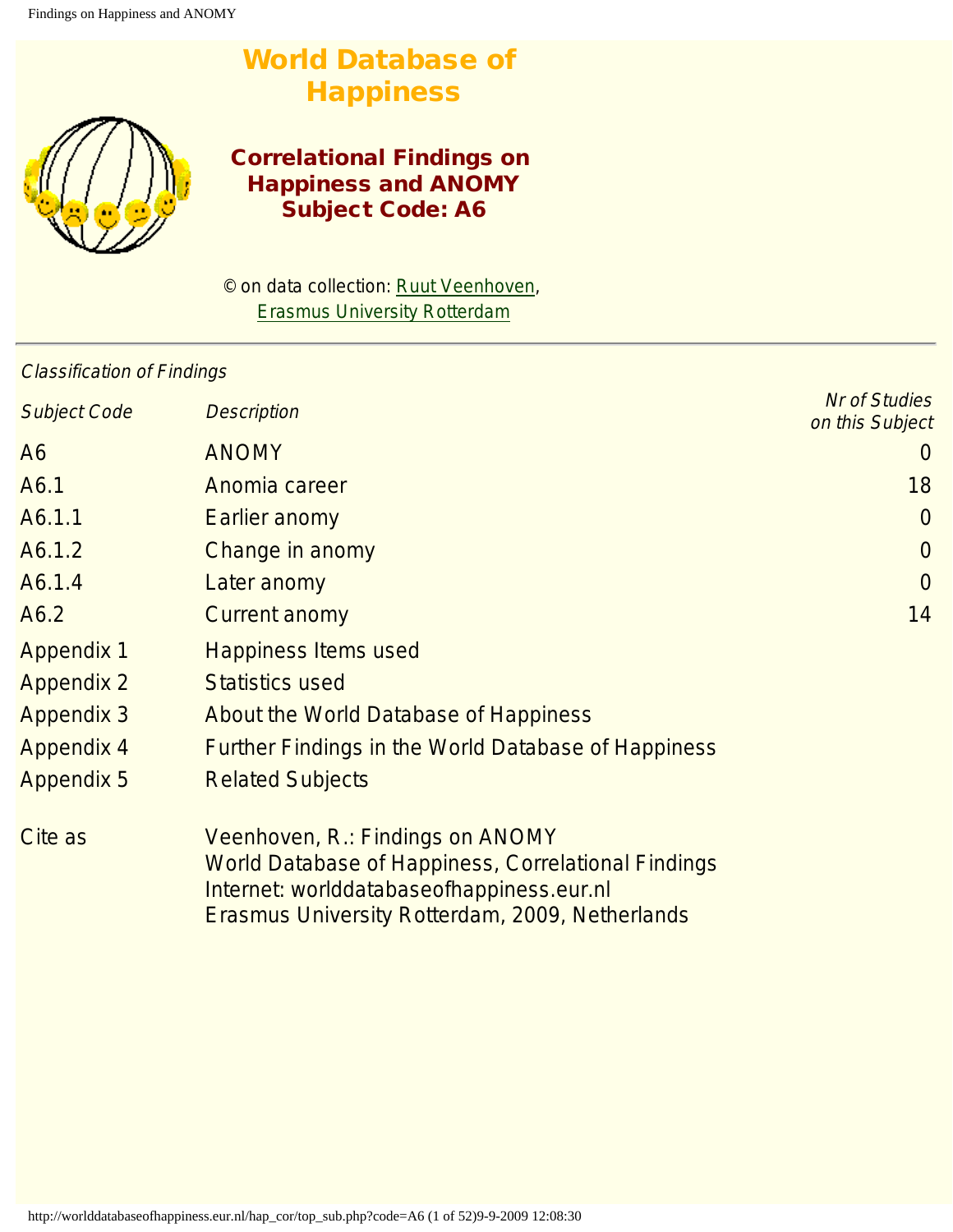# World Database of Happiness

## Correlational Findings on Happiness and ANOMY
## Subject Code: A6

© on data collection: Ruut Veenhoven, Erasmus University Rotterdam

---

*Classification of Findings*

| *Subject Code* | *Description* | *Nr of Studies on this Subject* |
|---|---|---|
| A6 | ANOMY | 0 |
| A6.1 | Anomia career | 18 |
| A6.1.1 | Earlier anomy | 0 |
| A6.1.2 | Change in anomy | 0 |
| A6.1.4 | Later anomy | 0 |
| A6.2 | Current anomy | 14 |
| Appendix 1 | Happiness Items used | |
| Appendix 2 | Statistics used | |
| Appendix 3 | About the World Database of Happiness | |
| Appendix 4 | Further Findings in the World Database of Happiness | |
| Appendix 5 | Related Subjects | |

Cite as: Veenhoven, R.: Findings on ANOMY
World Database of Happiness, Correlational Findings
Internet: worlddatabaseofhappiness.eur.nl
Erasmus University Rotterdam, 2009, Netherlands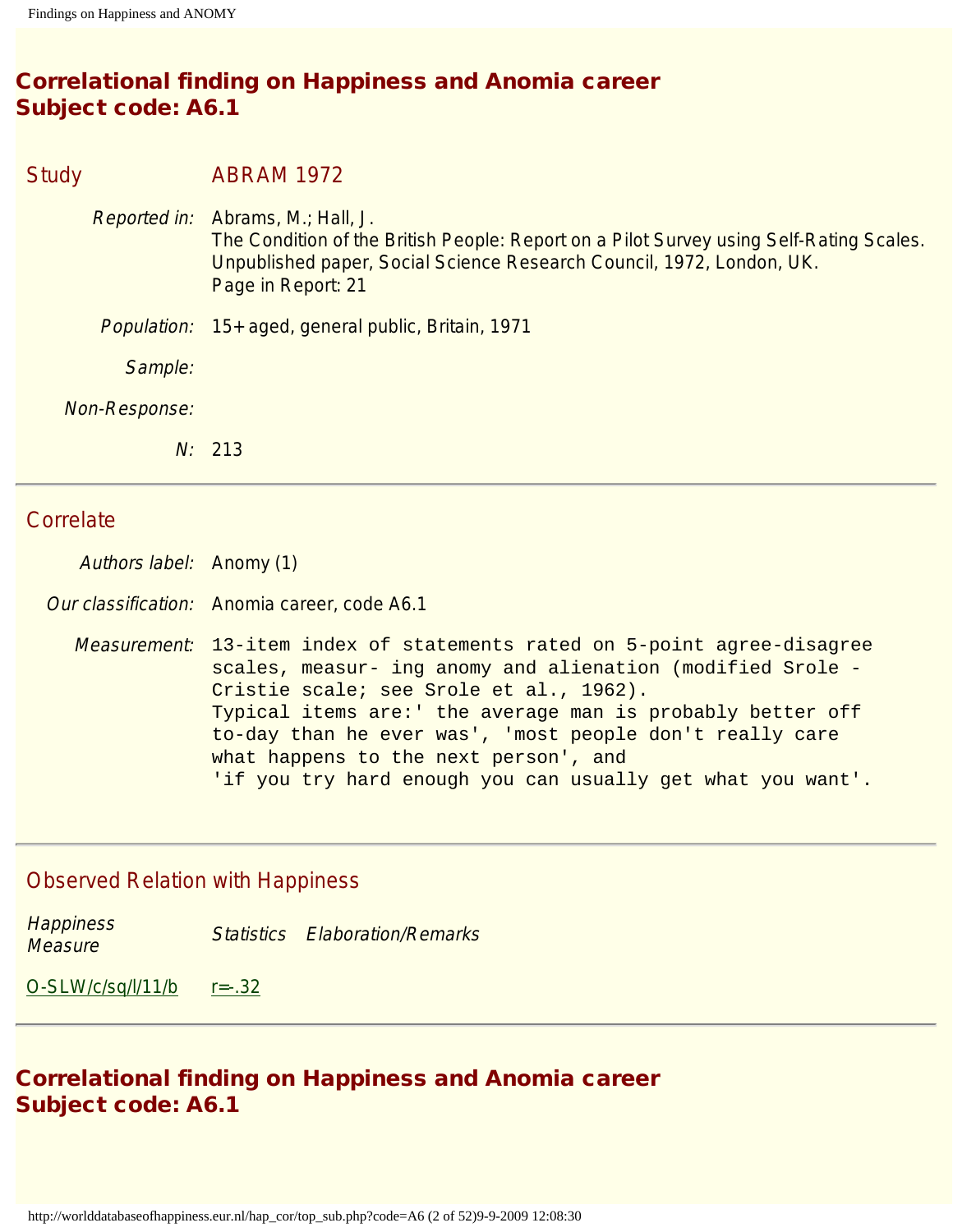## Correlational finding on Happiness and Anomia career
## Subject code: A6.1

### Study ABRAM 1972

| | |
|---|---|
| *Reported in:* | Abrams, M.; Hall, J.<br>The Condition of the British People: Report on a Pilot Survey using Self-Rating Scales.<br>Unpublished paper, Social Science Research Council, 1972, London, UK.<br>Page in Report: 21 |
| *Population:* | 15+ aged, general public, Britain, 1971 |
| *Sample:* | |
| *Non-Response:* | |
| *N:* | 213 |

### Correlate

| | |
|---|---|
| *Authors label:* | Anomy (1) |
| *Our classification:* | Anomia career, code A6.1 |
| *Measurement:* | 13-item index of statements rated on 5-point agree-disagree scales, measur- ing anomy and alienation (modified Srole - Cristie scale; see Srole et al., 1962).<br>Typical items are:' the average man is probably better off to-day than he ever was', 'most people don't really care what happens to the next person', and<br>'if you try hard enough you can usually get what you want'. |

### Observed Relation with Happiness

| *Happiness Measure* | *Statistics* | *Elaboration/Remarks* |
|---|---|---|
| O-SLW/c/sq/l/11/b | r=-.32 | |

## Correlational finding on Happiness and Anomia career
## Subject code: A6.1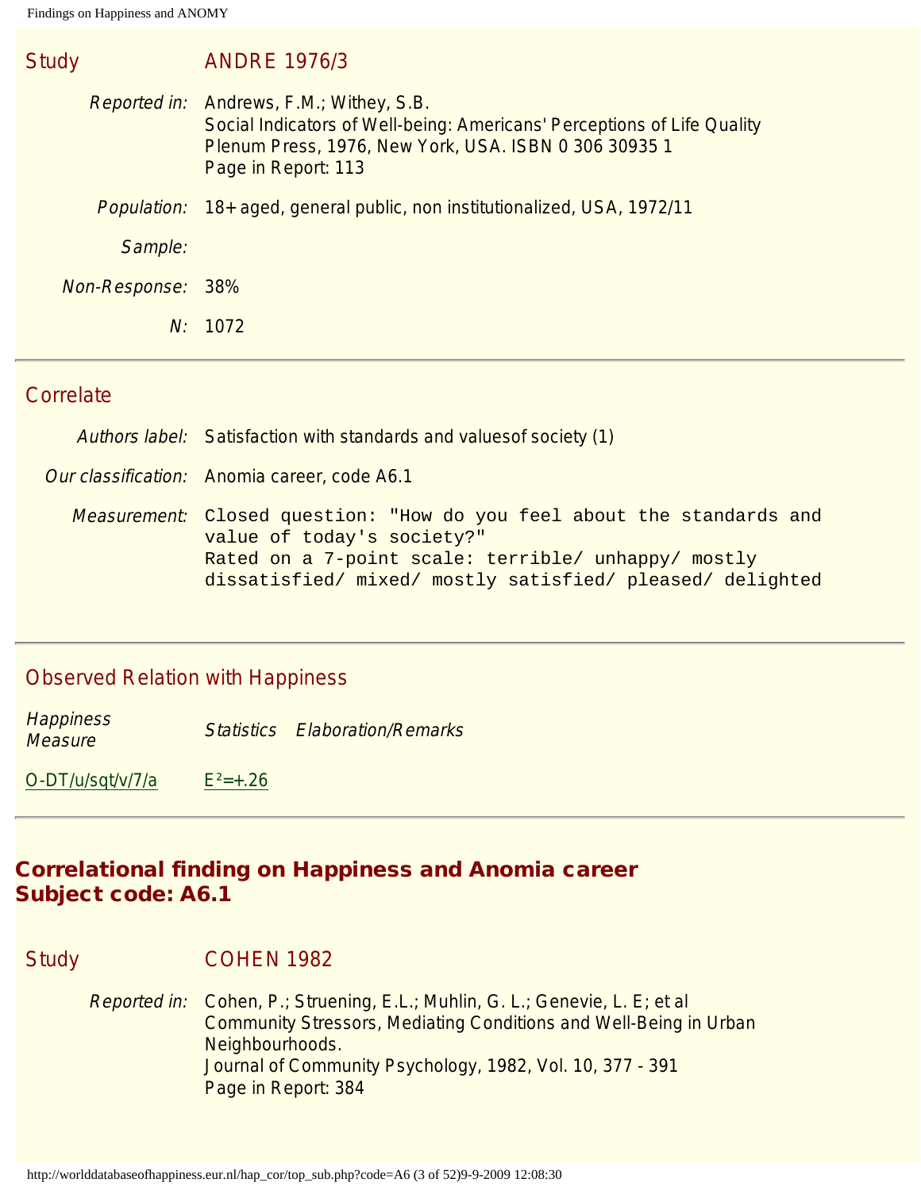## Study ANDRE 1976/3

*Reported in:* Andrews, F.M.; Withey, S.B.
Social Indicators of Well-being: Americans' Perceptions of Life Quality
Plenum Press, 1976, New York, USA. ISBN 0 306 30935 1
Page in Report: 113

*Population:* 18+ aged, general public, non institutionalized, USA, 1972/11

*Sample:*

*Non-Response:* 38%

*N:* 1072

---

## Correlate

*Authors label:* Satisfaction with standards and valuesof society (1)

*Our classification:* Anomia career, code A6.1

*Measurement:*
```
Closed question: "How do you feel about the standards and
value of today's society?"
Rated on a 7-point scale: terrible/ unhappy/ mostly
dissatisfied/ mixed/ mostly satisfied/ pleased/ delighted
```

---

## Observed Relation with Happiness

| *Happiness Measure* | *Statistics* | *Elaboration/Remarks* |
|---|---|---|
| O-DT/u/sqt/v/7/a | $E^2=+.26$ | |

---

# Correlational finding on Happiness and Anomia career
# Subject code: A6.1

## Study COHEN 1982

*Reported in:* Cohen, P.; Struening, E.L.; Muhlin, G. L.; Genevie, L. E; et al
Community Stressors, Mediating Conditions and Well-Being in Urban Neighbourhoods.
Journal of Community Psychology, 1982, Vol. 10, 377 - 391
Page in Report: 384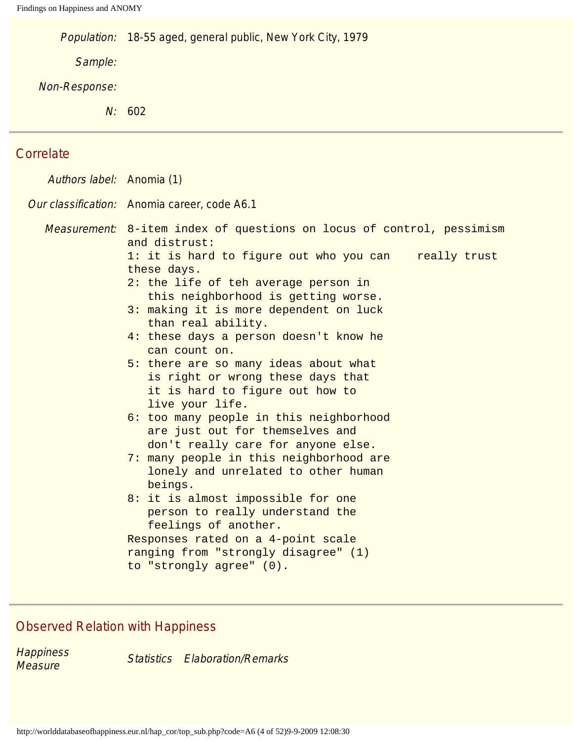*Population:* 18-55 aged, general public, New York City, 1979

*Sample:*

*Non-Response:*

*N:* 602

## Correlate

*Authors label:* Anomia (1)

*Our classification:* Anomia career, code A6.1

*Measurement:*

```
8-item index of questions on locus of control, pessimism
and distrust:
1: it is hard to figure out who you can    really trust
these days.
2: the life of teh average person in
   this neighborhood is getting worse.
3: making it is more dependent on luck
   than real ability.
4: these days a person doesn't know he
   can count on.
5: there are so many ideas about what
   is right or wrong these days that
   it is hard to figure out how to
   live your life.
6: too many people in this neighborhood
   are just out for themselves and
   don't really care for anyone else.
7: many people in this neighborhood are
   lonely and unrelated to other human
   beings.
8: it is almost impossible for one
   person to really understand the
   feelings of another.
Responses rated on a 4-point scale
ranging from "strongly disagree" (1)
to "strongly agree" (0).
```

## Observed Relation with Happiness

| Happiness Measure | Statistics | Elaboration/Remarks |
|---|---|---|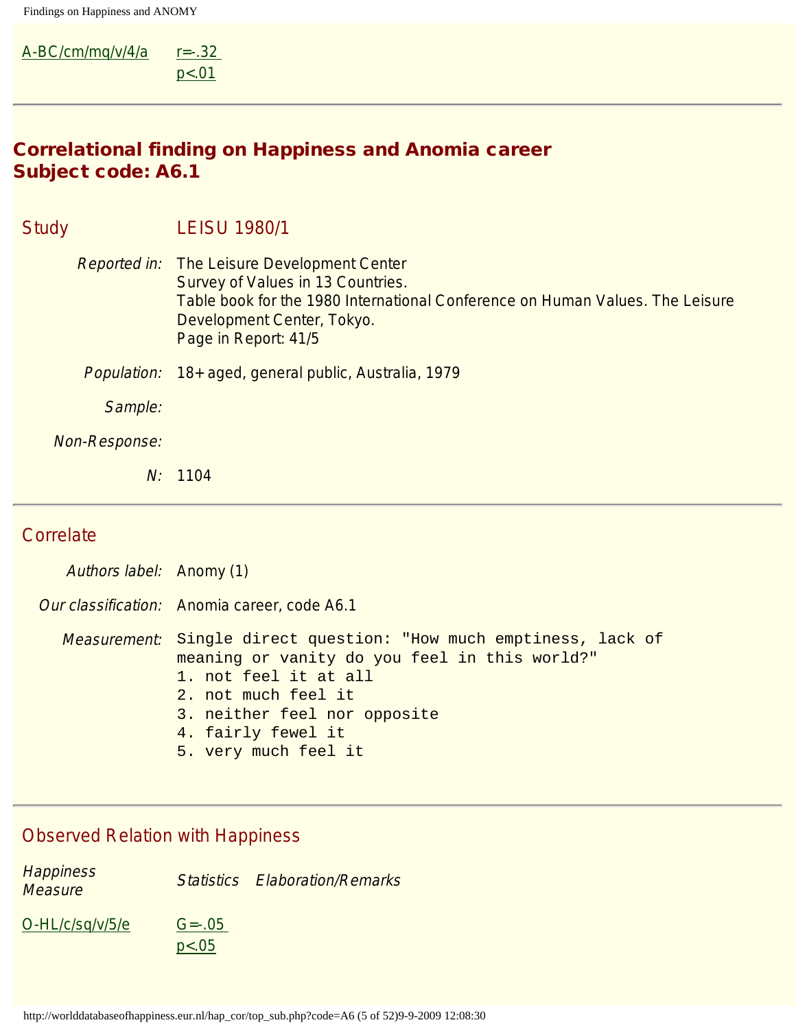| | |
|---|---|
| A-BC/cm/mq/v/4/a | r=-.32<br>p<.01 |

---

## Correlational finding on Happiness and Anomia career
## Subject code: A6.1

### Study LEISU 1980/1

*Reported in:* The Leisure Development Center
Survey of Values in 13 Countries.
Table book for the 1980 International Conference on Human Values. The Leisure Development Center, Tokyo.
Page in Report: 41/5

*Population:* 18+ aged, general public, Australia, 1979

*Sample:*

*Non-Response:*

*N:* 1104

---

### Correlate

*Authors label:* Anomy (1)

*Our classification:* Anomia career, code A6.1

*Measurement:*
```
Single direct question: "How much emptiness, lack of
meaning or vanity do you feel in this world?"
1. not feel it at all
2. not much feel it
3. neither feel nor opposite
4. fairly fewel it
5. very much feel it
```

---

### Observed Relation with Happiness

| *Happiness Measure* | *Statistics* | *Elaboration/Remarks* |
|---|---|---|
| O-HL/c/sq/v/5/e | G=-.05<br>p<.05 | |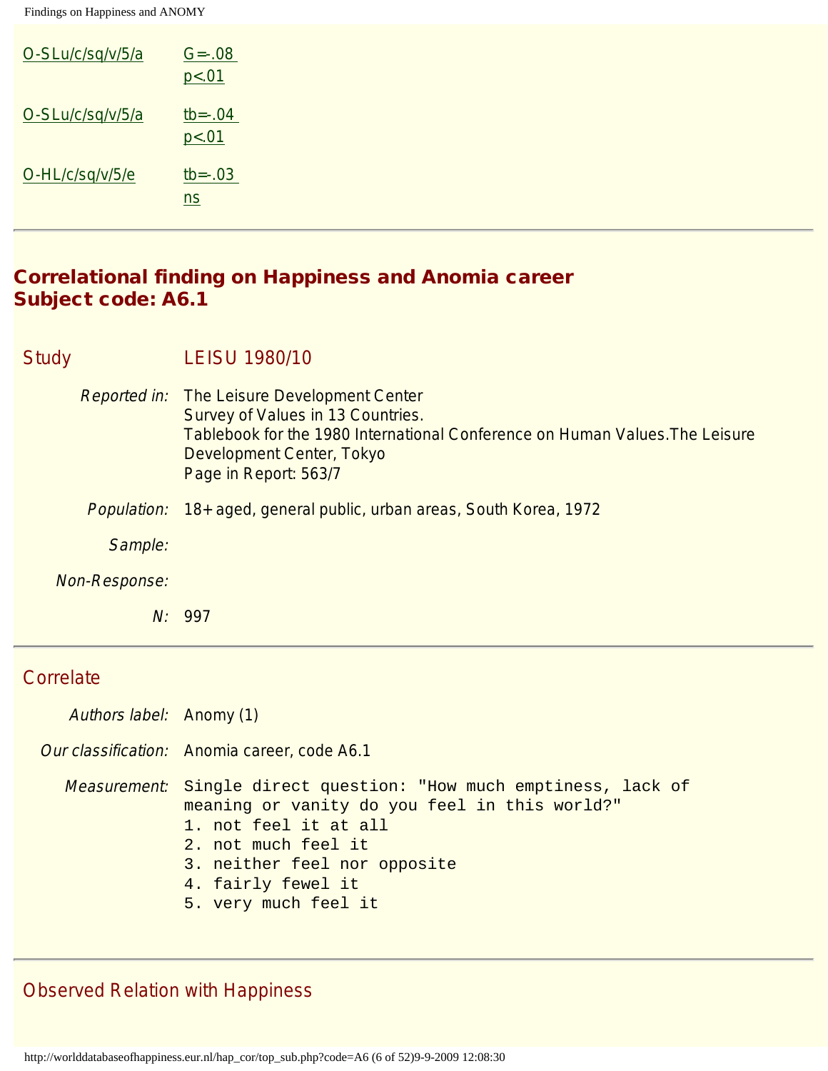| | |
|---|---|
| O-SLu/c/sq/v/5/a | G=-.08 p<.01 |
| O-SLu/c/sq/v/5/a | tb=-.04 p<.01 |
| O-HL/c/sq/v/5/e | tb=-.03 ns |

---

## Correlational finding on Happiness and Anomia career
## Subject code: A6.1

### Study

LEISU 1980/10

*Reported in:* The Leisure Development Center
Survey of Values in 13 Countries.
Tablebook for the 1980 International Conference on Human Values.The Leisure Development Center, Tokyo
Page in Report: 563/7

*Population:* 18+ aged, general public, urban areas, South Korea, 1972

*Sample:*

*Non-Response:*

*N:* 997

---

### Correlate

*Authors label:* Anomy (1)

*Our classification:* Anomia career, code A6.1

*Measurement:*

```
Single direct question: "How much emptiness, lack of
meaning or vanity do you feel in this world?"
1. not feel it at all
2. not much feel it
3. neither feel nor opposite
4. fairly fewel it
5. very much feel it
```

---

### Observed Relation with Happiness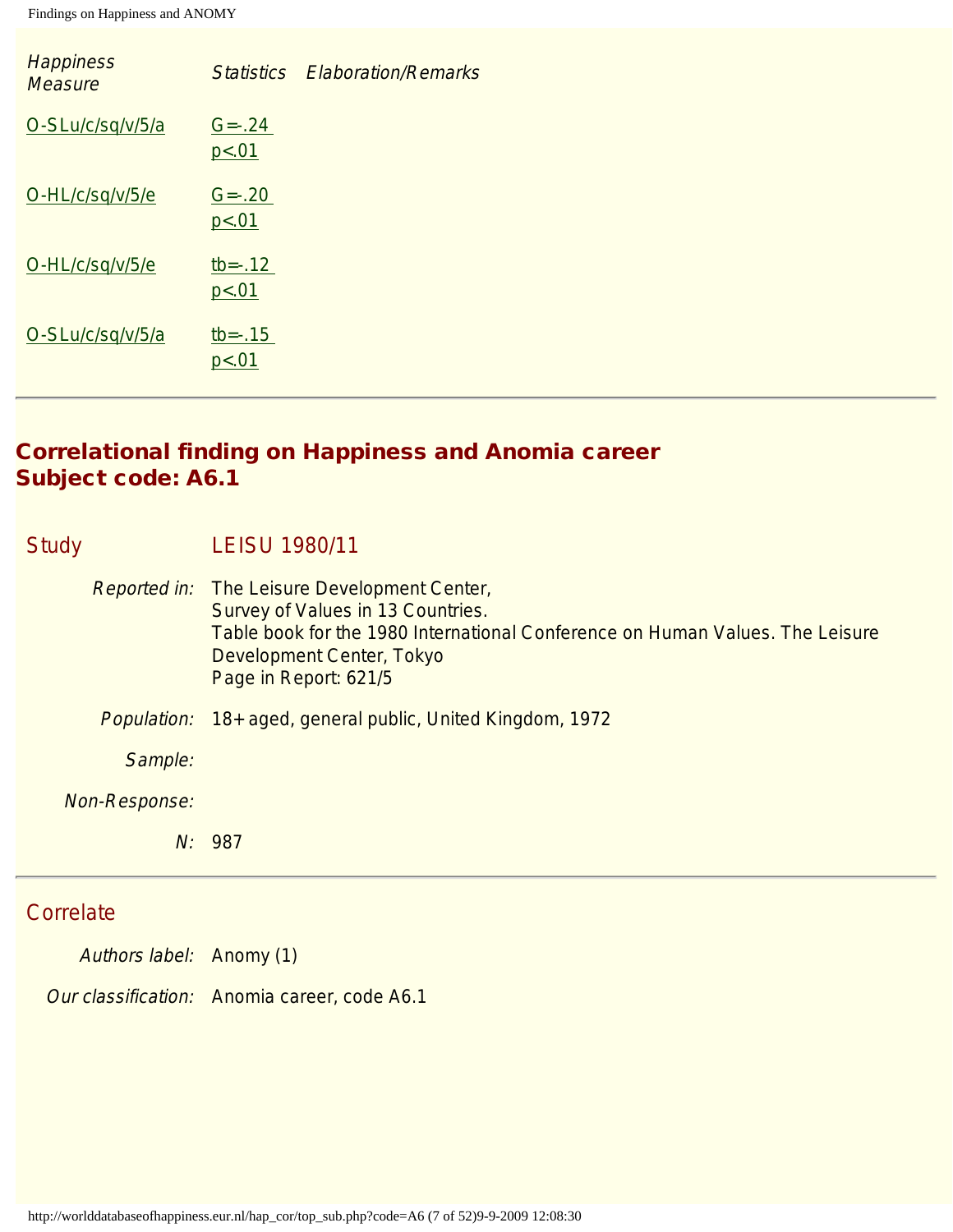| Happiness Measure | Statistics | Elaboration/Remarks |
|---|---|---|
| O-SLu/c/sq/v/5/a | G=-.24 p<.01 | |
| O-HL/c/sq/v/5/e | G=-.20 p<.01 | |
| O-HL/c/sq/v/5/e | tb=-.12 p<.01 | |
| O-SLu/c/sq/v/5/a | tb=-.15 p<.01 | |

---

## Correlational finding on Happiness and Anomia career
## Subject code: A6.1

**Study** LEISU 1980/11

*Reported in:* The Leisure Development Center,
Survey of Values in 13 Countries.
Table book for the 1980 International Conference on Human Values. The Leisure Development Center, Tokyo
Page in Report: 621/5

*Population:* 18+ aged, general public, United Kingdom, 1972

*Sample:*

*Non-Response:*

*N:* 987

---

**Correlate**

*Authors label:* Anomy (1)

*Our classification:* Anomia career, code A6.1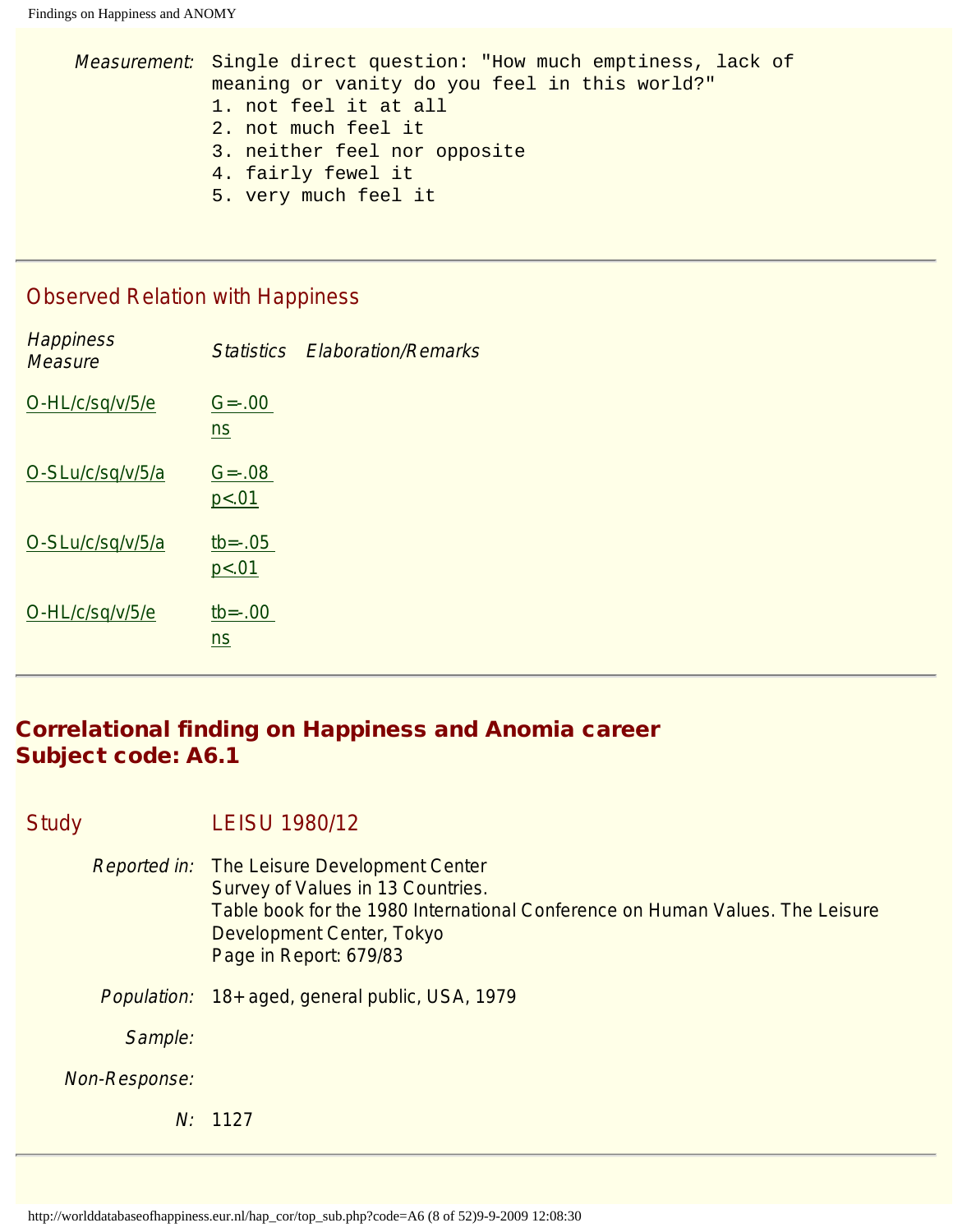*Measurement:* Single direct question: "How much emptiness, lack of meaning or vanity do you feel in this world?"
1. not feel it at all
2. not much feel it
3. neither feel nor opposite
4. fairly fewel it
5. very much feel it

## Observed Relation with Happiness

| *Happiness Measure* | *Statistics* | *Elaboration/Remarks* |
|---|---|---|
| O-HL/c/sq/v/5/e | G=-.00 ns | |
| O-SLu/c/sq/v/5/a | G=-.08 p<.01 | |
| O-SLu/c/sq/v/5/a | tb=-.05 p<.01 | |
| O-HL/c/sq/v/5/e | tb=-.00 ns | |

# Correlational finding on Happiness and Anomia career
# Subject code: A6.1

## Study LEISU 1980/12

*Reported in:* The Leisure Development Center
Survey of Values in 13 Countries.
Table book for the 1980 International Conference on Human Values. The Leisure Development Center, Tokyo
Page in Report: 679/83

*Population:* 18+ aged, general public, USA, 1979

*Sample:*

*Non-Response:*

*N:* 1127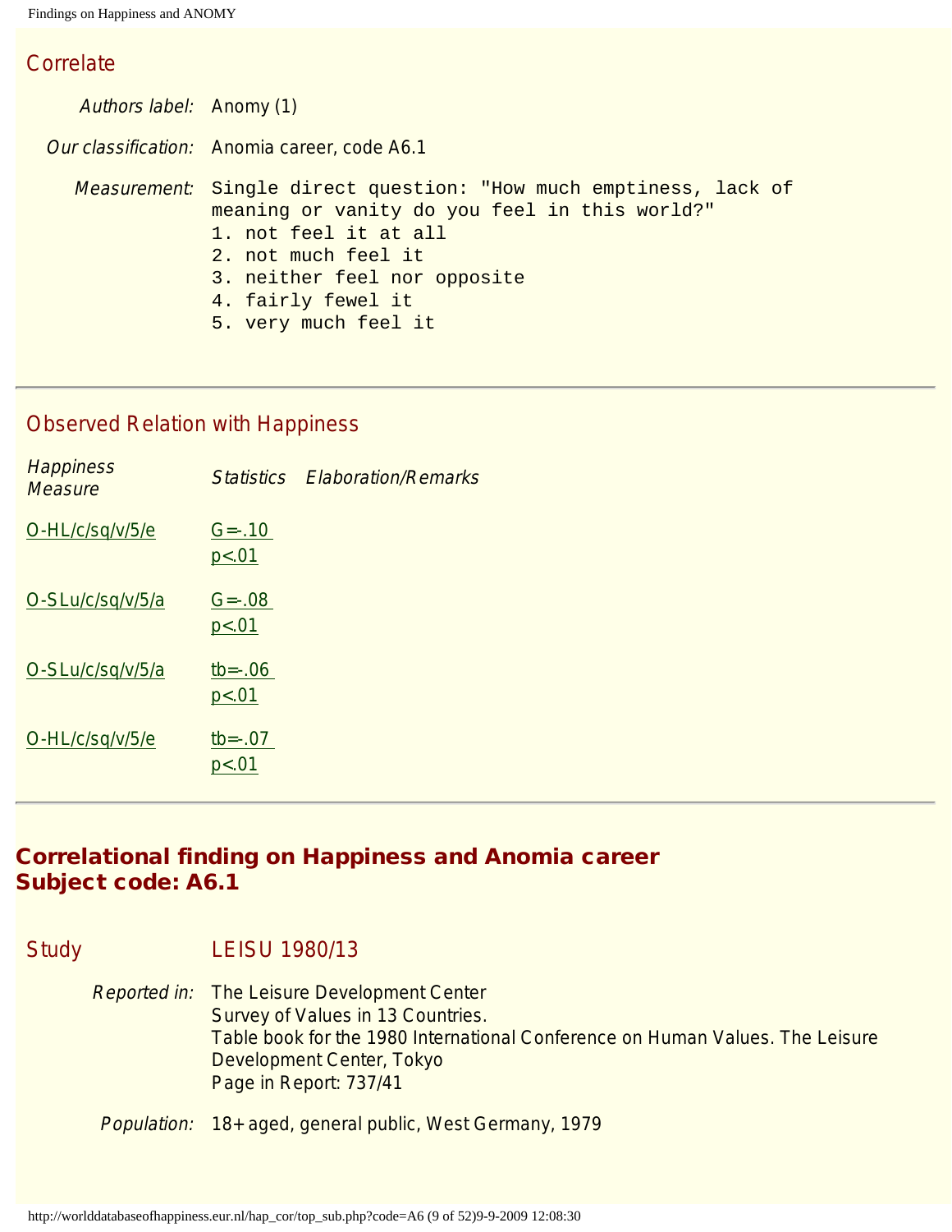### Correlate

*Authors label:* Anomy (1)

*Our classification:* Anomia career, code A6.1

*Measurement:*
```
Single direct question: "How much emptiness, lack of
meaning or vanity do you feel in this world?"
1. not feel it at all
2. not much feel it
3. neither feel nor opposite
4. fairly fewel it
5. very much feel it
```

---

### Observed Relation with Happiness

| *Happiness Measure* | *Statistics* | *Elaboration/Remarks* |
|---|---|---|
| O-HL/c/sq/v/5/e | G=-.10 <br> p<.01 | |
| O-SLu/c/sq/v/5/a | G=-.08 <br> p<.01 | |
| O-SLu/c/sq/v/5/a | tb=-.06 <br> p<.01 | |
| O-HL/c/sq/v/5/e | tb=-.07 <br> p<.01 | |

---

## Correlational finding on Happiness and Anomia career
## Subject code: A6.1

### Study LEISU 1980/13

*Reported in:* The Leisure Development Center
Survey of Values in 13 Countries.
Table book for the 1980 International Conference on Human Values. The Leisure Development Center, Tokyo
Page in Report: 737/41

*Population:* 18+ aged, general public, West Germany, 1979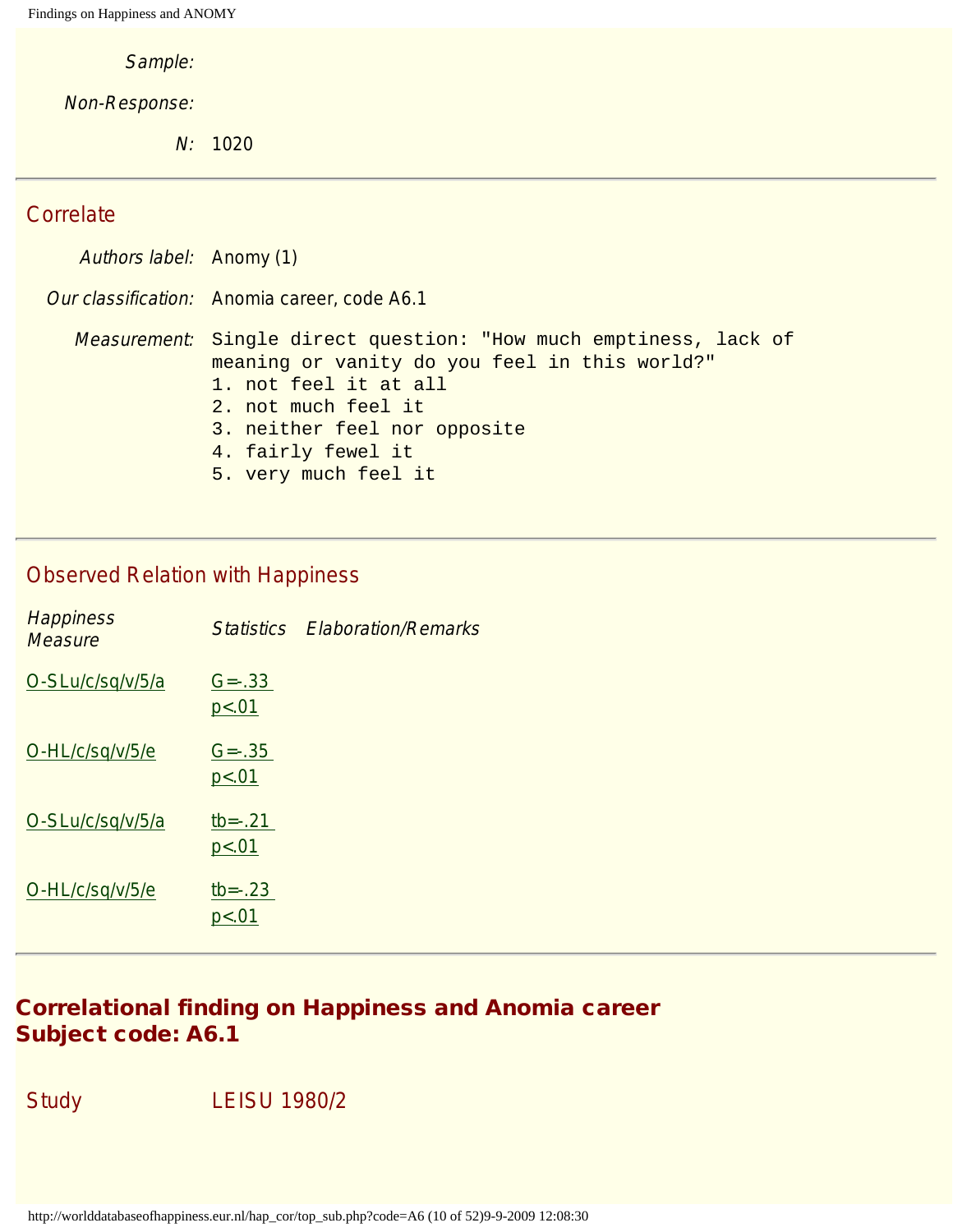*Sample:*

*Non-Response:*

*N:* 1020

## Correlate

*Authors label:* Anomy (1)

*Our classification:* Anomia career, code A6.1

*Measurement:*

```
Single direct question: "How much emptiness, lack of
meaning or vanity do you feel in this world?"
1. not feel it at all
2. not much feel it
3. neither feel nor opposite
4. fairly fewel it
5. very much feel it
```

## Observed Relation with Happiness

| Happiness Measure | Statistics | Elaboration/Remarks |
|---|---|---|
| O-SLu/c/sq/v/5/a | G=-.33 $p<.01$ | |
| O-HL/c/sq/v/5/e | G=-.35 $p<.01$ | |
| O-SLu/c/sq/v/5/a | tb=-.21 $p<.01$ | |
| O-HL/c/sq/v/5/e | tb=-.23 $p<.01$ | |

# Correlational finding on Happiness and Anomia career Subject code: A6.1

## Study LEISU 1980/2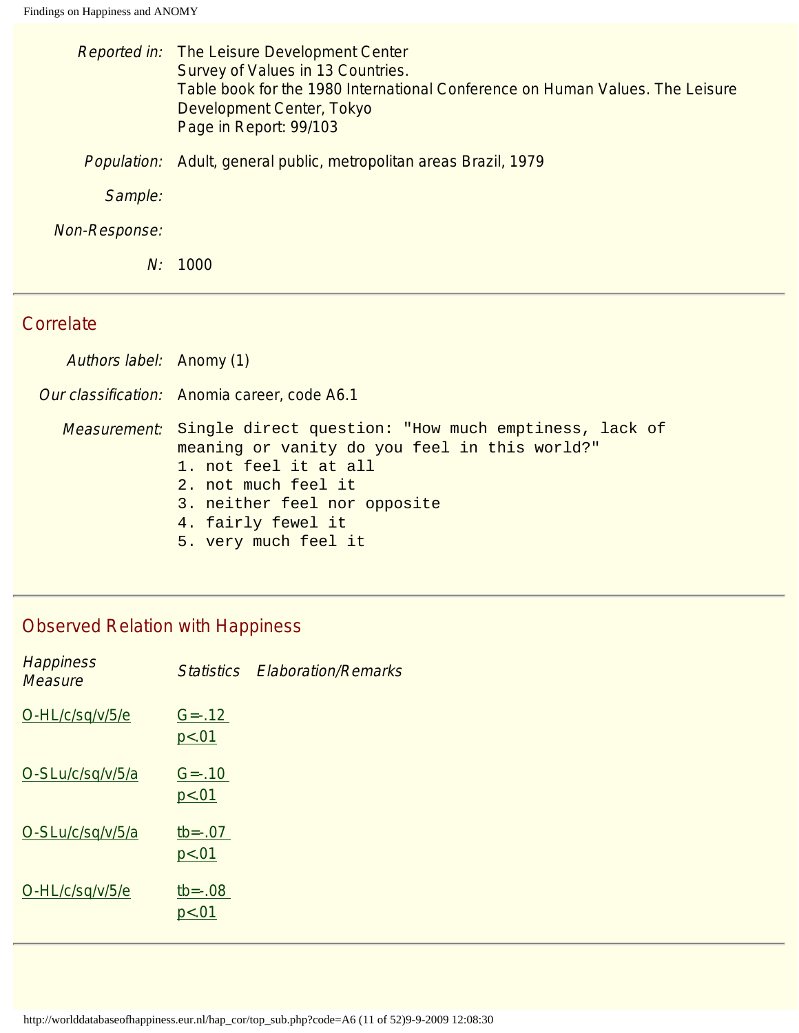*Reported in:* The Leisure Development Center
Survey of Values in 13 Countries.
Table book for the 1980 International Conference on Human Values. The Leisure Development Center, Tokyo
Page in Report: 99/103

*Population:* Adult, general public, metropolitan areas Brazil, 1979

*Sample:*

*Non-Response:*

*N:* 1000

## Correlate

*Authors label:* Anomy (1)

*Our classification:* Anomia career, code A6.1

*Measurement:*

```
Single direct question: "How much emptiness, lack of
meaning or vanity do you feel in this world?"
1. not feel it at all
2. not much feel it
3. neither feel nor opposite
4. fairly fewel it
5. very much feel it
```

## Observed Relation with Happiness

| *Happiness Measure* | *Statistics* | *Elaboration/Remarks* |
|---|---|---|
| O-HL/c/sq/v/5/e | G=-.12 p<.01 | |
| O-SLu/c/sq/v/5/a | G=-.10 p<.01 | |
| O-SLu/c/sq/v/5/a | tb=-.07 p<.01 | |
| O-HL/c/sq/v/5/e | tb=-.08 p<.01 | |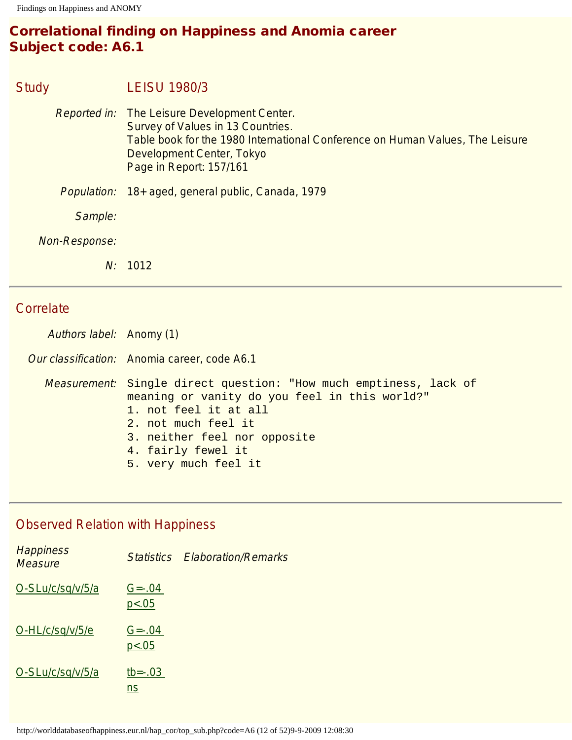# Correlational finding on Happiness and Anomia career
# Subject code: A6.1

## Study

LEISU 1980/3

| | |
|---|---|
| *Reported in:* | The Leisure Development Center. Survey of Values in 13 Countries. Table book for the 1980 International Conference on Human Values, The Leisure Development Center, Tokyo Page in Report: 157/161 |
| *Population:* | 18+ aged, general public, Canada, 1979 |
| *Sample:* | |
| *Non-Response:* | |
| *N:* | 1012 |

## Correlate

*Authors label:* Anomy (1)

*Our classification:* Anomia career, code A6.1

*Measurement:*

```
Single direct question: "How much emptiness, lack of
meaning or vanity do you feel in this world?"
1. not feel it at all
2. not much feel it
3. neither feel nor opposite
4. fairly fewel it
5. very much feel it
```

## Observed Relation with Happiness

| *Happiness Measure* | *Statistics* | *Elaboration/Remarks* |
|---|---|---|
| O-SLu/c/sq/v/5/a | G=-.04 $p<.05$ | |
| O-HL/c/sq/v/5/e | G=-.04 $p<.05$ | |
| O-SLu/c/sq/v/5/a | tb=-.03 ns | |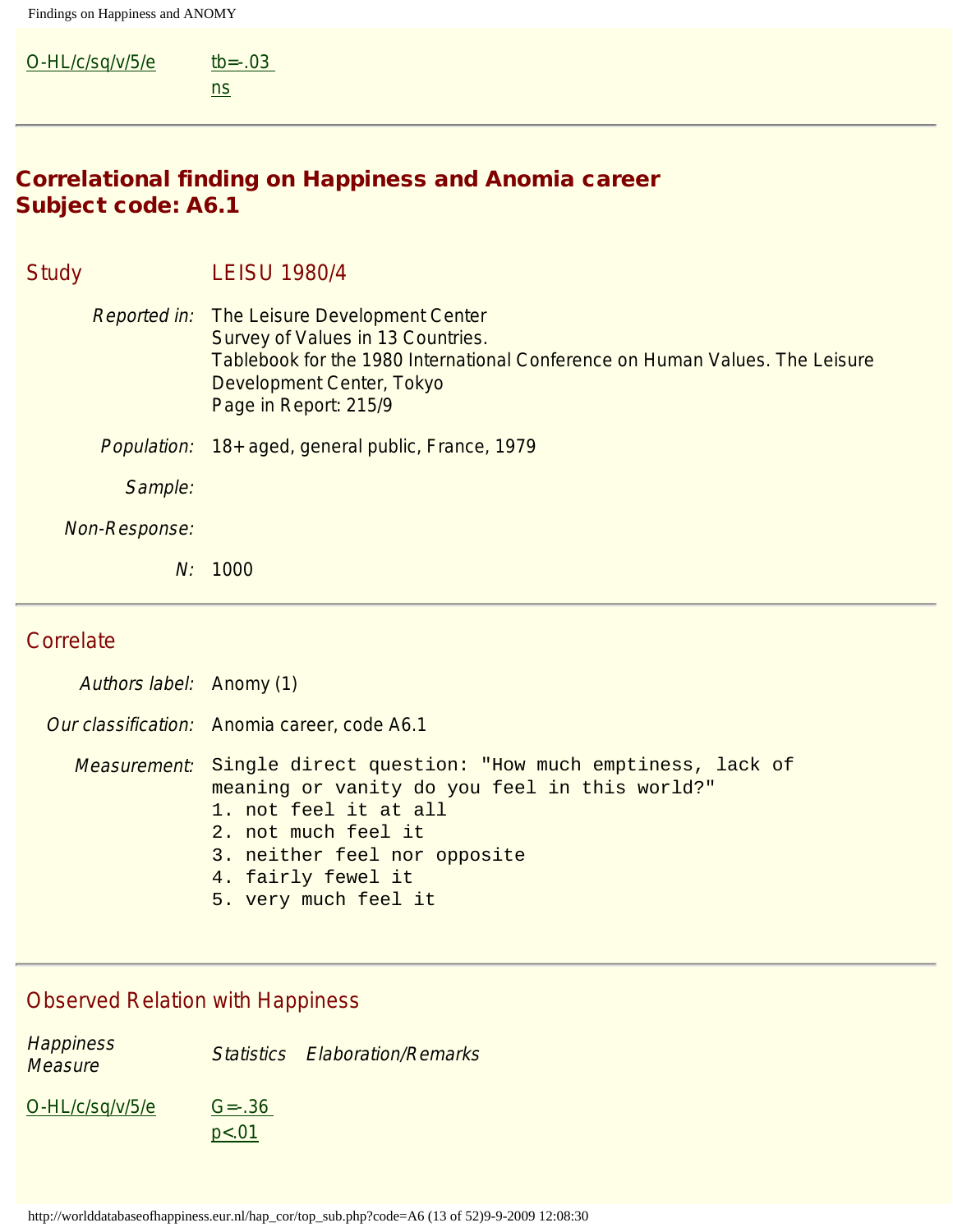| | |
|---|---|
| O-HL/c/sq/v/5/e | tb=-.03<br>ns |

---

## Correlational finding on Happiness and Anomia career
## Subject code: A6.1

| | |
|---|---|
| **Study** | **LEISU 1980/4** |
| *Reported in:* | The Leisure Development Center<br>Survey of Values in 13 Countries.<br>Tablebook for the 1980 International Conference on Human Values. The Leisure Development Center, Tokyo<br>Page in Report: 215/9 |
| *Population:* | 18+ aged, general public, France, 1979 |
| *Sample:* | |
| *Non-Response:* | |
| *N:* | 1000 |

---

### Correlate

| | |
|---|---|
| *Authors label:* | Anomy (1) |
| *Our classification:* | Anomia career, code A6.1 |
| *Measurement:* | Single direct question: "How much emptiness, lack of meaning or vanity do you feel in this world?"<br>1. not feel it at all<br>2. not much feel it<br>3. neither feel nor opposite<br>4. fairly fewel it<br>5. very much feel it |

---

### Observed Relation with Happiness

| *Happiness Measure* | *Statistics* | *Elaboration/Remarks* |
|---|---|---|
| O-HL/c/sq/v/5/e | G=-.36<br>p<.01 | |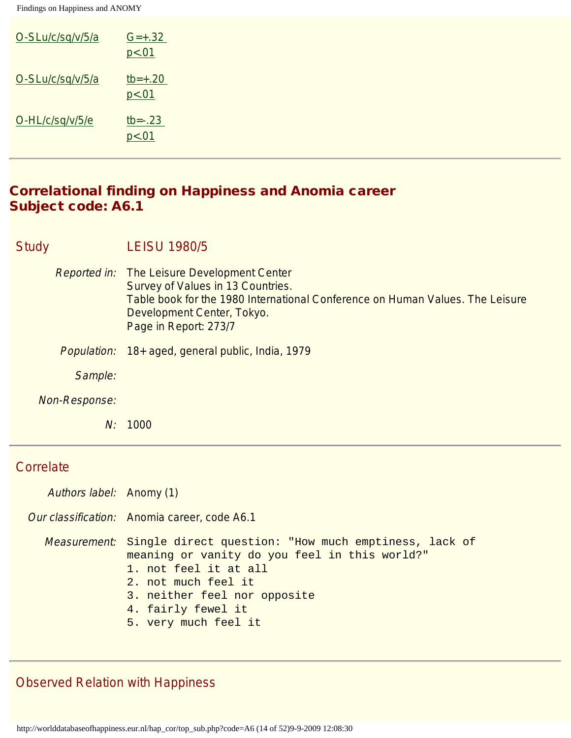| | |
|---|---|
| O-SLu/c/sq/v/5/a | G=+.32<br>p<.01 |
| O-SLu/c/sq/v/5/a | tb=+.20<br>p<.01 |
| O-HL/c/sq/v/5/e | tb=-.23<br>p<.01 |

---

## Correlational finding on Happiness and Anomia career
## Subject code: A6.1

**Study** LEISU 1980/5

*Reported in:* The Leisure Development Center
Survey of Values in 13 Countries.
Table book for the 1980 International Conference on Human Values. The Leisure Development Center, Tokyo.
Page in Report: 273/7

*Population:* 18+ aged, general public, India, 1979

*Sample:*

*Non-Response:*

*N:* 1000

---

**Correlate**

*Authors label:* Anomy (1)

*Our classification:* Anomia career, code A6.1

*Measurement:*

```
Single direct question: "How much emptiness, lack of
meaning or vanity do you feel in this world?"
1. not feel it at all
2. not much feel it
3. neither feel nor opposite
4. fairly fewel it
5. very much feel it
```

---

**Observed Relation with Happiness**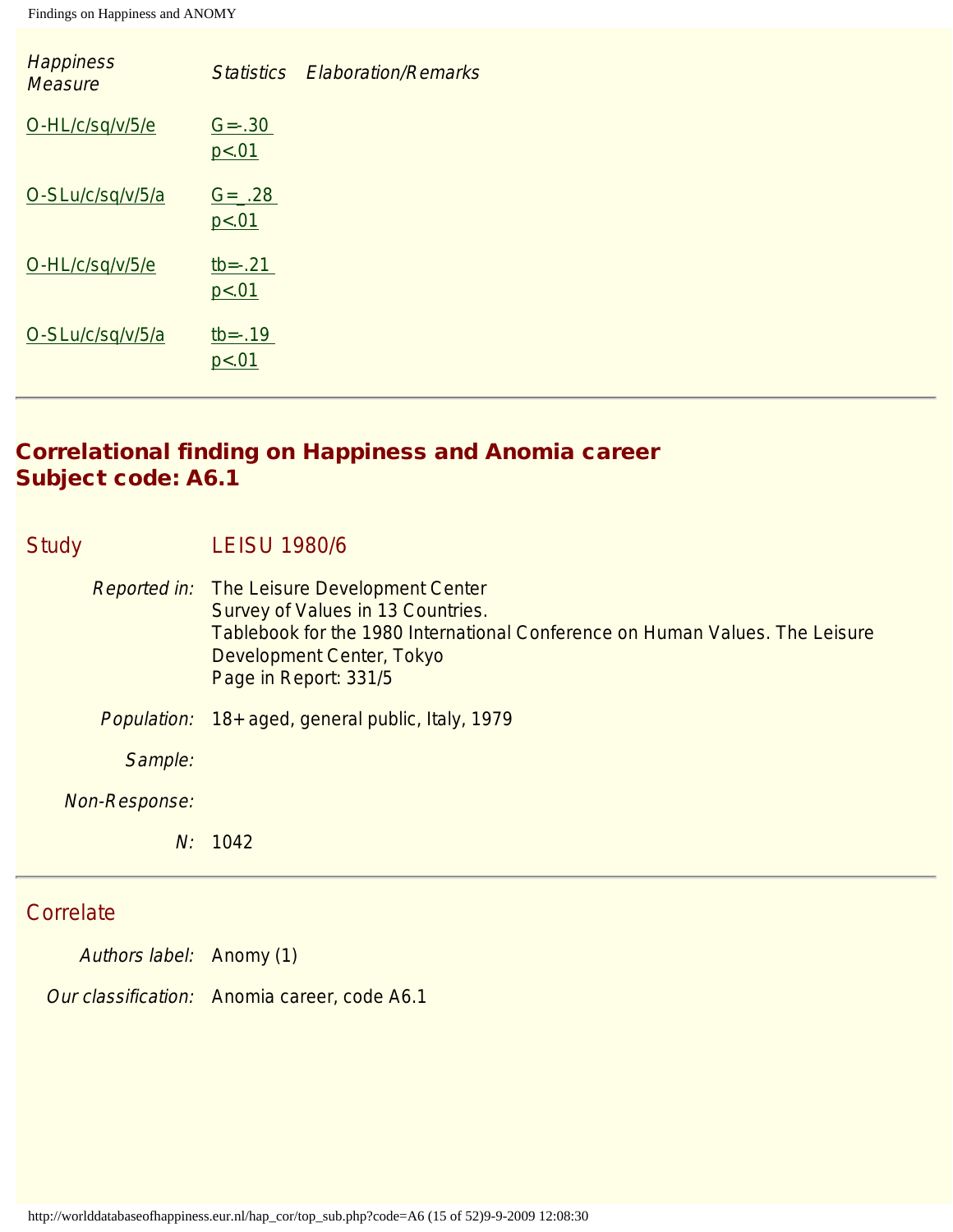| *Happiness Measure* | *Statistics* | *Elaboration/Remarks* |
|---|---|---|
| O-HL/c/sq/v/5/e | G=-.30 p<.01 | |
| O-SLu/c/sq/v/5/a | G=_.28 p<.01 | |
| O-HL/c/sq/v/5/e | tb=-.21 p<.01 | |
| O-SLu/c/sq/v/5/a | tb=-.19 p<.01 | |

---

## Correlational finding on Happiness and Anomia career
## Subject code: A6.1

### Study

LEISU 1980/6

*Reported in:* The Leisure Development Center
Survey of Values in 13 Countries.
Tablebook for the 1980 International Conference on Human Values. The Leisure Development Center, Tokyo
Page in Report: 331/5

*Population:* 18+ aged, general public, Italy, 1979

*Sample:*

*Non-Response:*

*N:* 1042

---

### Correlate

*Authors label:* Anomy (1)

*Our classification:* Anomia career, code A6.1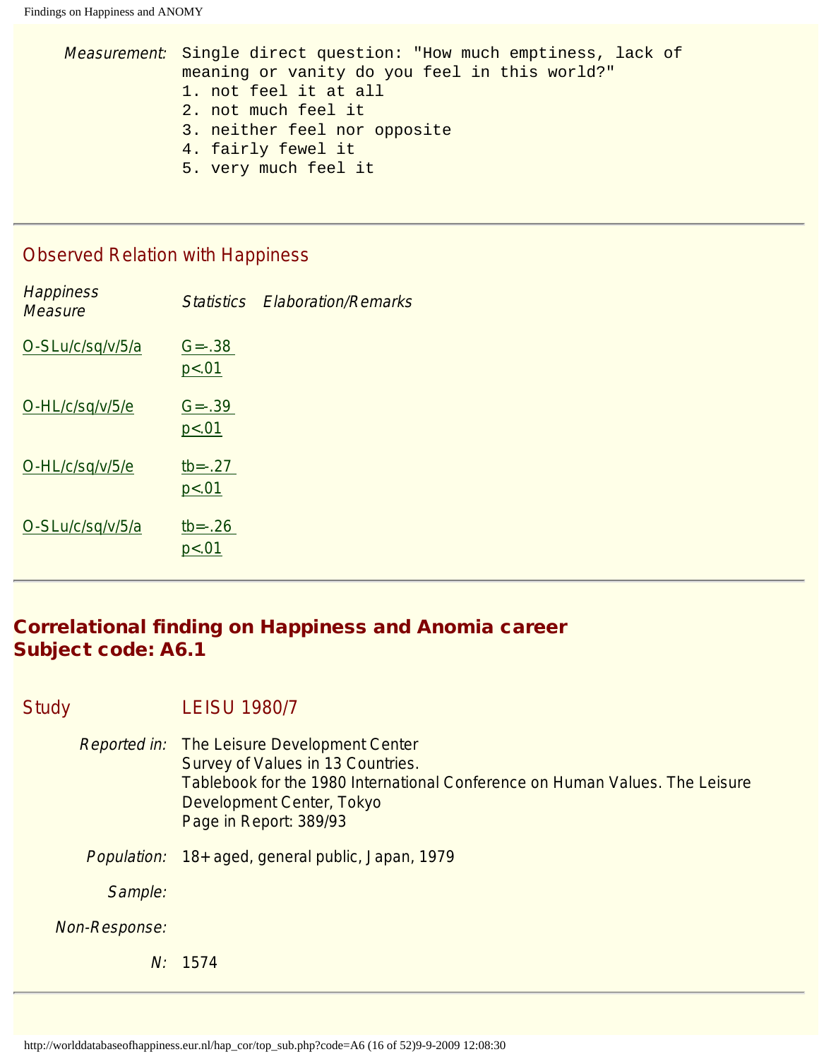*Measurement:* Single direct question: "How much emptiness, lack of meaning or vanity do you feel in this world?"

1. not feel it at all
2. not much feel it
3. neither feel nor opposite
4. fairly fewel it
5. very much feel it

## Observed Relation with Happiness

| Happiness Measure | Statistics | Elaboration/Remarks |
|---|---|---|
| O-SLu/c/sq/v/5/a | G=-.38 p<.01 | |
| O-HL/c/sq/v/5/e | G=-.39 p<.01 | |
| O-HL/c/sq/v/5/e | tb=-.27 p<.01 | |
| O-SLu/c/sq/v/5/a | tb=-.26 p<.01 | |

## Correlational finding on Happiness and Anomia career
## Subject code: A6.1

**Study** LEISU 1980/7

*Reported in:* The Leisure Development Center
Survey of Values in 13 Countries.
Tablebook for the 1980 International Conference on Human Values. The Leisure Development Center, Tokyo
Page in Report: 389/93

*Population:* 18+ aged, general public, Japan, 1979

*Sample:*

*Non-Response:*

*N:* 1574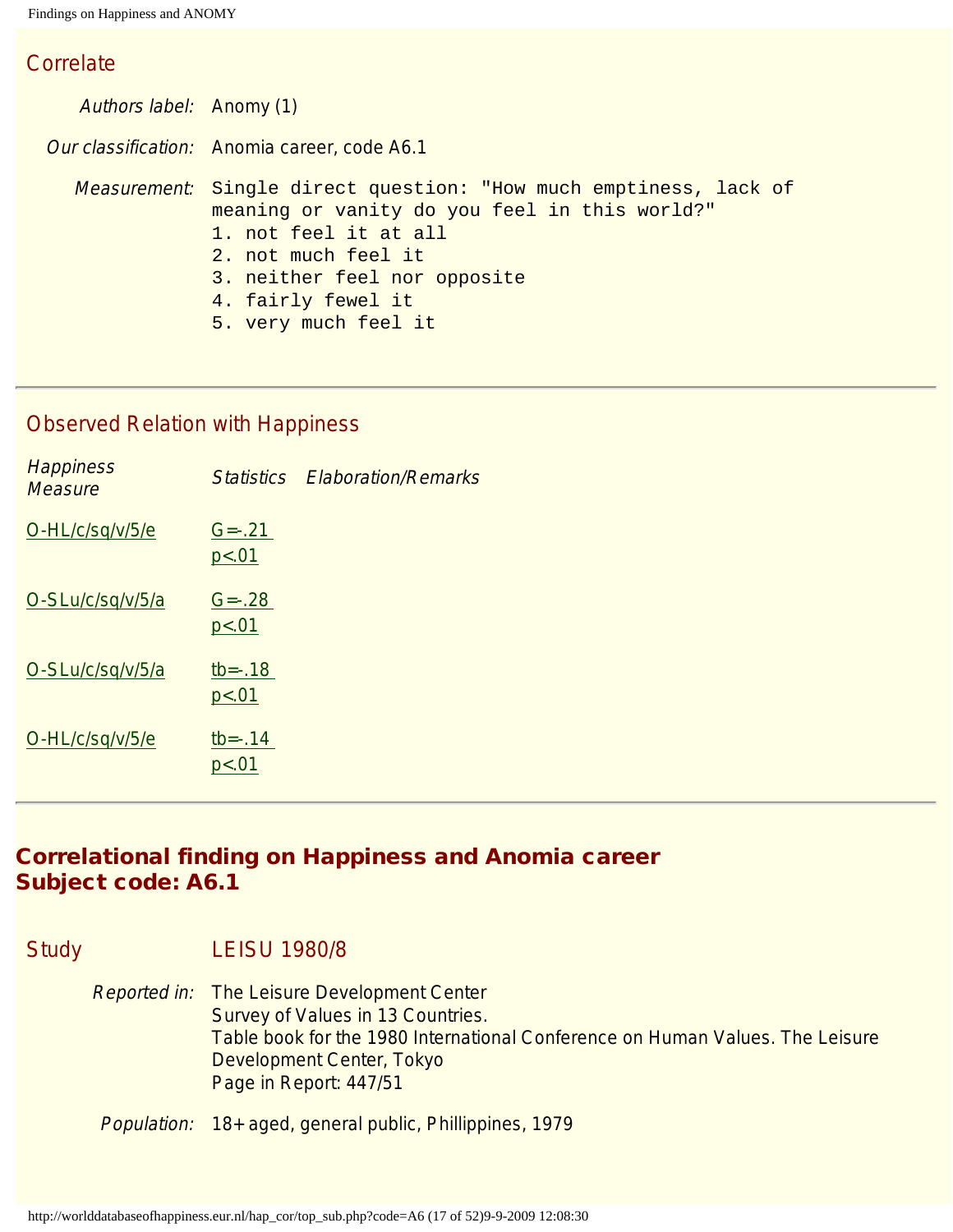## Correlate

| | |
|---|---|
| *Authors label:* | Anomy (1) |
| *Our classification:* | Anomia career, code A6.1 |
| *Measurement:* | Single direct question: "How much emptiness, lack of meaning or vanity do you feel in this world?"<br>1. not feel it at all<br>2. not much feel it<br>3. neither feel nor opposite<br>4. fairly fewel it<br>5. very much feel it |

---

## Observed Relation with Happiness

| *Happiness Measure* | *Statistics* | *Elaboration/Remarks* |
|---|---|---|
| O-HL/c/sq/v/5/e | G=-.21<br>p<.01 | |
| O-SLu/c/sq/v/5/a | G=-.28<br>p<.01 | |
| O-SLu/c/sq/v/5/a | tb=-.18<br>p<.01 | |
| O-HL/c/sq/v/5/e | tb=-.14<br>p<.01 | |

---

# Correlational finding on Happiness and Anomia career
# Subject code: A6.1

## Study LEISU 1980/8

| | |
|---|---|
| *Reported in:* | The Leisure Development Center<br>Survey of Values in 13 Countries.<br>Table book for the 1980 International Conference on Human Values. The Leisure Development Center, Tokyo<br>Page in Report: 447/51 |
| *Population:* | 18+ aged, general public, Phillippines, 1979 |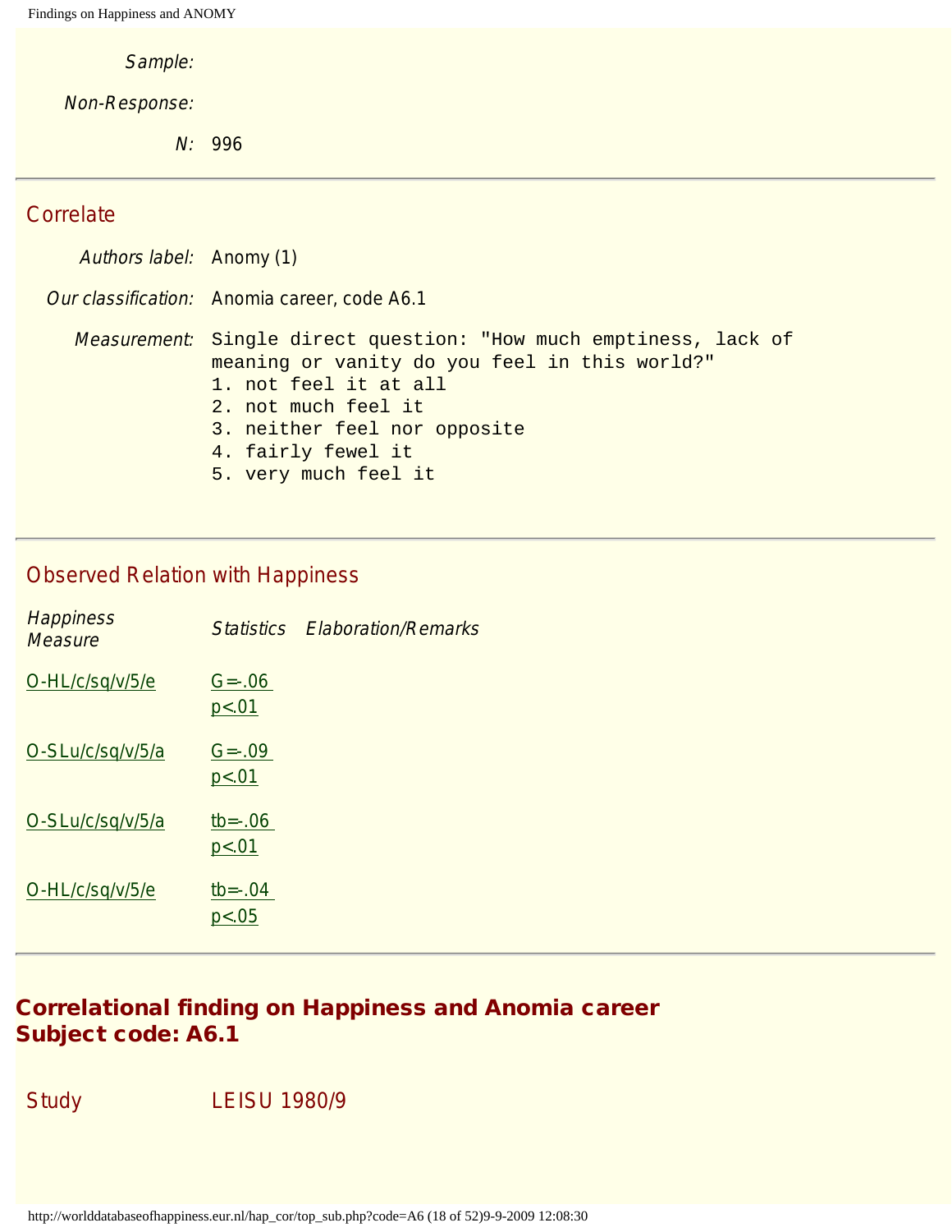*Sample:*

*Non-Response:*

*N:* 996

---

## Correlate

*Authors label:* Anomy (1)

*Our classification:* Anomia career, code A6.1

*Measurement:*
```
Single direct question: "How much emptiness, lack of
meaning or vanity do you feel in this world?"
1. not feel it at all
2. not much feel it
3. neither feel nor opposite
4. fairly fewel it
5. very much feel it
```

---

## Observed Relation with Happiness

| Happiness Measure | Statistics | Elaboration/Remarks |
|---|---|---|
| O-HL/c/sq/v/5/e | G=-.06 $p<.01$ | |
| O-SLu/c/sq/v/5/a | G=-.09 $p<.01$ | |
| O-SLu/c/sq/v/5/a | tb=-.06 $p<.01$ | |
| O-HL/c/sq/v/5/e | tb=-.04 $p<.05$ | |

---

# Correlational finding on Happiness and Anomia career Subject code: A6.1

## Study LEISU 1980/9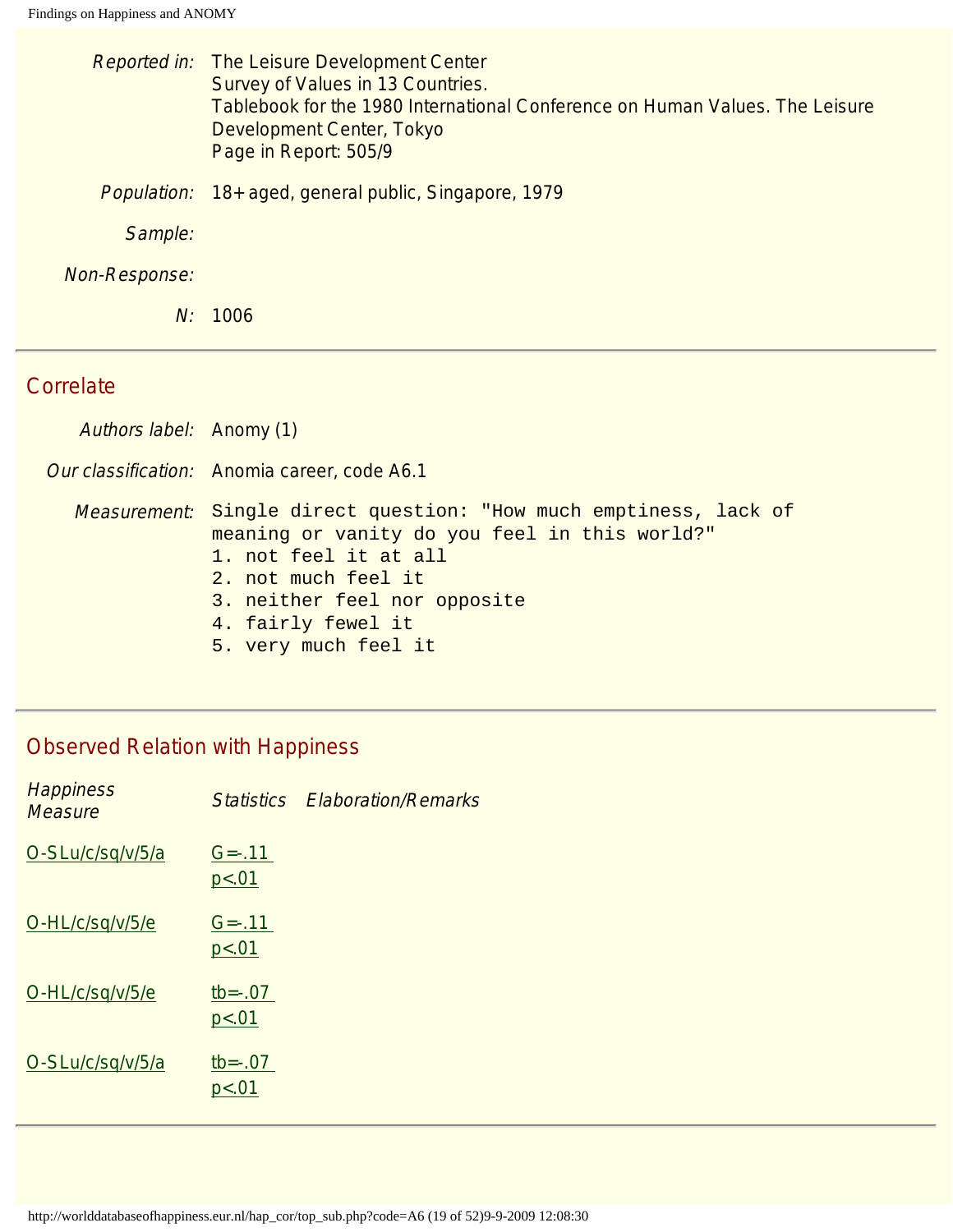*Reported in:* The Leisure Development Center
Survey of Values in 13 Countries.
Tablebook for the 1980 International Conference on Human Values. The Leisure Development Center, Tokyo
Page in Report: 505/9

*Population:* 18+ aged, general public, Singapore, 1979

*Sample:*

*Non-Response:*

*N:* 1006

## Correlate

*Authors label:* Anomy (1)

*Our classification:* Anomia career, code A6.1

*Measurement:*
```
Single direct question: "How much emptiness, lack of
meaning or vanity do you feel in this world?"
1. not feel it at all
2. not much feel it
3. neither feel nor opposite
4. fairly fewel it
5. very much feel it
```

## Observed Relation with Happiness

| *Happiness Measure* | *Statistics* | *Elaboration/Remarks* |
| --- | --- | --- |
| O-SLu/c/sq/v/5/a | G=-.11 $p<.01$ | |
| O-HL/c/sq/v/5/e | G=-.11 $p<.01$ | |
| O-HL/c/sq/v/5/e | tb=-.07 $p<.01$ | |
| O-SLu/c/sq/v/5/a | tb=-.07 $p<.01$ | |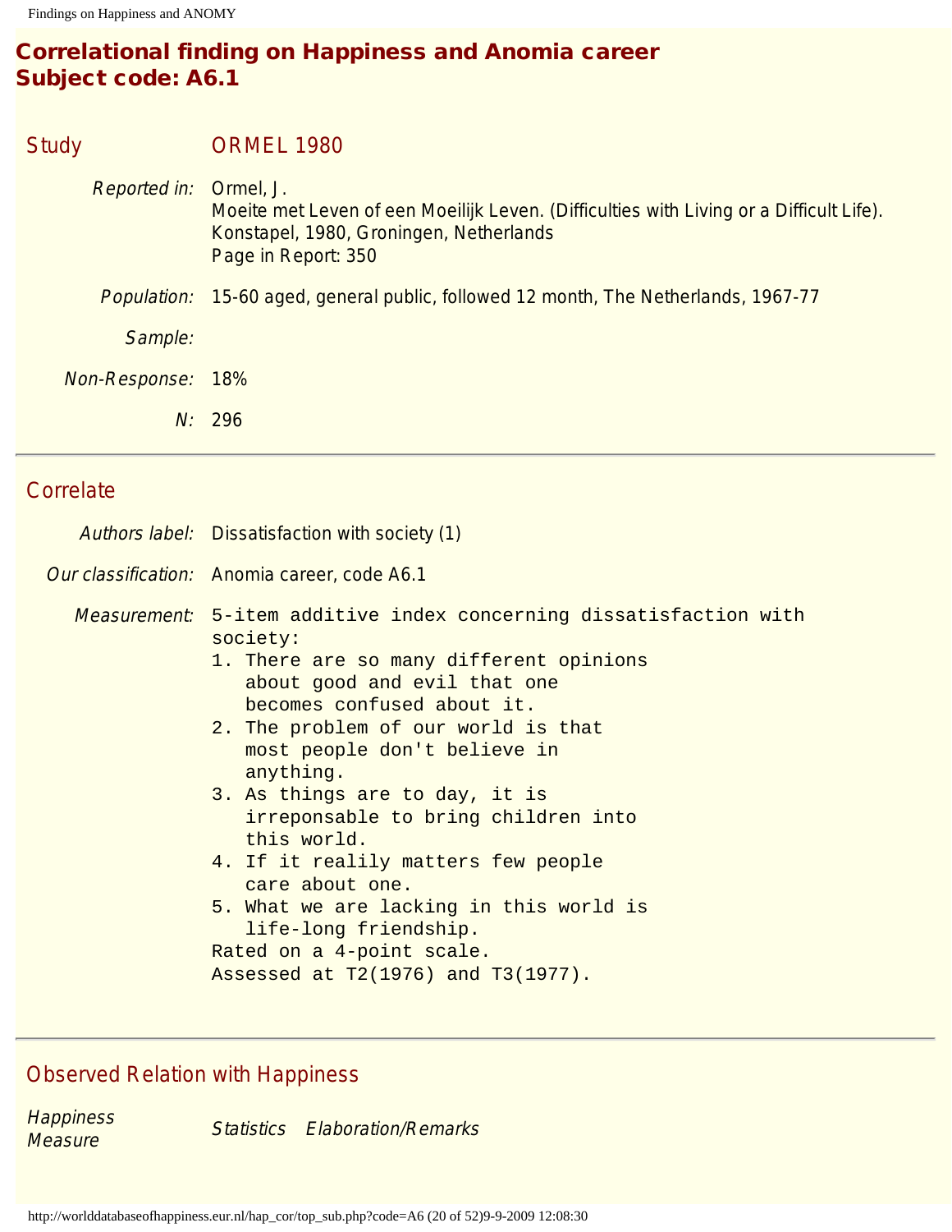# Correlational finding on Happiness and Anomia career
# Subject code: A6.1

## Study

ORMEL 1980

*Reported in:* Ormel, J.
Moeite met Leven of een Moeilijk Leven. (Difficulties with Living or a Difficult Life).
Konstapel, 1980, Groningen, Netherlands
Page in Report: 350

*Population:* 15-60 aged, general public, followed 12 month, The Netherlands, 1967-77

*Sample:*

*Non-Response:* 18%

*N:* 296

## Correlate

*Authors label:* Dissatisfaction with society (1)

*Our classification:* Anomia career, code A6.1

*Measurement:*

```
5-item additive index concerning dissatisfaction with
society:
1. There are so many different opinions
   about good and evil that one
   becomes confused about it.
2. The problem of our world is that
   most people don't believe in
   anything.
3. As things are to day, it is
   irreponsable to bring children into
   this world.
4. If it realily matters few people
   care about one.
5. What we are lacking in this world is
   life-long friendship.
Rated on a 4-point scale.
Assessed at T2(1976) and T3(1977).
```

## Observed Relation with Happiness

| *Happiness Measure* | *Statistics* | *Elaboration/Remarks* |
|---|---|---|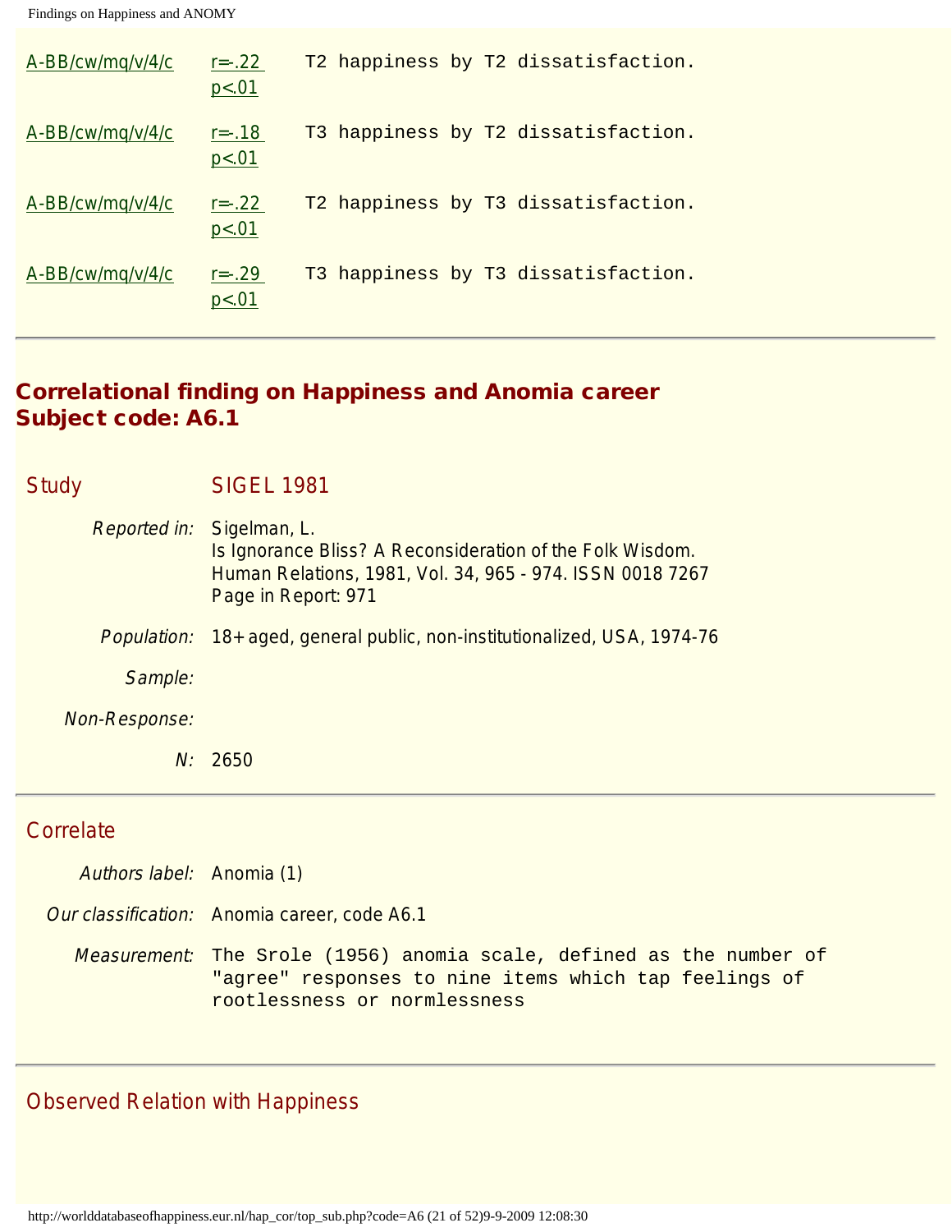| | | |
|---|---|---|
| A-BB/cw/mq/v/4/c | r=-.22 p<.01 | T2 happiness by T2 dissatisfaction. |
| A-BB/cw/mq/v/4/c | r=-.18 p<.01 | T3 happiness by T2 dissatisfaction. |
| A-BB/cw/mq/v/4/c | r=-.22 p<.01 | T2 happiness by T3 dissatisfaction. |
| A-BB/cw/mq/v/4/c | r=-.29 p<.01 | T3 happiness by T3 dissatisfaction. |

---

## Correlational finding on Happiness and Anomia career
## Subject code: A6.1

### Study

SIGEL 1981

*Reported in:* Sigelman, L.
Is Ignorance Bliss? A Reconsideration of the Folk Wisdom.
Human Relations, 1981, Vol. 34, 965 - 974. ISSN 0018 7267
Page in Report: 971

*Population:* 18+ aged, general public, non-institutionalized, USA, 1974-76

*Sample:*

*Non-Response:*

*N:* 2650

---

### Correlate

*Authors label:* Anomia (1)

*Our classification:* Anomia career, code A6.1

*Measurement:* The Srole (1956) anomia scale, defined as the number of "agree" responses to nine items which tap feelings of rootlessness or normlessness

---

### Observed Relation with Happiness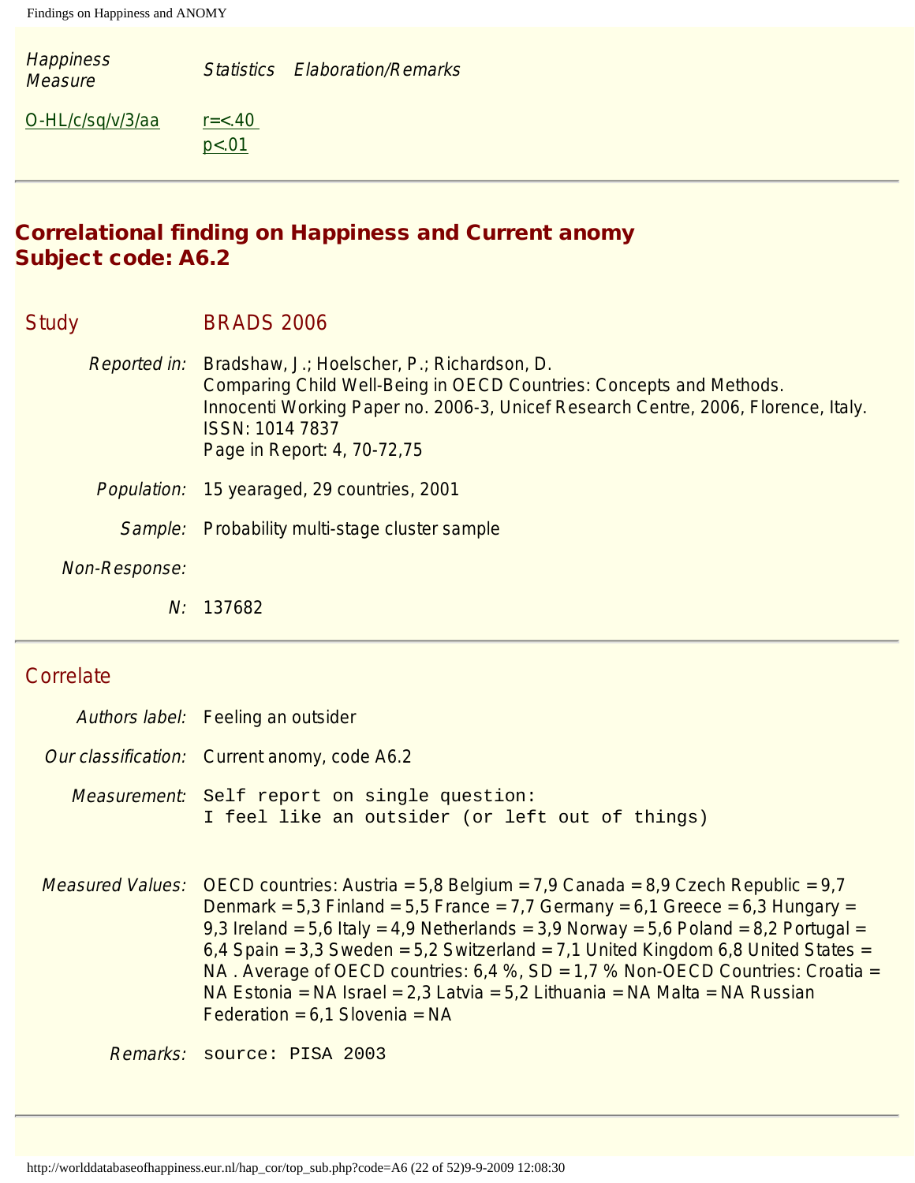| *Happiness Measure* | *Statistics* | *Elaboration/Remarks* |
|---|---|---|
| O-HL/c/sq/v/3/aa | r=<.40<br>p<.01 | |

## Correlational finding on Happiness and Current anomy
## Subject code: A6.2

### Study BRADS 2006

*Reported in:* Bradshaw, J.; Hoelscher, P.; Richardson, D.
Comparing Child Well-Being in OECD Countries: Concepts and Methods.
Innocenti Working Paper no. 2006-3, Unicef Research Centre, 2006, Florence, Italy.
ISSN: 1014 7837
Page in Report: 4, 70-72,75

*Population:* 15 yearaged, 29 countries, 2001

*Sample:* Probability multi-stage cluster sample

*Non-Response:*

*N:* 137682

### Correlate

*Authors label:* Feeling an outsider

*Our classification:* Current anomy, code A6.2

*Measurement:*
```
Self report on single question:
I feel like an outsider (or left out of things)
```

*Measured Values:* OECD countries: Austria = 5,8 Belgium = 7,9 Canada = 8,9 Czech Republic = 9,7 Denmark = 5,3 Finland = 5,5 France = 7,7 Germany = 6,1 Greece = 6,3 Hungary = 9,3 Ireland = 5,6 Italy = 4,9 Netherlands = 3,9 Norway = 5,6 Poland = 8,2 Portugal = 6,4 Spain = 3,3 Sweden = 5,2 Switzerland = 7,1 United Kingdom 6,8 United States = NA . Average of OECD countries: 6,4 %, SD = 1,7 % Non-OECD Countries: Croatia = NA Estonia = NA Israel = 2,3 Latvia = 5,2 Lithuania = NA Malta = NA Russian Federation = 6,1 Slovenia = NA

*Remarks:* `source: PISA 2003`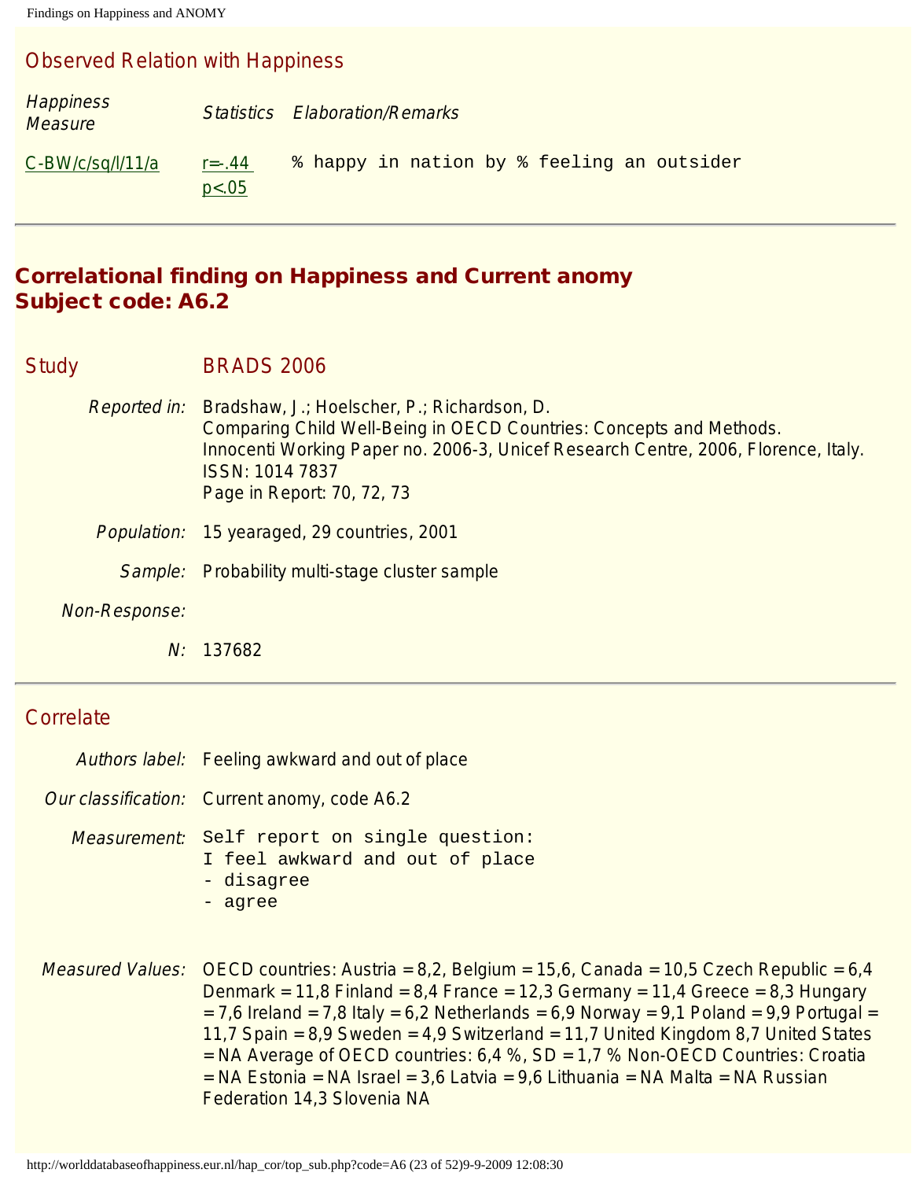## Observed Relation with Happiness

| *Happiness Measure* | *Statistics* | *Elaboration/Remarks* |
|---|---|---|
| C-BW/c/sq/l/11/a | r=-.44 p<.05 | % happy in nation by % feeling an outsider |

---

# Correlational finding on Happiness and Current anomy
# Subject code: A6.2

## Study BRADS 2006

*Reported in:* Bradshaw, J.; Hoelscher, P.; Richardson, D.
Comparing Child Well-Being in OECD Countries: Concepts and Methods.
Innocenti Working Paper no. 2006-3, Unicef Research Centre, 2006, Florence, Italy.
ISSN: 1014 7837
Page in Report: 70, 72, 73

*Population:* 15 yearaged, 29 countries, 2001

*Sample:* Probability multi-stage cluster sample

*Non-Response:*

*N:* 137682

---

## Correlate

*Authors label:* Feeling awkward and out of place

*Our classification:* Current anomy, code A6.2

*Measurement:*

```
Self report on single question:
I feel awkward and out of place
- disagree
- agree
```

*Measured Values:* OECD countries: Austria = 8,2, Belgium = 15,6, Canada = 10,5 Czech Republic = 6,4 Denmark = 11,8 Finland = 8,4 France = 12,3 Germany = 11,4 Greece = 8,3 Hungary = 7,6 Ireland = 7,8 Italy = 6,2 Netherlands = 6,9 Norway = 9,1 Poland = 9,9 Portugal = 11,7 Spain = 8,9 Sweden = 4,9 Switzerland = 11,7 United Kingdom 8,7 United States = NA Average of OECD countries: 6,4 %, SD = 1,7 % Non-OECD Countries: Croatia = NA Estonia = NA Israel = 3,6 Latvia = 9,6 Lithuania = NA Malta = NA Russian Federation 14,3 Slovenia NA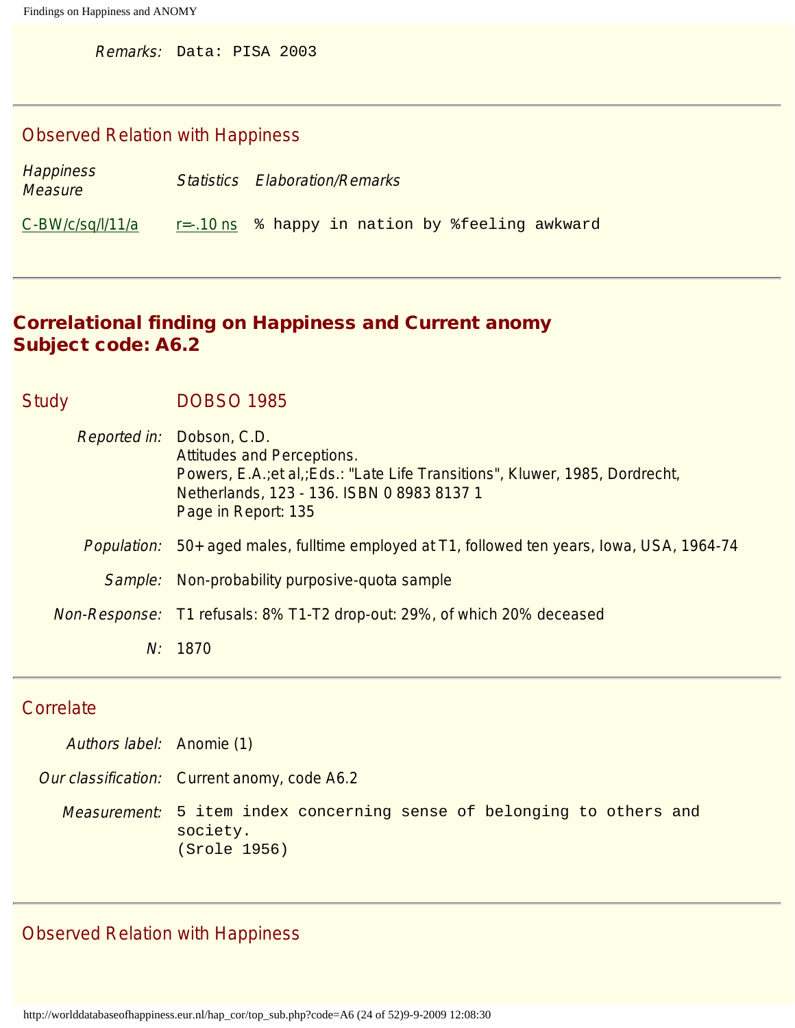*Remarks:* Data: PISA 2003

## Observed Relation with Happiness

| *Happiness Measure* | *Statistics* | *Elaboration/Remarks* |
|---|---|---|
| C-BW/c/sq/l/11/a | r=-.10 ns | % happy in nation by %feeling awkward |

# Correlational finding on Happiness and Current anomy
# Subject code: A6.2

## Study DOBSO 1985

*Reported in:* Dobson, C.D.
Attitudes and Perceptions.
Powers, E.A.;et al,;Eds.: "Late Life Transitions", Kluwer, 1985, Dordrecht, Netherlands, 123 - 136. ISBN 0 8983 8137 1
Page in Report: 135

*Population:* 50+ aged males, fulltime employed at T1, followed ten years, Iowa, USA, 1964-74

*Sample:* Non-probability purposive-quota sample

*Non-Response:* T1 refusals: 8% T1-T2 drop-out: 29%, of which 20% deceased

*N:* 1870

## Correlate

*Authors label:* Anomie (1)

*Our classification:* Current anomy, code A6.2

*Measurement:* 5 item index concerning sense of belonging to others and society.
(Srole 1956)

## Observed Relation with Happiness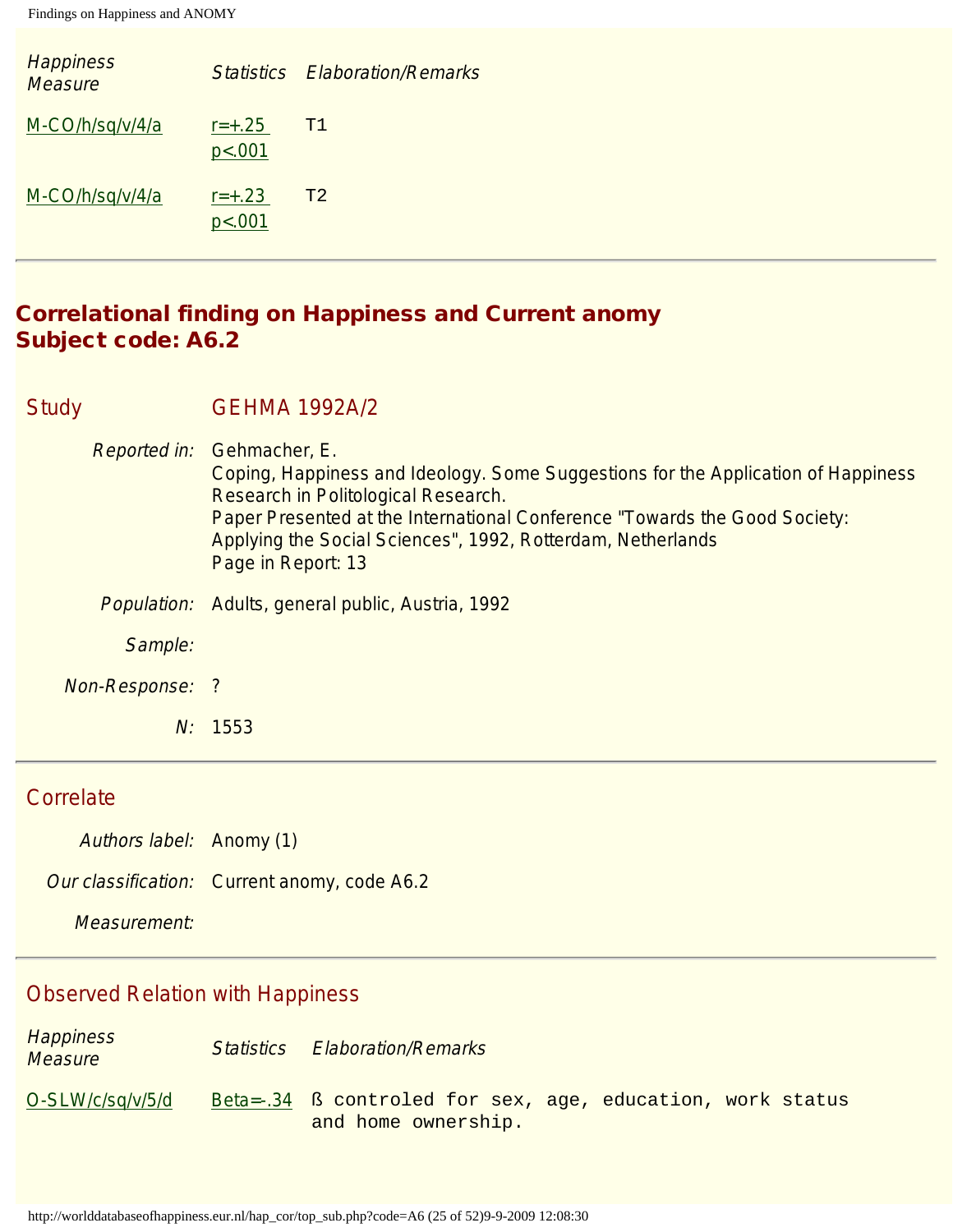| Happiness Measure | Statistics | Elaboration/Remarks |
|---|---|---|
| M-CO/h/sq/v/4/a | r=+.25 p<.001 | T1 |
| M-CO/h/sq/v/4/a | r=+.23 p<.001 | T2 |

## Correlational finding on Happiness and Current anomy
## Subject code: A6.2

### Study GEHMA 1992A/2

*Reported in:* Gehmacher, E.
Coping, Happiness and Ideology. Some Suggestions for the Application of Happiness Research in Politological Research.
Paper Presented at the International Conference "Towards the Good Society: Applying the Social Sciences", 1992, Rotterdam, Netherlands
Page in Report: 13

*Population:* Adults, general public, Austria, 1992

*Sample:*

*Non-Response:* ?

*N:* 1553

### Correlate

*Authors label:* Anomy (1)

*Our classification:* Current anomy, code A6.2

*Measurement:*

### Observed Relation with Happiness

| Happiness Measure | Statistics | Elaboration/Remarks |
|---|---|---|
| O-SLW/c/sq/v/5/d | Beta=-.34 | ß controled for sex, age, education, work status and home ownership. |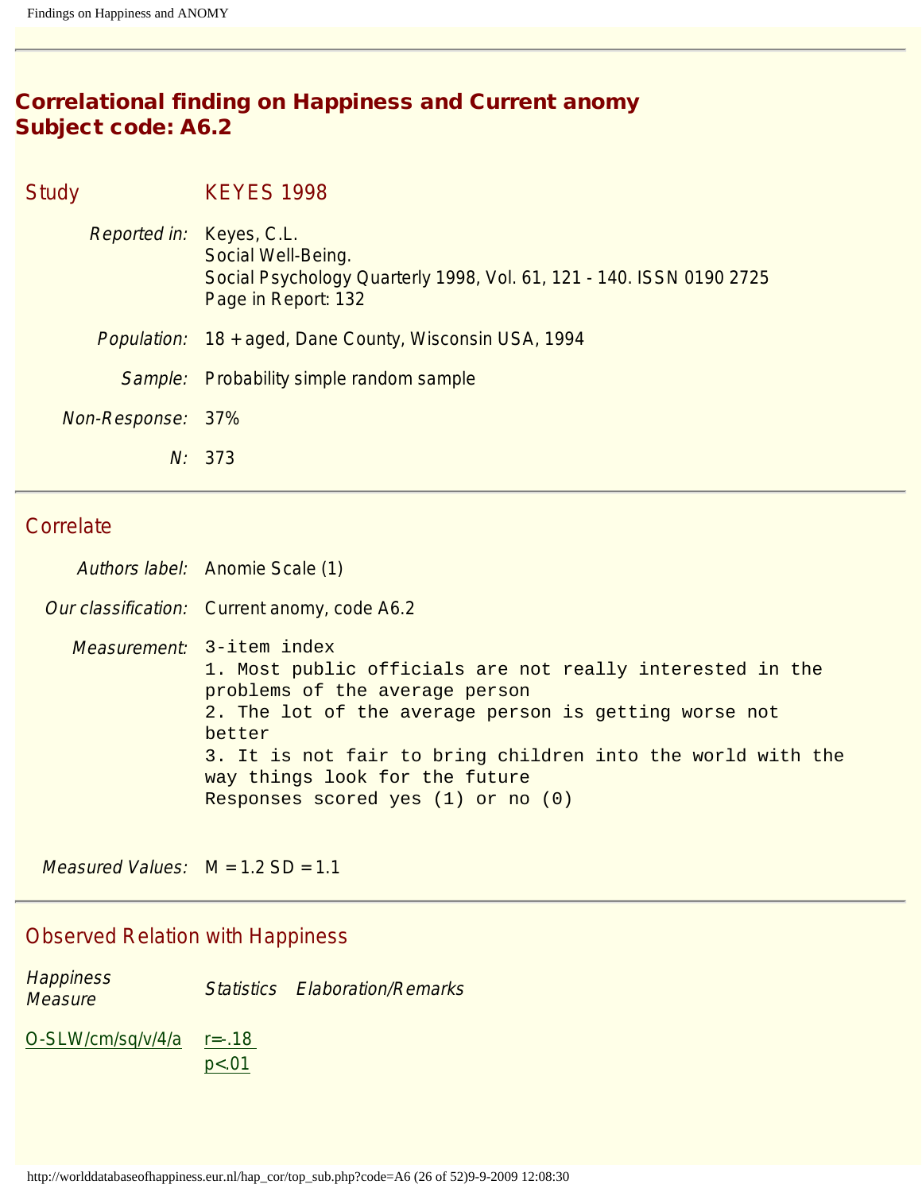## Correlational finding on Happiness and Current anomy
## Subject code: A6.2

### Study KEYES 1998

*Reported in:* Keyes, C.L.
Social Well-Being.
Social Psychology Quarterly 1998, Vol. 61, 121 - 140. ISSN 0190 2725
Page in Report: 132

*Population:* 18 + aged, Dane County, Wisconsin USA, 1994

*Sample:* Probability simple random sample

*Non-Response:* 37%

*N:* 373

### Correlate

*Authors label:* Anomie Scale (1)

*Our classification:* Current anomy, code A6.2

*Measurement:*
```
3-item index
1. Most public officials are not really interested in the
problems of the average person
2. The lot of the average person is getting worse not
better
3. It is not fair to bring children into the world with the
way things look for the future
Responses scored yes (1) or no (0)
```

*Measured Values:* M = 1.2 SD = 1.1

### Observed Relation with Happiness

| *Happiness Measure* | *Statistics* | *Elaboration/Remarks* |
|---|---|---|
| O-SLW/cm/sq/v/4/a | $r=-.18$ <br> $p<.01$ | |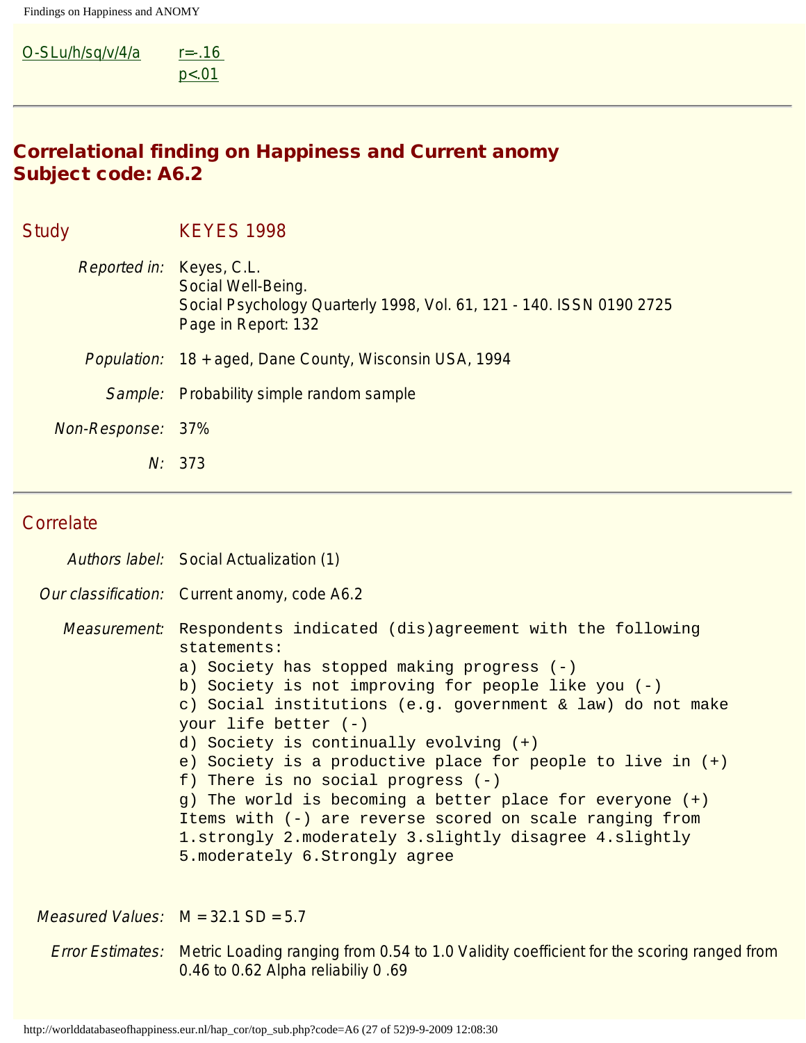| | |
|---|---|
| O-SLu/h/sq/v/4/a | r=-.16<br>p<.01 |

---

## Correlational finding on Happiness and Current anomy
## Subject code: A6.2

**Study** KEYES 1998

*Reported in:* Keyes, C.L.
Social Well-Being.
Social Psychology Quarterly 1998, Vol. 61, 121 - 140. ISSN 0190 2725
Page in Report: 132

*Population:* 18 + aged, Dane County, Wisconsin USA, 1994

*Sample:* Probability simple random sample

*Non-Response:* 37%

*N:* 373

---

**Correlate**

*Authors label:* Social Actualization (1)

*Our classification:* Current anomy, code A6.2

*Measurement:*

```
Respondents indicated (dis)agreement with the following
statements:
a) Society has stopped making progress (-)
b) Society is not improving for people like you (-)
c) Social institutions (e.g. government & law) do not make
your life better (-)
d) Society is continually evolving (+)
e) Society is a productive place for people to live in (+)
f) There is no social progress (-)
g) The world is becoming a better place for everyone (+)
Items with (-) are reverse scored on scale ranging from
1.strongly 2.moderately 3.slightly disagree 4.slightly
5.moderately 6.Strongly agree
```

*Measured Values:* M = 32.1 SD = 5.7

*Error Estimates:* Metric Loading ranging from 0.54 to 1.0 Validity coefficient for the scoring ranged from 0.46 to 0.62 Alpha reliabiliy 0 .69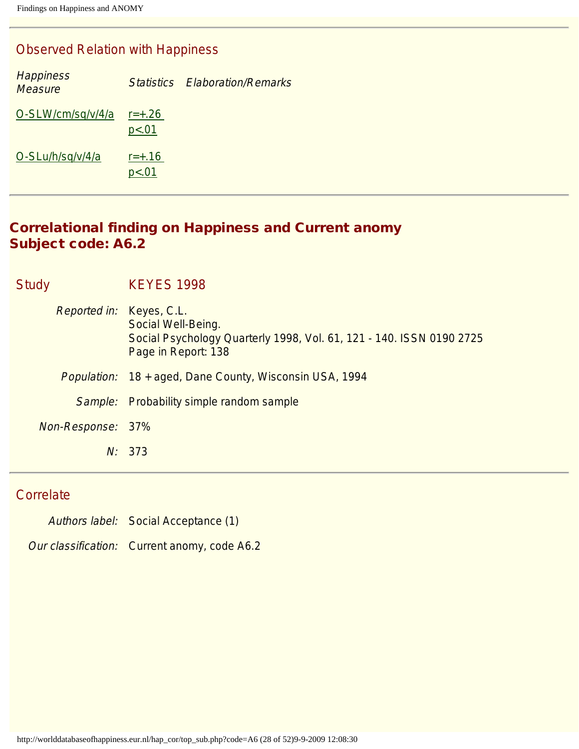## Observed Relation with Happiness

| *Happiness Measure* | *Statistics* | *Elaboration/Remarks* |
|---|---|---|
| O-SLW/cm/sq/v/4/a | $r=+.26$ $p<.01$ | |
| O-SLu/h/sq/v/4/a | $r=+.16$ $p<.01$ | |

# Correlational finding on Happiness and Current anomy
# Subject code: A6.2

## Study KEYES 1998

*Reported in:* Keyes, C.L.
Social Well-Being.
Social Psychology Quarterly 1998, Vol. 61, 121 - 140. ISSN 0190 2725
Page in Report: 138

*Population:* 18 + aged, Dane County, Wisconsin USA, 1994

*Sample:* Probability simple random sample

*Non-Response:* 37%

*N:* 373

## Correlate

*Authors label:* Social Acceptance (1)

*Our classification:* Current anomy, code A6.2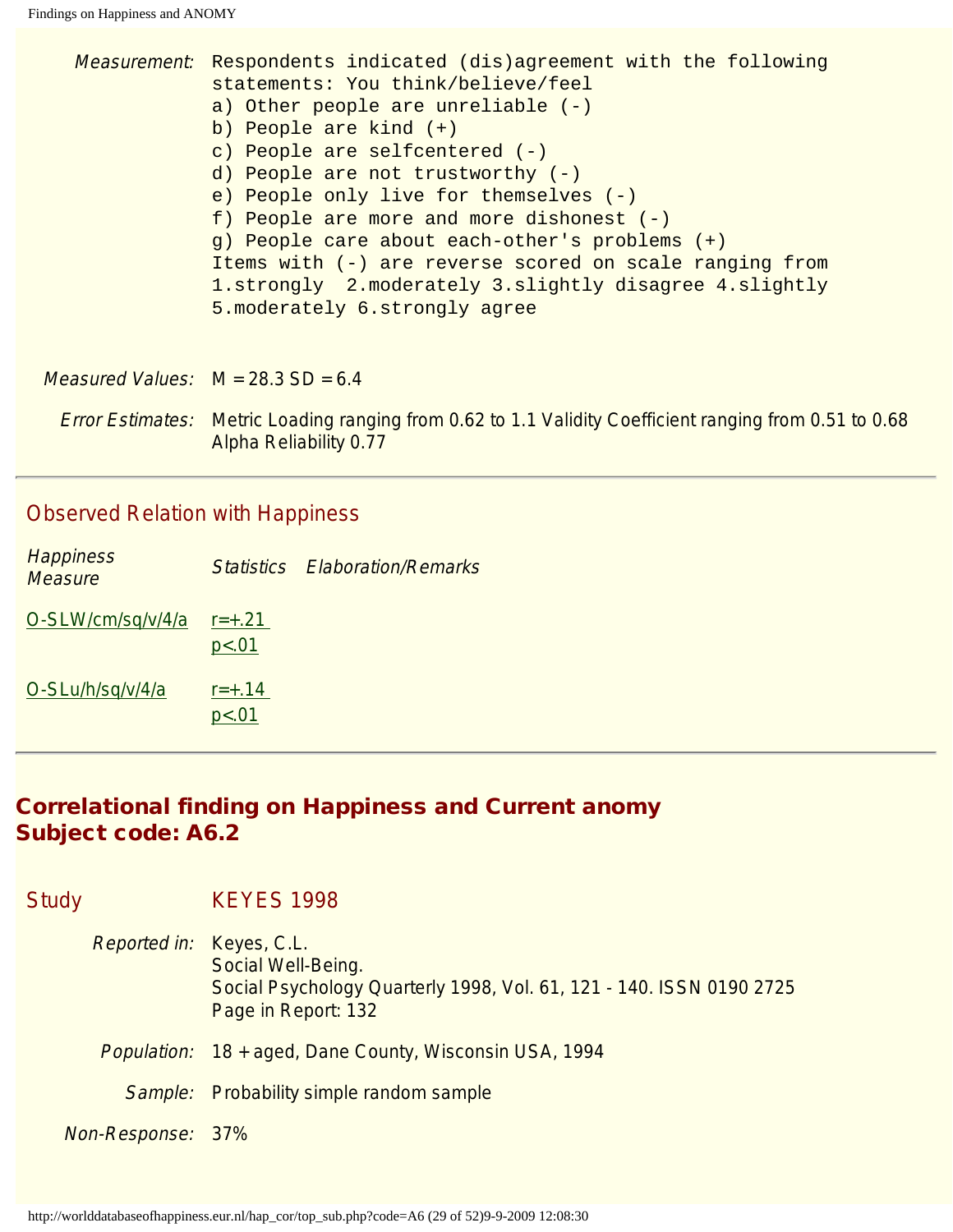*Measurement:* Respondents indicated (dis)agreement with the following statements: You think/believe/feel
a) Other people are unreliable (-)
b) People are kind (+)
c) People are selfcentered (-)
d) People are not trustworthy (-)
e) People only live for themselves (-)
f) People are more and more dishonest (-)
g) People care about each-other's problems (+)
Items with (-) are reverse scored on scale ranging from 1.strongly 2.moderately 3.slightly disagree 4.slightly 5.moderately 6.strongly agree

*Measured Values:* M = 28.3 SD = 6.4

*Error Estimates:* Metric Loading ranging from 0.62 to 1.1 Validity Coefficient ranging from 0.51 to 0.68 Alpha Reliability 0.77

---

## Observed Relation with Happiness

| *Happiness Measure* | *Statistics* | *Elaboration/Remarks* |
|---|---|---|
| O-SLW/cm/sq/v/4/a | r=+.21 p<.01 | |
| O-SLu/h/sq/v/4/a | r=+.14 p<.01 | |

---

## Correlational finding on Happiness and Current anomy
## Subject code: A6.2

### Study KEYES 1998

*Reported in:* Keyes, C.L.
Social Well-Being.
Social Psychology Quarterly 1998, Vol. 61, 121 - 140. ISSN 0190 2725
Page in Report: 132

*Population:* 18 + aged, Dane County, Wisconsin USA, 1994

*Sample:* Probability simple random sample

*Non-Response:* 37%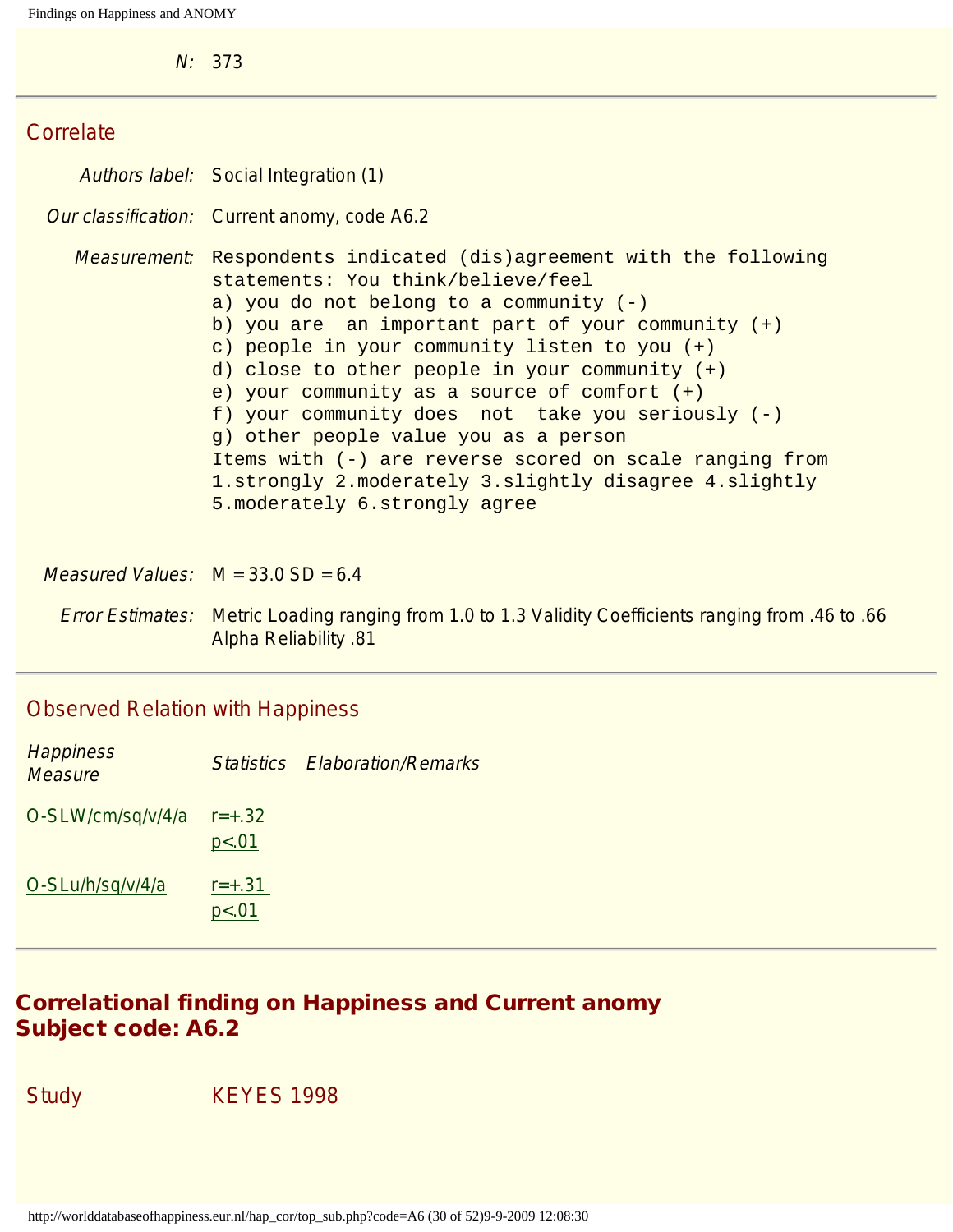*N:* 373

## Correlate

*Authors label:* Social Integration (1)

*Our classification:* Current anomy, code A6.2

*Measurement:*

```
Respondents indicated (dis)agreement with the following
statements: You think/believe/feel
a) you do not belong to a community (-)
b) you are  an important part of your community (+)
c) people in your community listen to you (+)
d) close to other people in your community (+)
e) your community as a source of comfort (+)
f) your community does  not  take you seriously (-)
g) other people value you as a person
Items with (-) are reverse scored on scale ranging from
1.strongly 2.moderately 3.slightly disagree 4.slightly
5.moderately 6.strongly agree
```

*Measured Values:* M = 33.0 SD = 6.4

*Error Estimates:* Metric Loading ranging from 1.0 to 1.3 Validity Coefficients ranging from .46 to .66 Alpha Reliability .81

## Observed Relation with Happiness

| Happiness Measure | Statistics | Elaboration/Remarks |
|---|---|---|
| O-SLW/cm/sq/v/4/a | r=+.32 $p<.01$ | |
| O-SLu/h/sq/v/4/a | r=+.31 $p<.01$ | |

# Correlational finding on Happiness and Current anomy
# Subject code: A6.2

Study KEYES 1998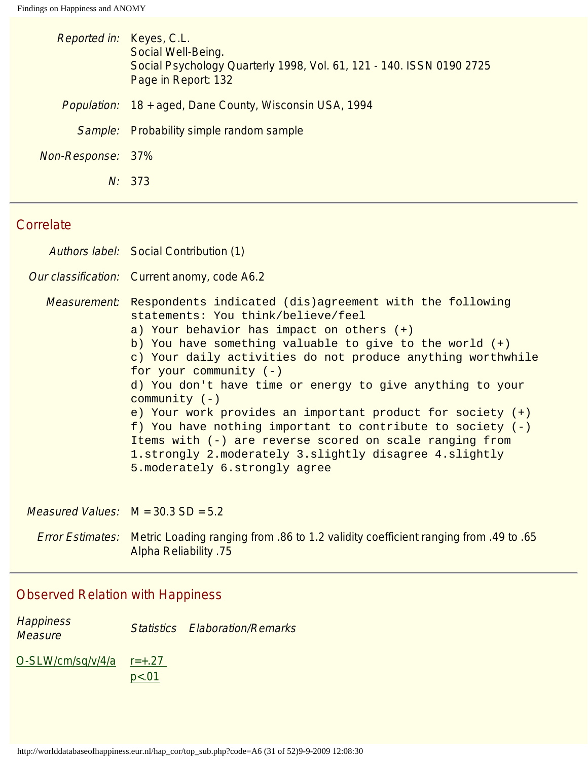*Reported in:* Keyes, C.L.
Social Well-Being.
Social Psychology Quarterly 1998, Vol. 61, 121 - 140. ISSN 0190 2725
Page in Report: 132

*Population:* 18 + aged, Dane County, Wisconsin USA, 1994

*Sample:* Probability simple random sample

*Non-Response:* 37%

*N:* 373

---

## Correlate

*Authors label:* Social Contribution (1)

*Our classification:* Current anomy, code A6.2

*Measurement:*

```
Respondents indicated (dis)agreement with the following
statements: You think/believe/feel
a) Your behavior has impact on others (+)
b) You have something valuable to give to the world (+)
c) Your daily activities do not produce anything worthwhile
for your community (-)
d) You don't have time or energy to give anything to your
community (-)
e) Your work provides an important product for society (+)
f) You have nothing important to contribute to society (-)
Items with (-) are reverse scored on scale ranging from
1.strongly 2.moderately 3.slightly disagree 4.slightly
5.moderately 6.strongly agree
```

*Measured Values:* M = 30.3 SD = 5.2

*Error Estimates:* Metric Loading ranging from .86 to 1.2 validity coefficient ranging from .49 to .65
Alpha Reliability .75

---

## Observed Relation with Happiness

| *Happiness Measure* | *Statistics* | *Elaboration/Remarks* |
|---|---|---|
| O-SLW/cm/sq/v/4/a | r=+.27 <br> p<.01 | |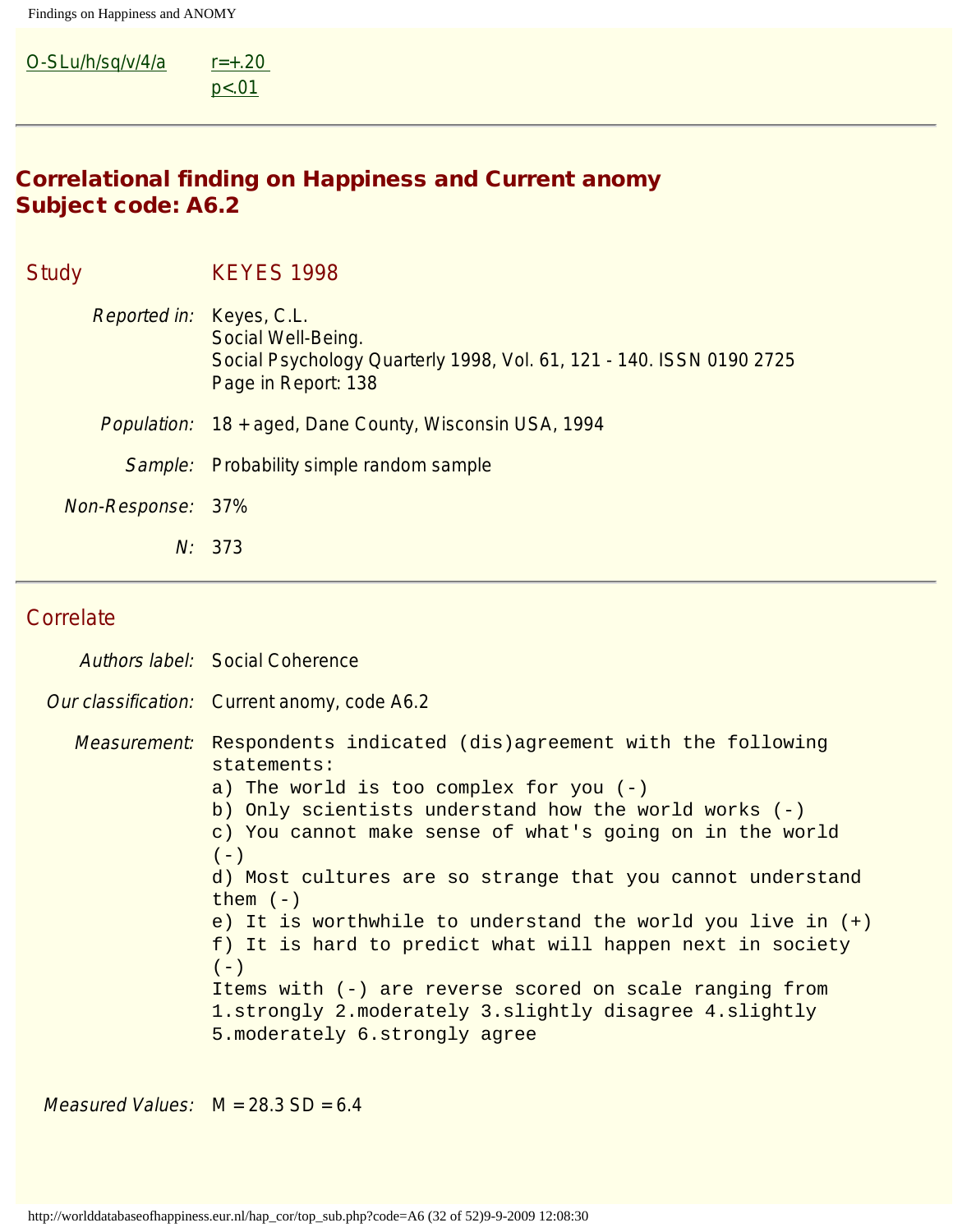| O-SLu/h/sq/v/4/a | r=+.20 p<.01 |
|---|---|

---

## Correlational finding on Happiness and Current anomy
## Subject code: A6.2

**Study** KEYES 1998

*Reported in:* Keyes, C.L.
Social Well-Being.
Social Psychology Quarterly 1998, Vol. 61, 121 - 140. ISSN 0190 2725
Page in Report: 138

*Population:* 18 + aged, Dane County, Wisconsin USA, 1994

*Sample:* Probability simple random sample

*Non-Response:* 37%

*N:* 373

---

**Correlate**

*Authors label:* Social Coherence

*Our classification:* Current anomy, code A6.2

*Measurement:*

```
Respondents indicated (dis)agreement with the following
statements:
a) The world is too complex for you (-)
b) Only scientists understand how the world works (-)
c) You cannot make sense of what's going on in the world
(-)
d) Most cultures are so strange that you cannot understand
them (-)
e) It is worthwhile to understand the world you live in (+)
f) It is hard to predict what will happen next in society
(-)
Items with (-) are reverse scored on scale ranging from
1.strongly 2.moderately 3.slightly disagree 4.slightly
5.moderately 6.strongly agree
```

*Measured Values:* M = 28.3 SD = 6.4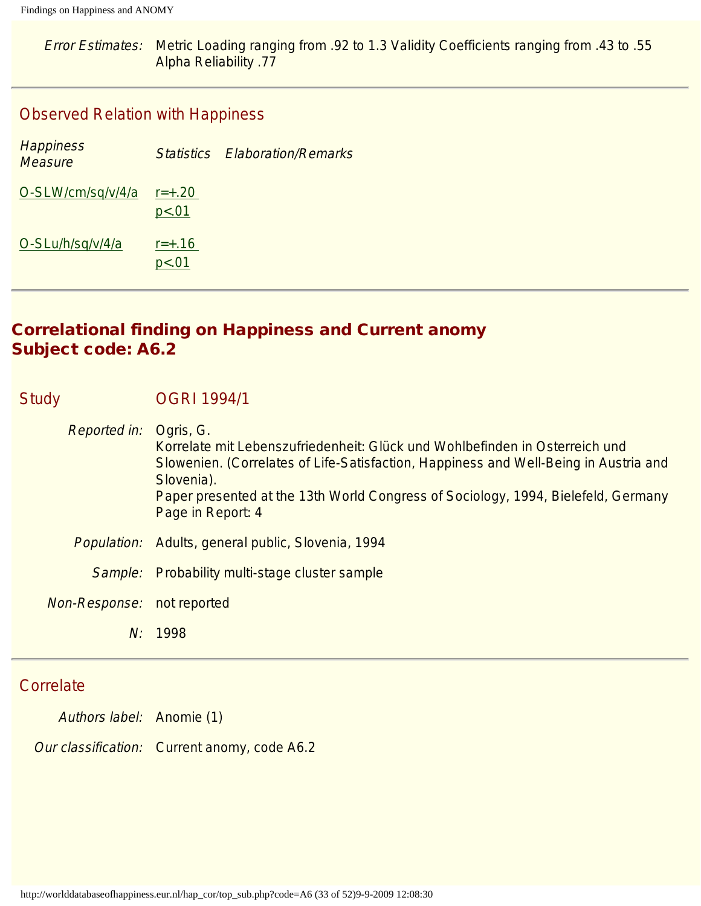*Error Estimates:* Metric Loading ranging from .92 to 1.3 Validity Coefficients ranging from .43 to .55 Alpha Reliability .77

## Observed Relation with Happiness

| *Happiness Measure* | *Statistics* | *Elaboration/Remarks* |
|---|---|---|
| O-SLW/cm/sq/v/4/a | r=+.20 p<.01 | |
| O-SLu/h/sq/v/4/a | r=+.16 p<.01 | |

## Correlational finding on Happiness and Current anomy
## Subject code: A6.2

### Study OGRI 1994/1

*Reported in:* Ogris, G.
Korrelate mit Lebenszufriedenheit: Glück und Wohlbefinden in Osterreich und Slowenien. (Correlates of Life-Satisfaction, Happiness and Well-Being in Austria and Slovenia).
Paper presented at the 13th World Congress of Sociology, 1994, Bielefeld, Germany
Page in Report: 4

*Population:* Adults, general public, Slovenia, 1994

*Sample:* Probability multi-stage cluster sample

*Non-Response:* not reported

*N:* 1998

### Correlate

*Authors label:* Anomie (1)

*Our classification:* Current anomy, code A6.2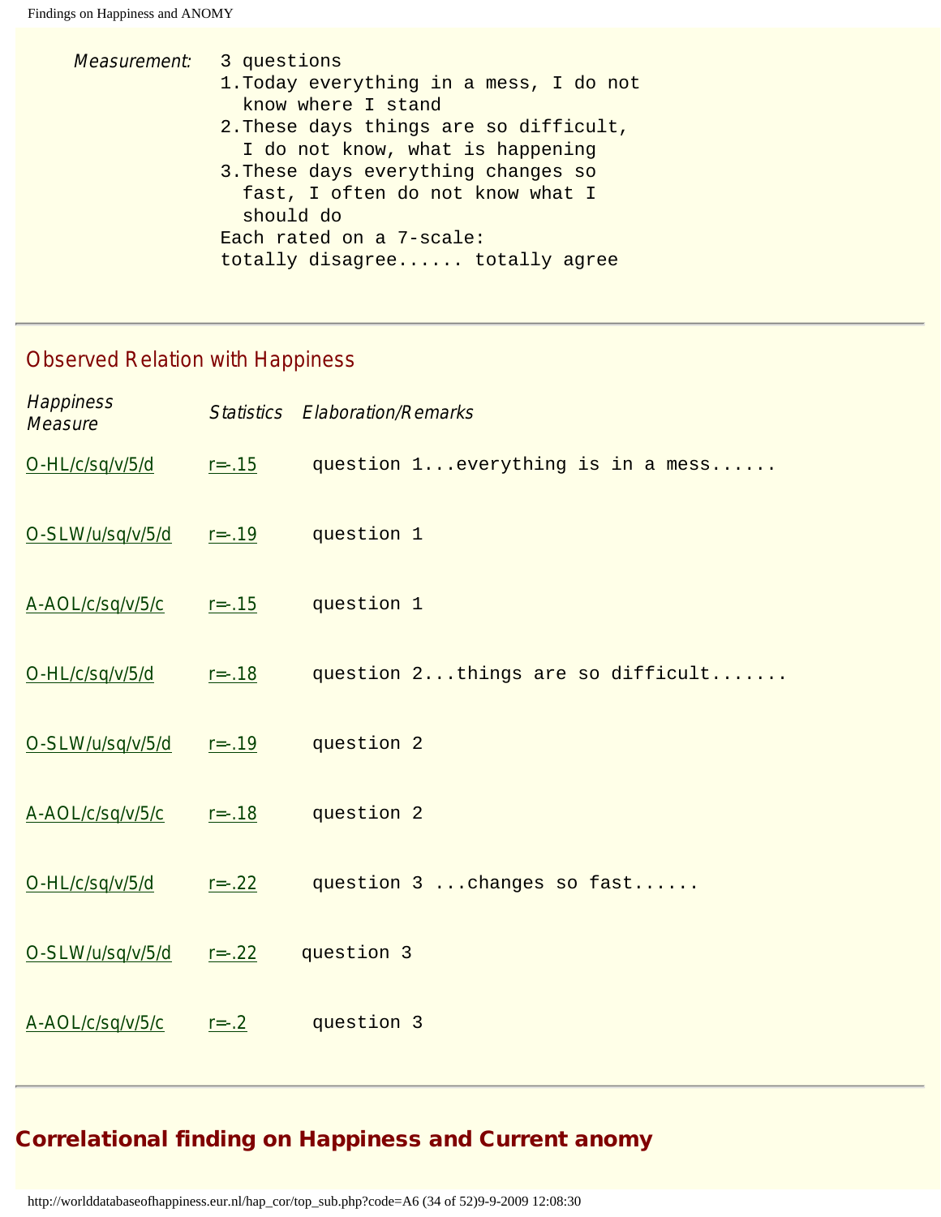*Measurement:*

```
3 questions
1.Today everything in a mess, I do not
  know where I stand
2.These days things are so difficult,
  I do not know, what is happening
3.These days everything changes so
  fast, I often do not know what I
  should do
Each rated on a 7-scale:
totally disagree...... totally agree
```

---

## Observed Relation with Happiness

| *Happiness Measure* | *Statistics* | *Elaboration/Remarks* |
|---|---|---|
| O-HL/c/sq/v/5/d | r=-.15 | question 1...everything is in a mess...... |
| O-SLW/u/sq/v/5/d | r=-.19 | question 1 |
| A-AOL/c/sq/v/5/c | r=-.15 | question 1 |
| O-HL/c/sq/v/5/d | r=-.18 | question 2...things are so difficult....... |
| O-SLW/u/sq/v/5/d | r=-.19 | question 2 |
| A-AOL/c/sq/v/5/c | r=-.18 | question 2 |
| O-HL/c/sq/v/5/d | r=-.22 | question 3 ...changes so fast...... |
| O-SLW/u/sq/v/5/d | r=-.22 | question 3 |
| A-AOL/c/sq/v/5/c | r=-.2 | question 3 |

---

## Correlational finding on Happiness and Current anomy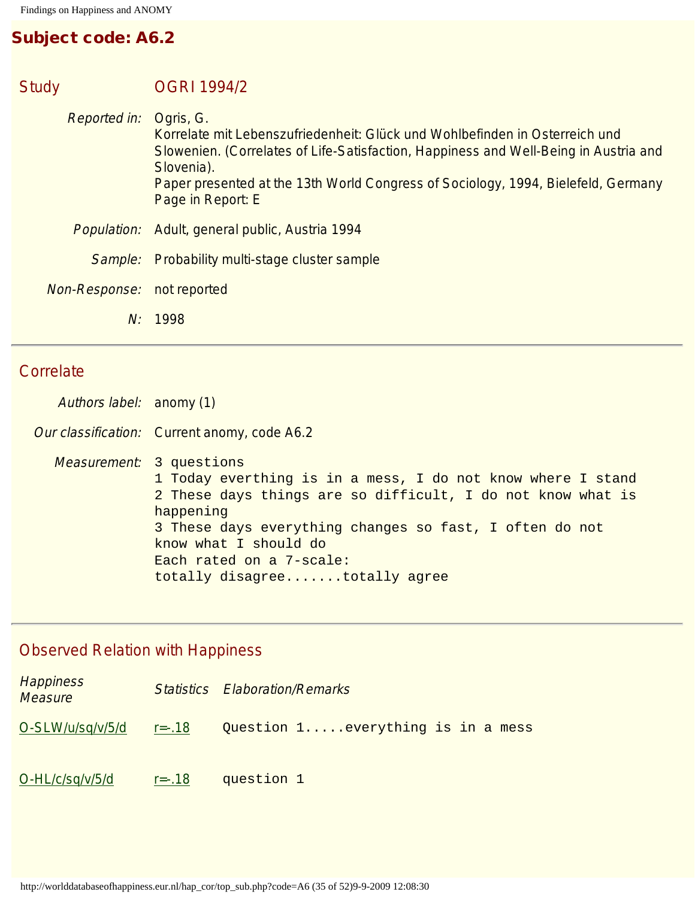## Subject code: A6.2

### Study OGRI 1994/2

*Reported in:* Ogris, G.
Korrelate mit Lebenszufriedenheit: Glück und Wohlbefinden in Osterreich und Slowenien. (Correlates of Life-Satisfaction, Happiness and Well-Being in Austria and Slovenia).
Paper presented at the 13th World Congress of Sociology, 1994, Bielefeld, Germany
Page in Report: E

*Population:* Adult, general public, Austria 1994

*Sample:* Probability multi-stage cluster sample

*Non-Response:* not reported

*N:* 1998

---

### Correlate

*Authors label:* anomy (1)

*Our classification:* Current anomy, code A6.2

*Measurement:*
```
3 questions
1 Today everthing is in a mess, I do not know where I stand
2 These days things are so difficult, I do not know what is
happening
3 These days everything changes so fast, I often do not
know what I should do
Each rated on a 7-scale:
totally disagree.......totally agree
```

---

### Observed Relation with Happiness

| *Happiness Measure* | *Statistics* | *Elaboration/Remarks* |
|---|---|---|
| O-SLW/u/sq/v/5/d | r=-.18 | Question 1.....everything is in a mess |
| O-HL/c/sq/v/5/d | r=-.18 | question 1 |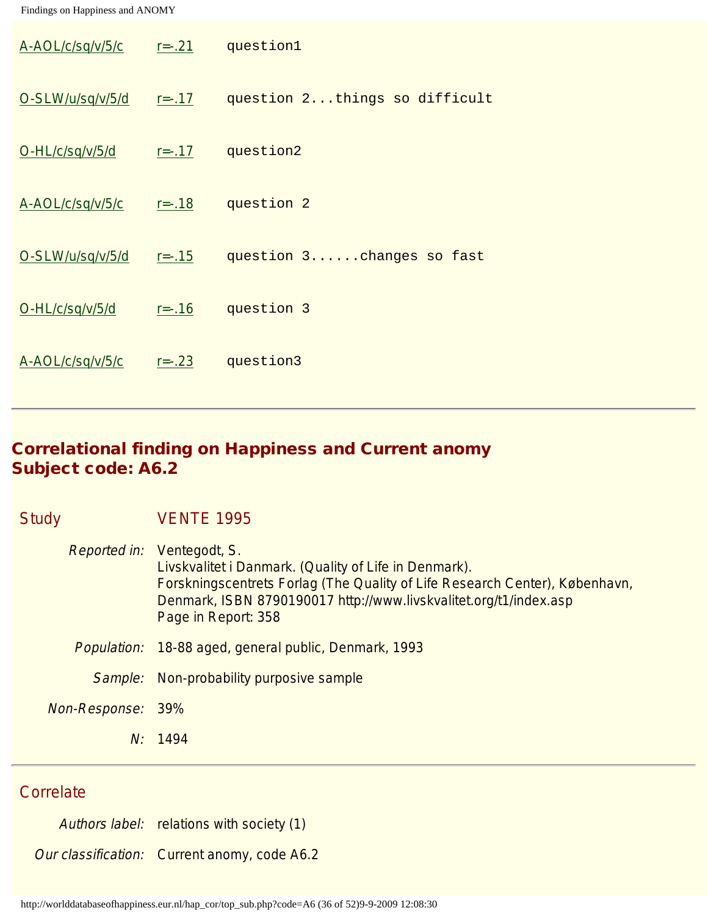| | | |
|---|---|---|
| A-AOL/c/sq/v/5/c | r=-.21 | question1 |
| O-SLW/u/sq/v/5/d | r=-.17 | question 2...things so difficult |
| O-HL/c/sq/v/5/d | r=-.17 | question2 |
| A-AOL/c/sq/v/5/c | r=-.18 | question 2 |
| O-SLW/u/sq/v/5/d | r=-.15 | question 3......changes so fast |
| O-HL/c/sq/v/5/d | r=-.16 | question 3 |
| A-AOL/c/sq/v/5/c | r=-.23 | question3 |

---

## Correlational finding on Happiness and Current anomy
## Subject code: A6.2

### Study VENTE 1995

*Reported in:* Ventegodt, S.
Livskvalitet i Danmark. (Quality of Life in Denmark).
Forskningscentrets Forlag (The Quality of Life Research Center), København, Denmark, ISBN 8790190017 http://www.livskvalitet.org/t1/index.asp
Page in Report: 358

*Population:* 18-88 aged, general public, Denmark, 1993

*Sample:* Non-probability purposive sample

*Non-Response:* 39%

*N:* 1494

---

### Correlate

*Authors label:* relations with society (1)

*Our classification:* Current anomy, code A6.2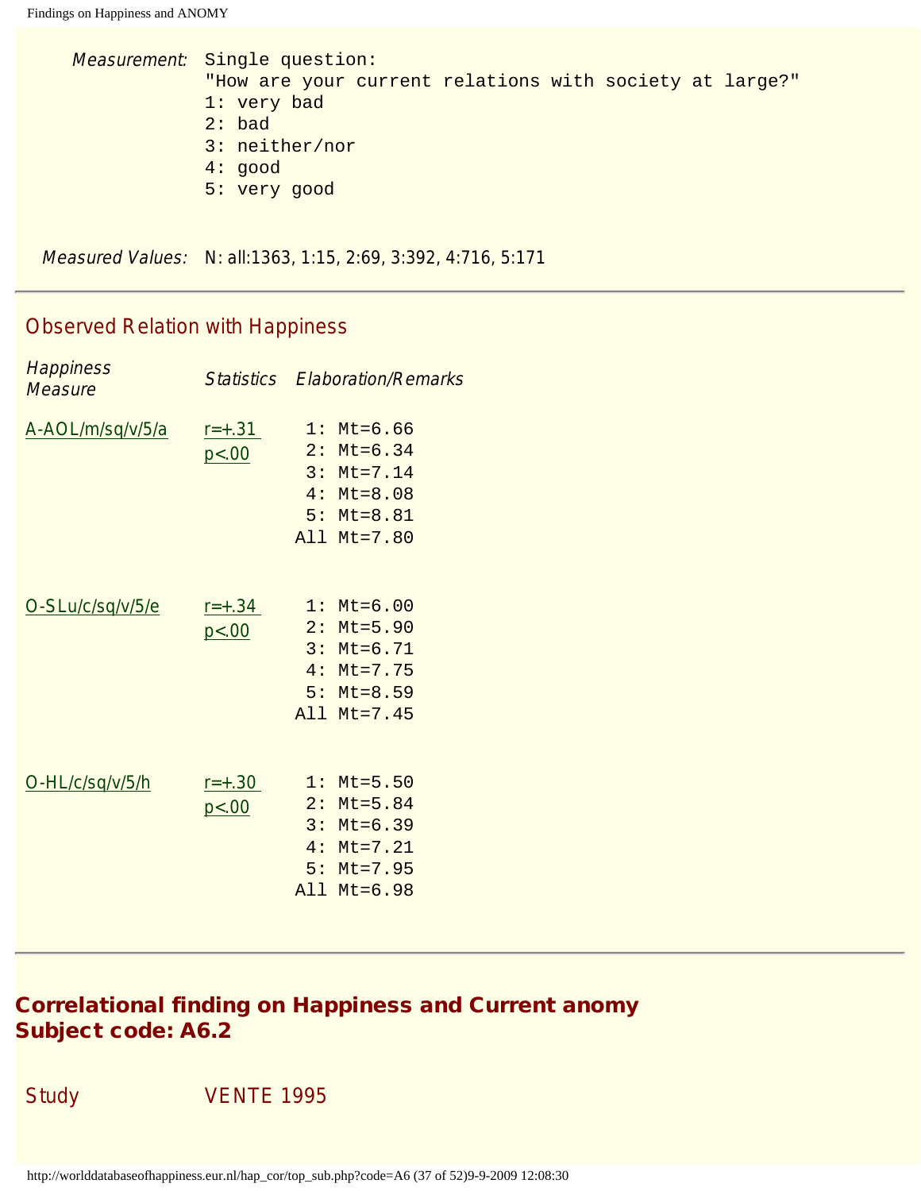*Measurement:* Single question:
"How are your current relations with society at large?"
1: very bad
2: bad
3: neither/nor
4: good
5: very good

*Measured Values:* N: all:1363, 1:15, 2:69, 3:392, 4:716, 5:171

## Observed Relation with Happiness

| *Happiness Measure* | *Statistics* | *Elaboration/Remarks* |
|---|---|---|
| A-AOL/m/sq/v/5/a | r=+.31 p<.00 | 1: Mt=6.66<br>2: Mt=6.34<br>3: Mt=7.14<br>4: Mt=8.08<br>5: Mt=8.81<br>All Mt=7.80 |
| O-SLu/c/sq/v/5/e | r=+.34 p<.00 | 1: Mt=6.00<br>2: Mt=5.90<br>3: Mt=6.71<br>4: Mt=7.75<br>5: Mt=8.59<br>All Mt=7.45 |
| O-HL/c/sq/v/5/h | r=+.30 p<.00 | 1: Mt=5.50<br>2: Mt=5.84<br>3: Mt=6.39<br>4: Mt=7.21<br>5: Mt=7.95<br>All Mt=6.98 |

## **Correlational finding on Happiness and Current anomy**
## **Subject code: A6.2**

Study VENTE 1995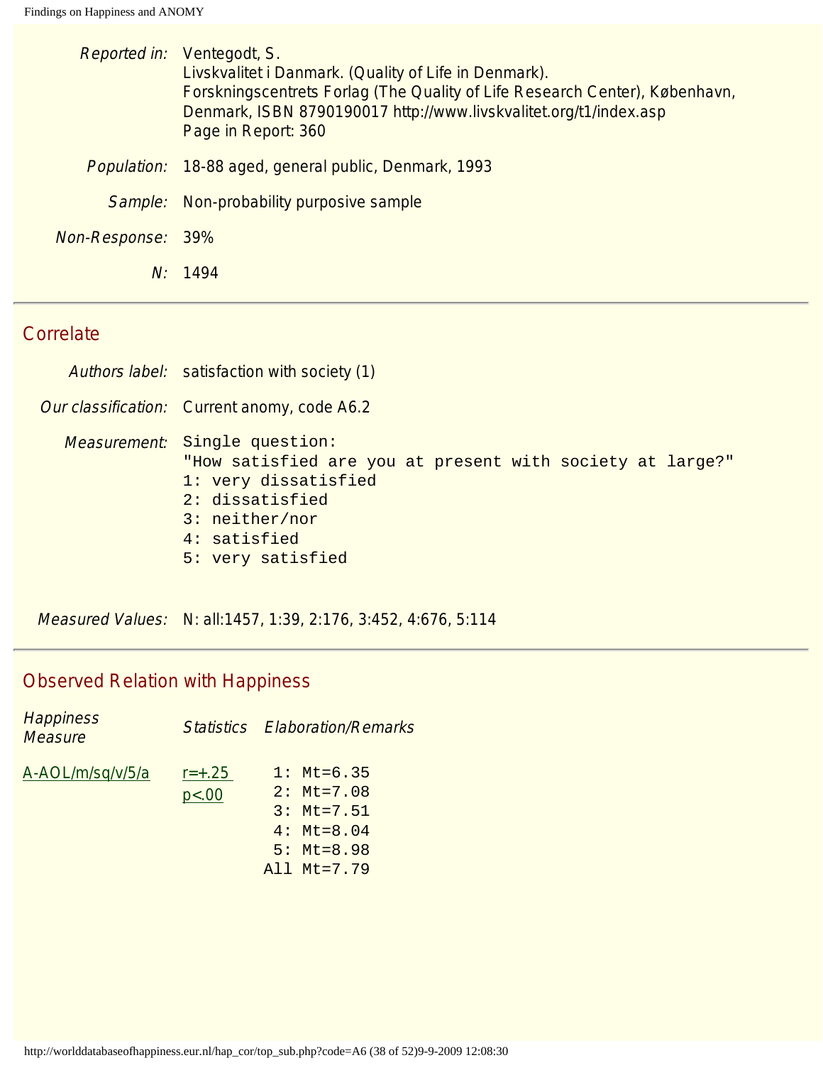| | |
|---|---|
| *Reported in:* | Ventegodt, S.<br>Livskvalitet i Danmark. (Quality of Life in Denmark).<br>Forskningscentrets Forlag (The Quality of Life Research Center), København, Denmark, ISBN 8790190017 http://www.livskvalitet.org/t1/index.asp<br>Page in Report: 360 |
| *Population:* | 18-88 aged, general public, Denmark, 1993 |
| *Sample:* | Non-probability purposive sample |
| *Non-Response:* | 39% |
| *N:* | 1494 |

## Correlate

| | |
|---|---|
| *Authors label:* | satisfaction with society (1) |
| *Our classification:* | Current anomy, code A6.2 |
| *Measurement:* | Single question:<br>"How satisfied are you at present with society at large?"<br>1: very dissatisfied<br>2: dissatisfied<br>3: neither/nor<br>4: satisfied<br>5: very satisfied |
| *Measured Values:* | N: all:1457, 1:39, 2:176, 3:452, 4:676, 5:114 |

## Observed Relation with Happiness

| *Happiness Measure* | *Statistics* | *Elaboration/Remarks* |
|---|---|---|
| A-AOL/m/sq/v/5/a | r=+.25<br>p<.00 | 1: Mt=6.35<br>2: Mt=7.08<br>3: Mt=7.51<br>4: Mt=8.04<br>5: Mt=8.98<br>All Mt=7.79 |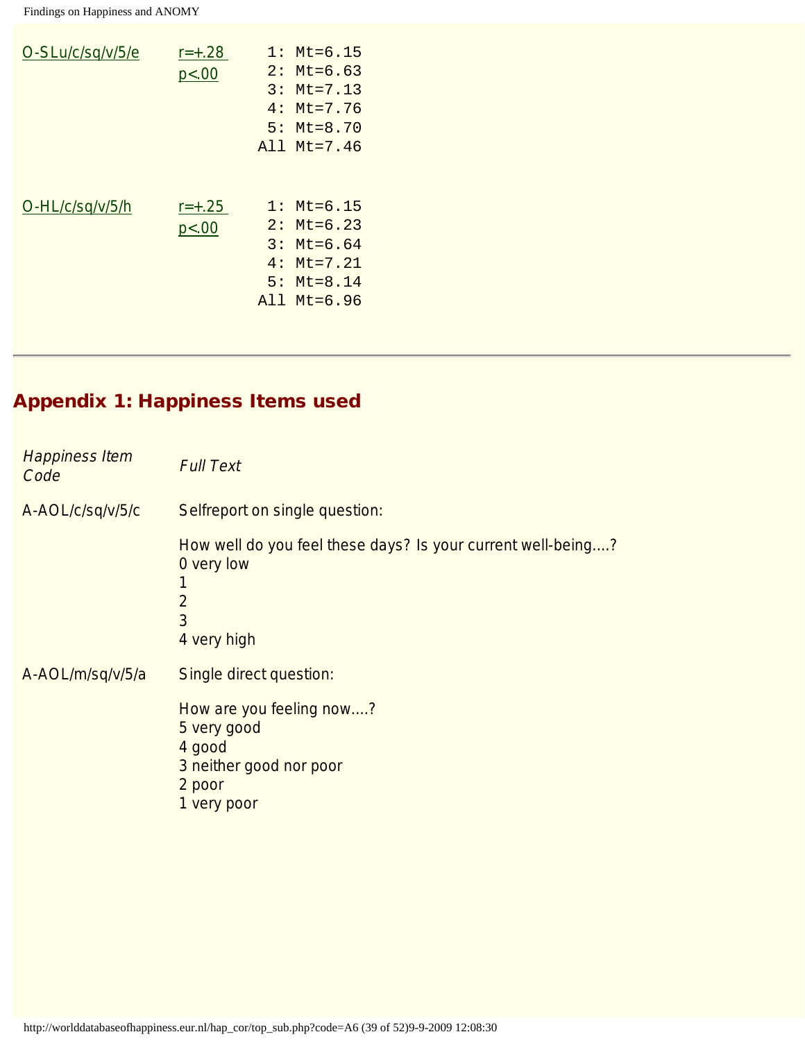| | | |
|---|---|---|
| O-SLu/c/sq/v/5/e | r=+.28<br>p<.00 | 1: Mt=6.15<br>2: Mt=6.63<br>3: Mt=7.13<br>4: Mt=7.76<br>5: Mt=8.70<br>All Mt=7.46 |
| O-HL/c/sq/v/5/h | r=+.25<br>p<.00 | 1: Mt=6.15<br>2: Mt=6.23<br>3: Mt=6.64<br>4: Mt=7.21<br>5: Mt=8.14<br>All Mt=6.96 |

## Appendix 1: Happiness Items used

| *Happiness Item Code* | *Full Text* |
|---|---|
| A-AOL/c/sq/v/5/c | Selfreport on single question:<br><br>How well do you feel these days? Is your current well-being....?<br>0 very low<br>1<br>2<br>3<br>4 very high |
| A-AOL/m/sq/v/5/a | Single direct question:<br><br>How are you feeling now....?<br>5 very good<br>4 good<br>3 neither good nor poor<br>2 poor<br>1 very poor |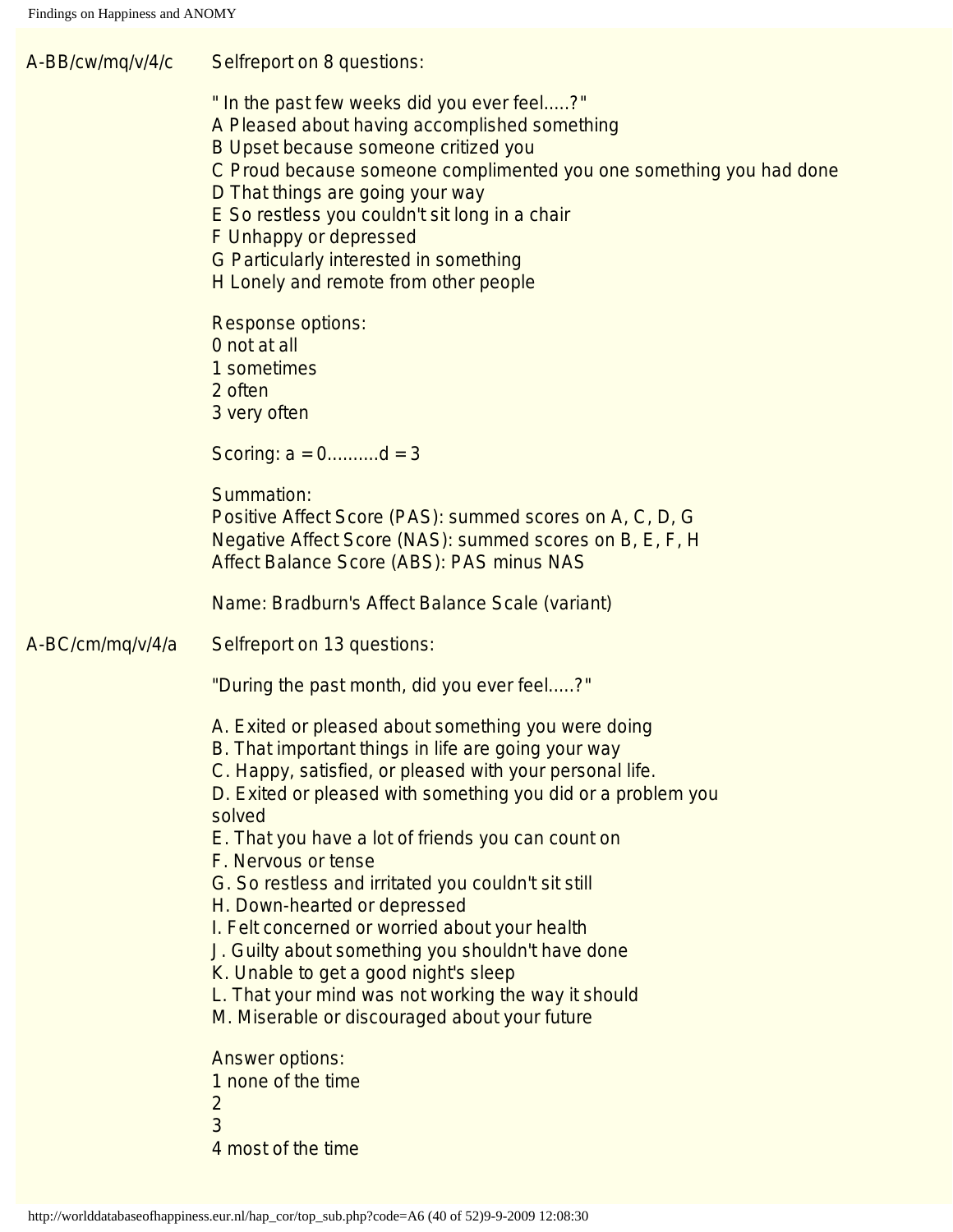A-BB/cw/mq/v/4/c

Selfreport on 8 questions:

" In the past few weeks did you ever feel.....?"
A Pleased about having accomplished something
B Upset because someone critized you
C Proud because someone complimented you one something you had done
D That things are going your way
E So restless you couldn't sit long in a chair
F Unhappy or depressed
G Particularly interested in something
H Lonely and remote from other people

Response options:
0 not at all
1 sometimes
2 often
3 very often

Scoring: a = 0..........d = 3

Summation:
Positive Affect Score (PAS): summed scores on A, C, D, G
Negative Affect Score (NAS): summed scores on B, E, F, H
Affect Balance Score (ABS): PAS minus NAS

Name: Bradburn's Affect Balance Scale (variant)

A-BC/cm/mq/v/4/a

Selfreport on 13 questions:

"During the past month, did you ever feel.....?"

A. Exited or pleased about something you were doing
B. That important things in life are going your way
C. Happy, satisfied, or pleased with your personal life.
D. Exited or pleased with something you did or a problem you solved
E. That you have a lot of friends you can count on
F. Nervous or tense
G. So restless and irritated you couldn't sit still
H. Down-hearted or depressed
I. Felt concerned or worried about your health
J. Guilty about something you shouldn't have done
K. Unable to get a good night's sleep
L. That your mind was not working the way it should
M. Miserable or discouraged about your future

Answer options:
1 none of the time
2
3
4 most of the time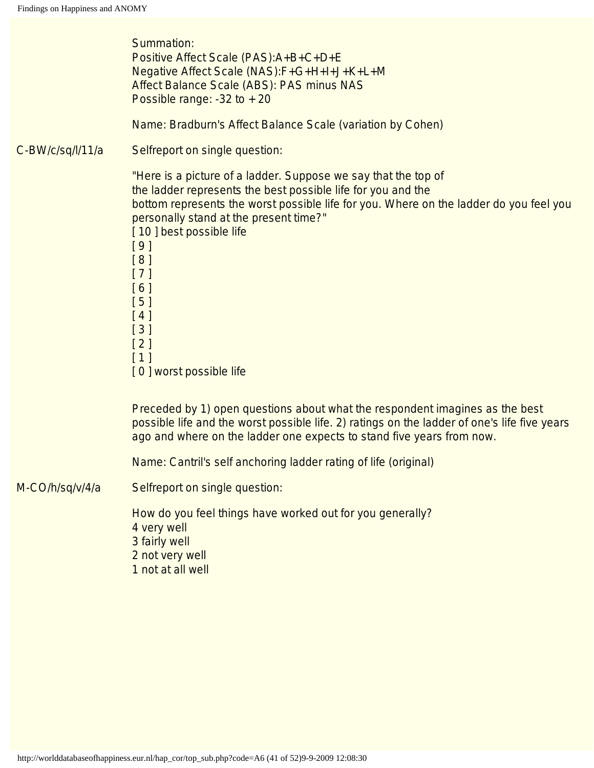Summation:
Positive Affect Scale (PAS):A+B+C+D+E
Negative Affect Scale (NAS):F+G+H+I+J+K+L+M
Affect Balance Scale (ABS): PAS minus NAS
Possible range: -32 to + 20

Name: Bradburn's Affect Balance Scale (variation by Cohen)

C-BW/c/sq/l/11/a

Selfreport on single question:

"Here is a picture of a ladder. Suppose we say that the top of
the ladder represents the best possible life for you and the
bottom represents the worst possible life for you. Where on the ladder do you feel you personally stand at the present time?"
[ 10 ] best possible life
[ 9 ]
[ 8 ]
[ 7 ]
[ 6 ]
[ 5 ]
[ 4 ]
[ 3 ]
[ 2 ]
[ 1 ]
[ 0 ] worst possible life

Preceded by 1) open questions about what the respondent imagines as the best possible life and the worst possible life. 2) ratings on the ladder of one's life five years ago and where on the ladder one expects to stand five years from now.

Name: Cantril's self anchoring ladder rating of life (original)

M-CO/h/sq/v/4/a

Selfreport on single question:

How do you feel things have worked out for you generally?
4 very well
3 fairly well
2 not very well
1 not at all well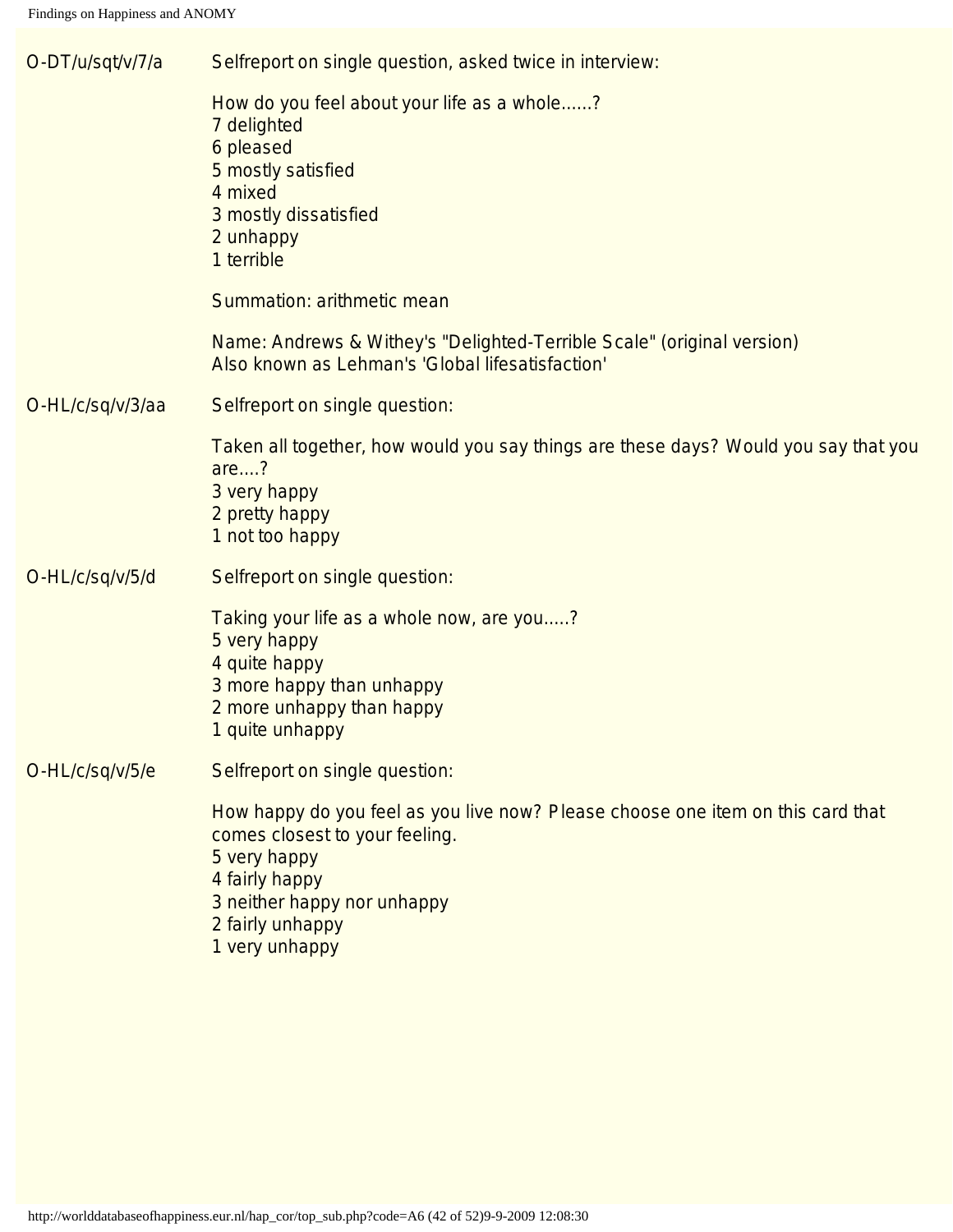O-DT/u/sqt/v/7/a

Selfreport on single question, asked twice in interview:

How do you feel about your life as a whole......?
7 delighted
6 pleased
5 mostly satisfied
4 mixed
3 mostly dissatisfied
2 unhappy
1 terrible

Summation: arithmetic mean

Name: Andrews & Withey's "Delighted-Terrible Scale" (original version)
Also known as Lehman's 'Global lifesatisfaction'

O-HL/c/sq/v/3/aa

Selfreport on single question:

Taken all together, how would you say things are these days? Would you say that you are....?
3 very happy
2 pretty happy
1 not too happy

O-HL/c/sq/v/5/d

Selfreport on single question:

Taking your life as a whole now, are you.....?
5 very happy
4 quite happy
3 more happy than unhappy
2 more unhappy than happy
1 quite unhappy

O-HL/c/sq/v/5/e

Selfreport on single question:

How happy do you feel as you live now? Please choose one item on this card that comes closest to your feeling.
5 very happy
4 fairly happy
3 neither happy nor unhappy
2 fairly unhappy
1 very unhappy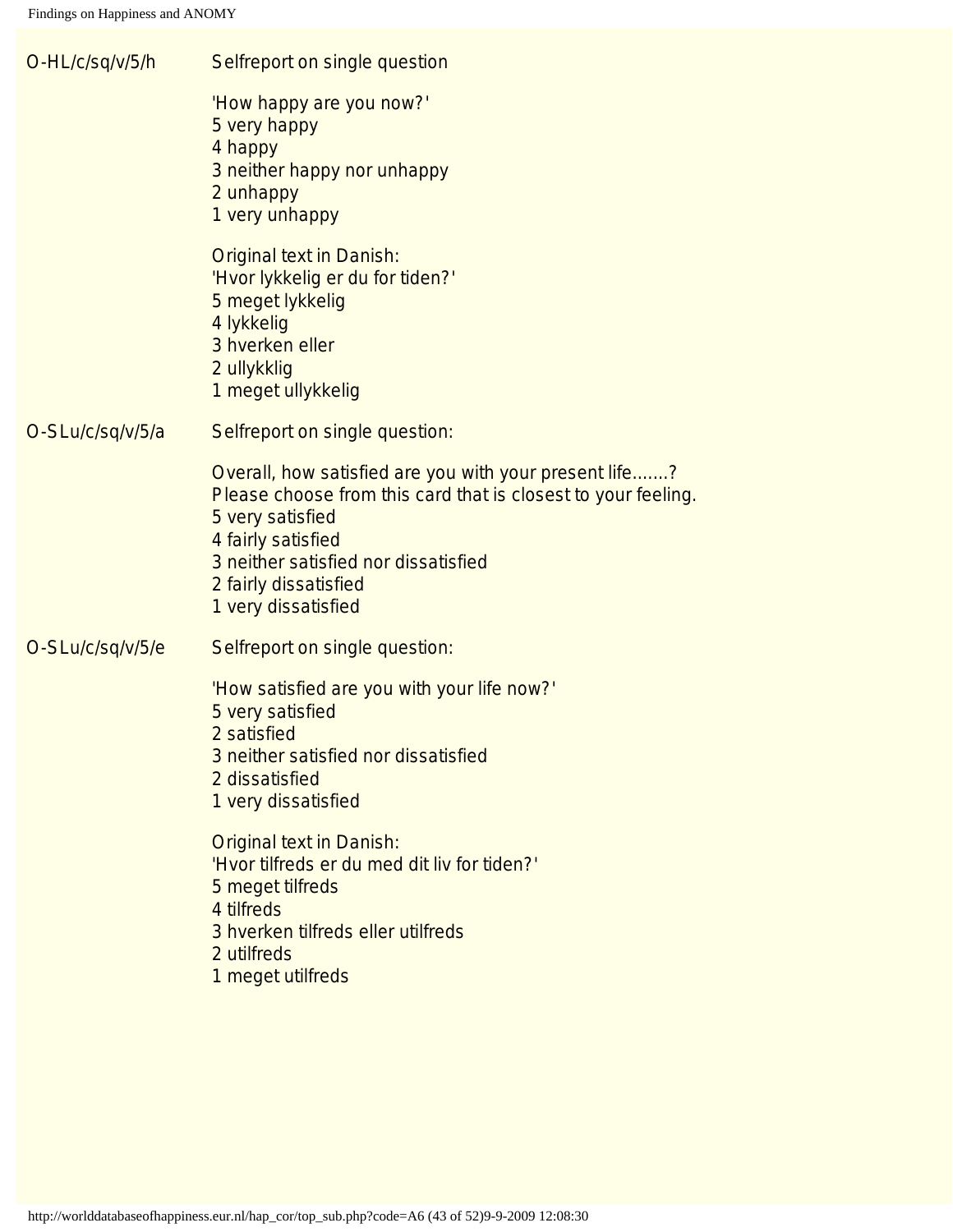O-HL/c/sq/v/5/h

Selfreport on single question

'How happy are you now?'
5 very happy
4 happy
3 neither happy nor unhappy
2 unhappy
1 very unhappy

Original text in Danish:
'Hvor lykkelig er du for tiden?'
5 meget lykkelig
4 lykkelig
3 hverken eller
2 ullykklig
1 meget ullykkelig

O-SLu/c/sq/v/5/a

Selfreport on single question:

Overall, how satisfied are you with your present life.......?
Please choose from this card that is closest to your feeling.
5 very satisfied
4 fairly satisfied
3 neither satisfied nor dissatisfied
2 fairly dissatisfied
1 very dissatisfied

O-SLu/c/sq/v/5/e

Selfreport on single question:

'How satisfied are you with your life now?'
5 very satisfied
2 satisfied
3 neither satisfied nor dissatisfied
2 dissatisfied
1 very dissatisfied

Original text in Danish:
'Hvor tilfreds er du med dit liv for tiden?'
5 meget tilfreds
4 tilfreds
3 hverken tilfreds eller utilfreds
2 utilfreds
1 meget utilfreds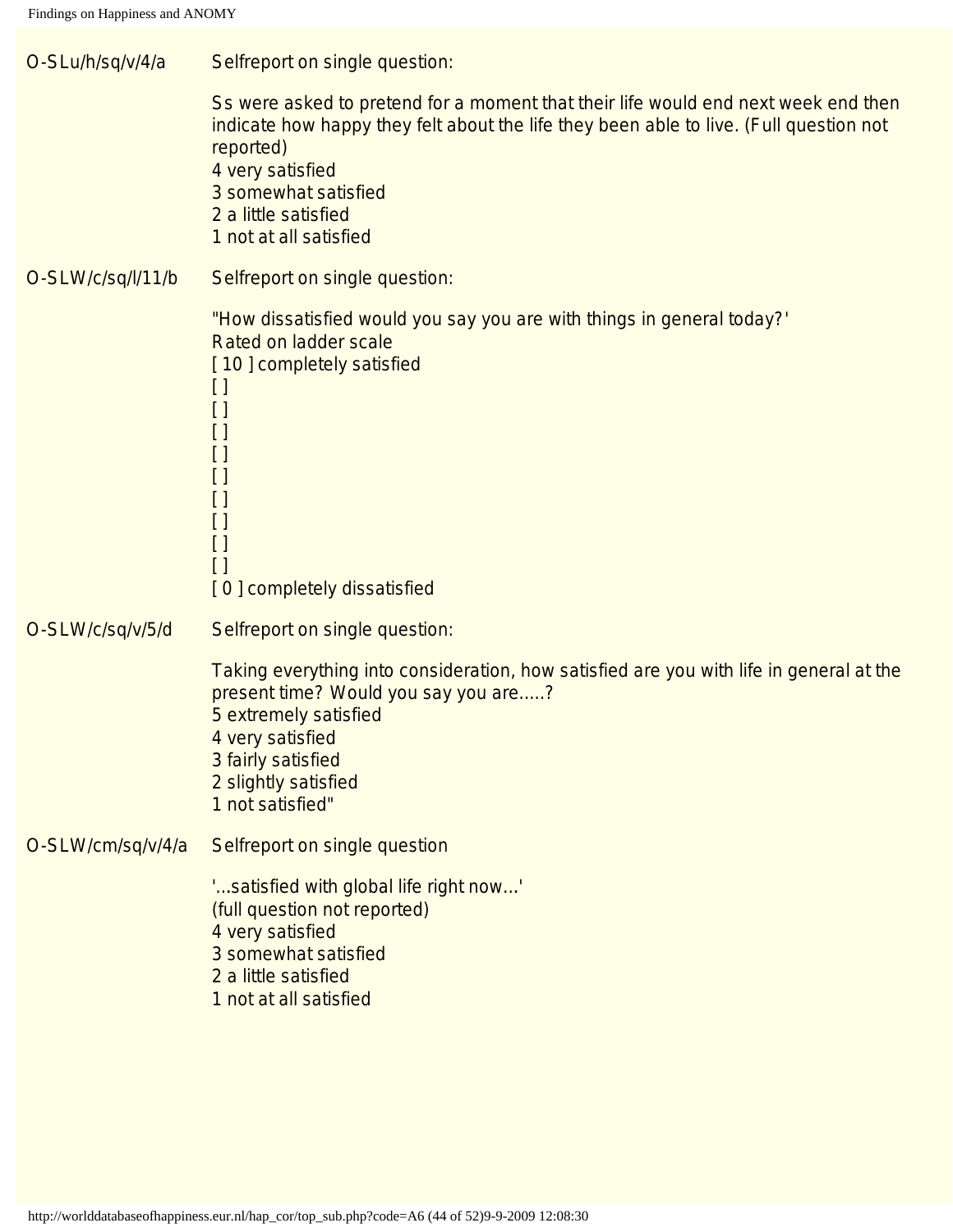O-SLu/h/sq/v/4/a Selfreport on single question:

Ss were asked to pretend for a moment that their life would end next week end then indicate how happy they felt about the life they been able to live. (Full question not reported)
4 very satisfied
3 somewhat satisfied
2 a little satisfied
1 not at all satisfied

O-SLW/c/sq/l/11/b Selfreport on single question:

"How dissatisfied would you say you are with things in general today?'
Rated on ladder scale
[ 10 ] completely satisfied
[ ]
[ ]
[ ]
[ ]
[ ]
[ ]
[ ]
[ ]
[ ]
[ 0 ] completely dissatisfied

O-SLW/c/sq/v/5/d Selfreport on single question:

Taking everything into consideration, how satisfied are you with life in general at the present time? Would you say you are.....?
5 extremely satisfied
4 very satisfied
3 fairly satisfied
2 slightly satisfied
1 not satisfied"

O-SLW/cm/sq/v/4/a Selfreport on single question

'...satisfied with global life right now...'
(full question not reported)
4 very satisfied
3 somewhat satisfied
2 a little satisfied
1 not at all satisfied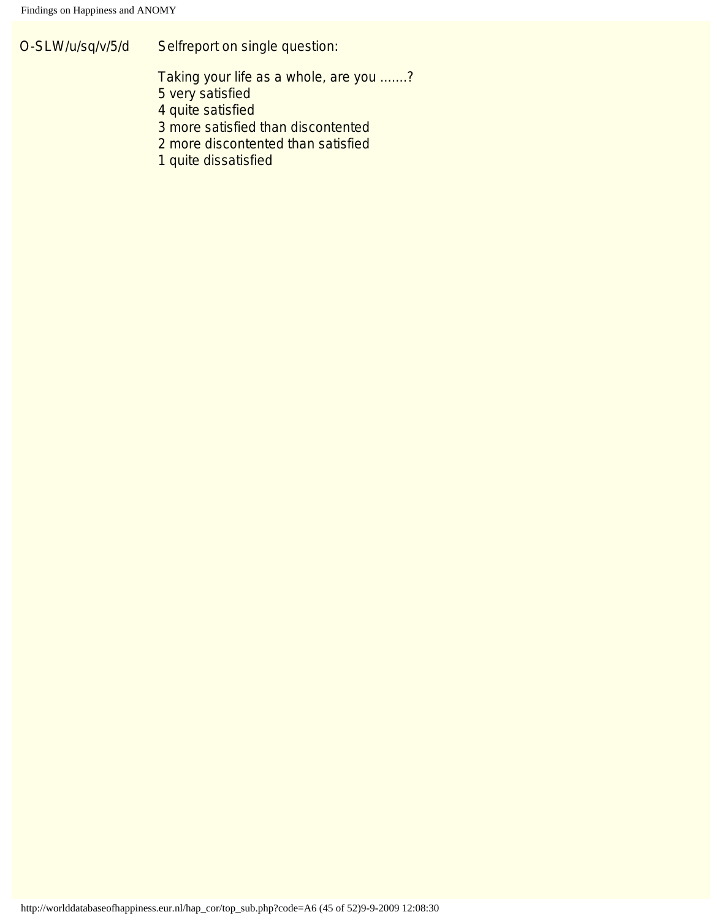| | |
|---|---|
| O-SLW/u/sq/v/5/d | Selfreport on single question:<br><br>Taking your life as a whole, are you .......?<br>5 very satisfied<br>4 quite satisfied<br>3 more satisfied than discontented<br>2 more discontented than satisfied<br>1 quite dissatisfied |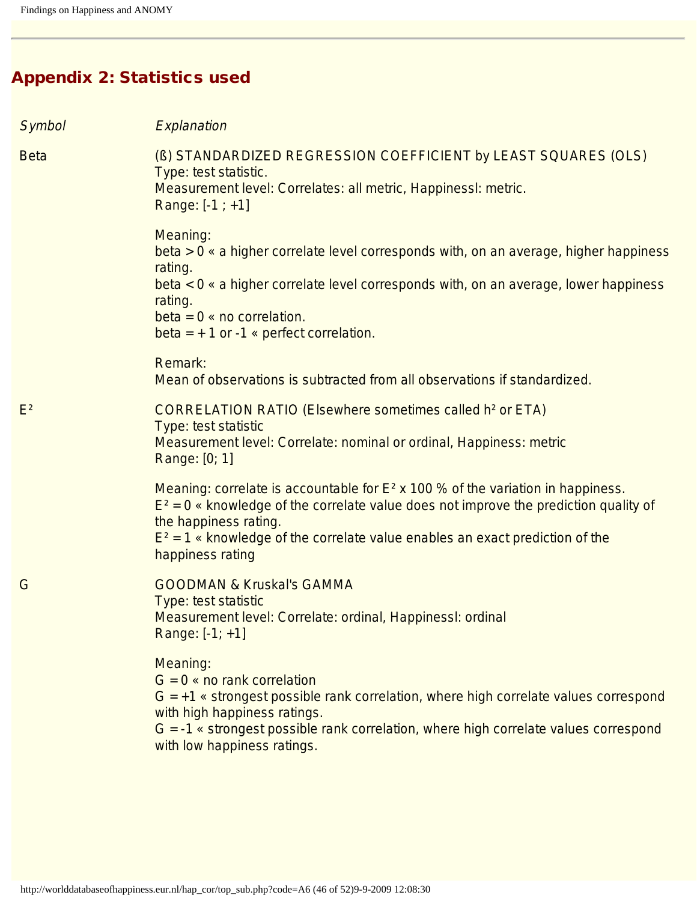## Appendix 2: Statistics used

| *Symbol* | *Explanation* |
|---|---|
| Beta | (ß) STANDARDIZED REGRESSION COEFFICIENT by LEAST SQUARES (OLS)<br>Type: test statistic.<br>Measurement level: Correlates: all metric, Happinessl: metric.<br>Range: [-1 ; +1]<br><br>Meaning:<br>beta > 0 « a higher correlate level corresponds with, on an average, higher happiness rating.<br>beta < 0 « a higher correlate level corresponds with, on an average, lower happiness rating.<br>beta = 0 « no correlation.<br>beta = + 1 or -1 « perfect correlation.<br><br>Remark:<br>Mean of observations is subtracted from all observations if standardized. |
| $E^2$ | CORRELATION RATIO (Elsewhere sometimes called $h^2$ or ETA)<br>Type: test statistic<br>Measurement level: Correlate: nominal or ordinal, Happiness: metric<br>Range: [0; 1]<br><br>Meaning: correlate is accountable for $E^2$ x 100 % of the variation in happiness.<br>$E^2 = 0$ « knowledge of the correlate value does not improve the prediction quality of the happiness rating.<br>$E^2 = 1$ « knowledge of the correlate value enables an exact prediction of the happiness rating |
| G | GOODMAN & Kruskal's GAMMA<br>Type: test statistic<br>Measurement level: Correlate: ordinal, Happinessl: ordinal<br>Range: [-1; +1]<br><br>Meaning:<br>G = 0 « no rank correlation<br>G = +1 « strongest possible rank correlation, where high correlate values correspond with high happiness ratings.<br>G = -1 « strongest possible rank correlation, where high correlate values correspond with low happiness ratings. |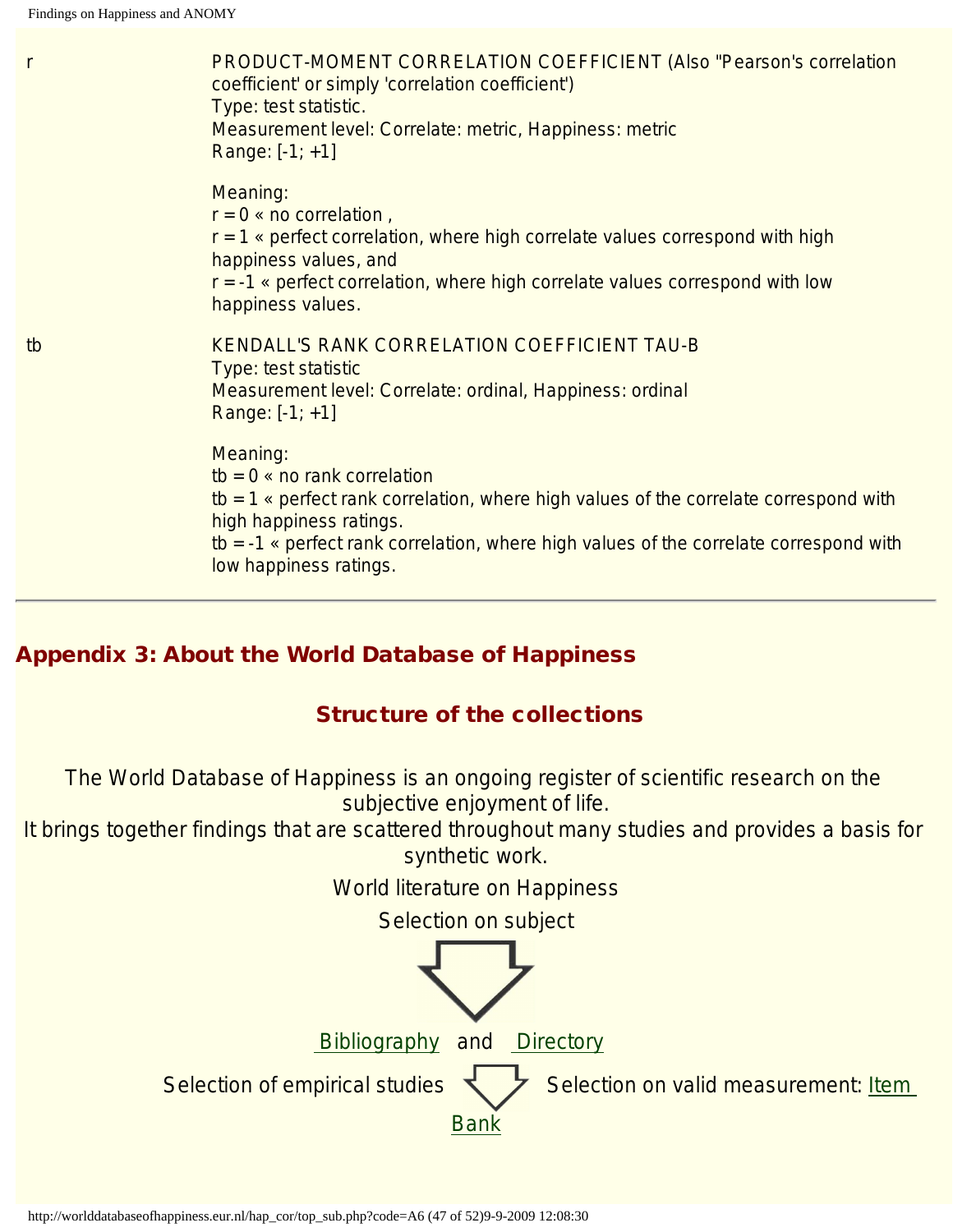| | |
|---|---|
| r | PRODUCT-MOMENT CORRELATION COEFFICIENT (Also "Pearson's correlation coefficient' or simply 'correlation coefficient')<br>Type: test statistic.<br>Measurement level: Correlate: metric, Happiness: metric<br>Range: [-1; +1]<br><br>Meaning:<br>r = 0 « no correlation ,<br>r = 1 « perfect correlation, where high correlate values correspond with high happiness values, and<br>r = -1 « perfect correlation, where high correlate values correspond with low happiness values. |
| tb | KENDALL'S RANK CORRELATION COEFFICIENT TAU-B<br>Type: test statistic<br>Measurement level: Correlate: ordinal, Happiness: ordinal<br>Range: [-1; +1]<br><br>Meaning:<br>tb = 0 « no rank correlation<br>tb = 1 « perfect rank correlation, where high values of the correlate correspond with high happiness ratings.<br>tb = -1 « perfect rank correlation, where high values of the correlate correspond with low happiness ratings. |

---

## Appendix 3: About the World Database of Happiness

### Structure of the collections

The World Database of Happiness is an ongoing register of scientific research on the subjective enjoyment of life.
It brings together findings that are scattered throughout many studies and provides a basis for synthetic work.

World literature on Happiness

Selection on subject

Bibliography and Directory

Selection of empirical studies — Selection on valid measurement: Item Bank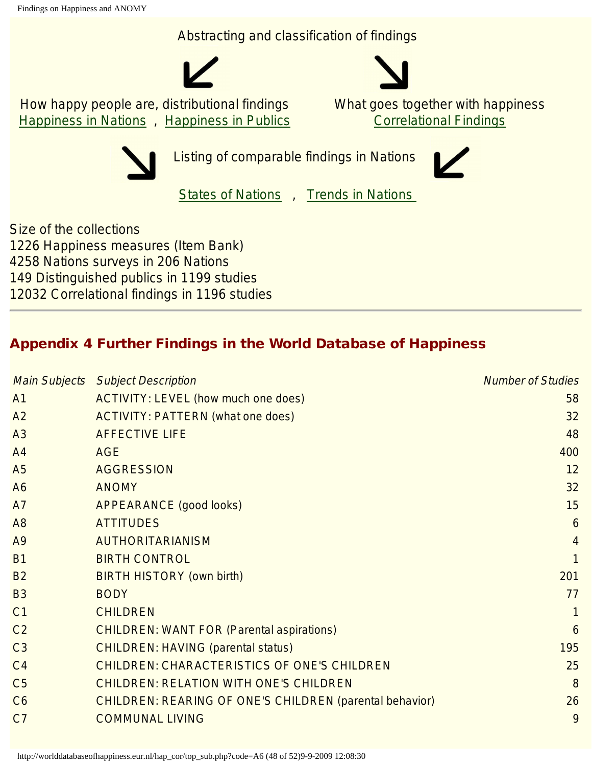Abstracting and classification of findings

How happy people are, distributional findings
Happiness in Nations , Happiness in Publics

What goes together with happiness
Correlational Findings

Listing of comparable findings in Nations

States of Nations , Trends in Nations

Size of the collections
1226 Happiness measures (Item Bank)
4258 Nations surveys in 206 Nations
149 Distinguished publics in 1199 studies
12032 Correlational findings in 1196 studies

---

## Appendix 4 Further Findings in the World Database of Happiness

| *Main Subjects* | *Subject Description* | *Number of Studies* |
|---|---|---|
| A1 | ACTIVITY: LEVEL (how much one does) | 58 |
| A2 | ACTIVITY: PATTERN (what one does) | 32 |
| A3 | AFFECTIVE LIFE | 48 |
| A4 | AGE | 400 |
| A5 | AGGRESSION | 12 |
| A6 | ANOMY | 32 |
| A7 | APPEARANCE (good looks) | 15 |
| A8 | ATTITUDES | 6 |
| A9 | AUTHORITARIANISM | 4 |
| B1 | BIRTH CONTROL | 1 |
| B2 | BIRTH HISTORY (own birth) | 201 |
| B3 | BODY | 77 |
| C1 | CHILDREN | 1 |
| C2 | CHILDREN: WANT FOR (Parental aspirations) | 6 |
| C3 | CHILDREN: HAVING (parental status) | 195 |
| C4 | CHILDREN: CHARACTERISTICS OF ONE'S CHILDREN | 25 |
| C5 | CHILDREN: RELATION WITH ONE'S CHILDREN | 8 |
| C6 | CHILDREN: REARING OF ONE'S CHILDREN (parental behavior) | 26 |
| C7 | COMMUNAL LIVING | 9 |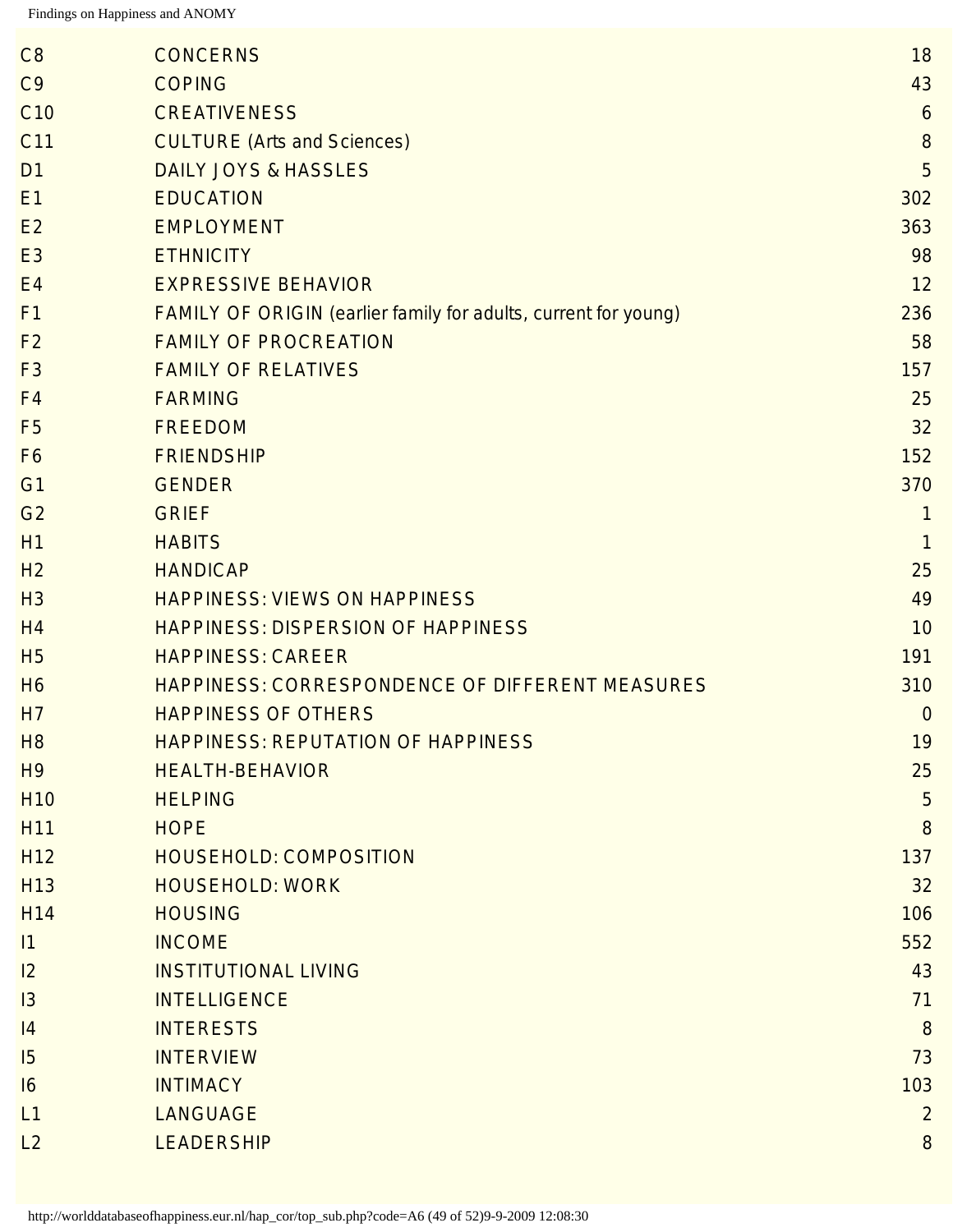| | | |
|---|---|---|
| C8 | CONCERNS | 18 |
| C9 | COPING | 43 |
| C10 | CREATIVENESS | 6 |
| C11 | CULTURE (Arts and Sciences) | 8 |
| D1 | DAILY JOYS & HASSLES | 5 |
| E1 | EDUCATION | 302 |
| E2 | EMPLOYMENT | 363 |
| E3 | ETHNICITY | 98 |
| E4 | EXPRESSIVE BEHAVIOR | 12 |
| F1 | FAMILY OF ORIGIN (earlier family for adults, current for young) | 236 |
| F2 | FAMILY OF PROCREATION | 58 |
| F3 | FAMILY OF RELATIVES | 157 |
| F4 | FARMING | 25 |
| F5 | FREEDOM | 32 |
| F6 | FRIENDSHIP | 152 |
| G1 | GENDER | 370 |
| G2 | GRIEF | 1 |
| H1 | HABITS | 1 |
| H2 | HANDICAP | 25 |
| H3 | HAPPINESS: VIEWS ON HAPPINESS | 49 |
| H4 | HAPPINESS: DISPERSION OF HAPPINESS | 10 |
| H5 | HAPPINESS: CAREER | 191 |
| H6 | HAPPINESS: CORRESPONDENCE OF DIFFERENT MEASURES | 310 |
| H7 | HAPPINESS OF OTHERS | 0 |
| H8 | HAPPINESS: REPUTATION OF HAPPINESS | 19 |
| H9 | HEALTH-BEHAVIOR | 25 |
| H10 | HELPING | 5 |
| H11 | HOPE | 8 |
| H12 | HOUSEHOLD: COMPOSITION | 137 |
| H13 | HOUSEHOLD: WORK | 32 |
| H14 | HOUSING | 106 |
| I1 | INCOME | 552 |
| I2 | INSTITUTIONAL LIVING | 43 |
| I3 | INTELLIGENCE | 71 |
| I4 | INTERESTS | 8 |
| I5 | INTERVIEW | 73 |
| I6 | INTIMACY | 103 |
| L1 | LANGUAGE | 2 |
| L2 | LEADERSHIP | 8 |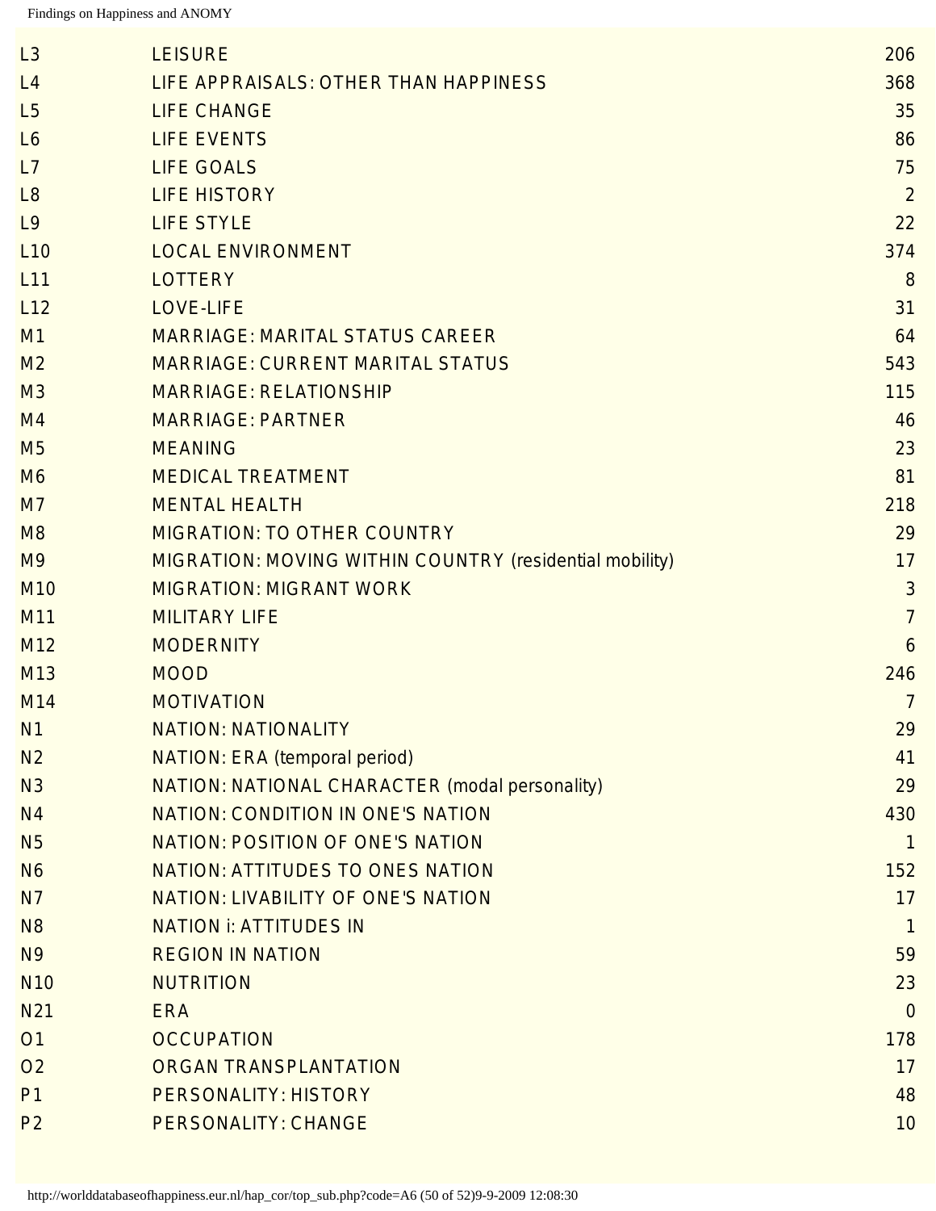| | | |
|---|---|---|
| L3 | LEISURE | 206 |
| L4 | LIFE APPRAISALS: OTHER THAN HAPPINESS | 368 |
| L5 | LIFE CHANGE | 35 |
| L6 | LIFE EVENTS | 86 |
| L7 | LIFE GOALS | 75 |
| L8 | LIFE HISTORY | 2 |
| L9 | LIFE STYLE | 22 |
| L10 | LOCAL ENVIRONMENT | 374 |
| L11 | LOTTERY | 8 |
| L12 | LOVE-LIFE | 31 |
| M1 | MARRIAGE: MARITAL STATUS CAREER | 64 |
| M2 | MARRIAGE: CURRENT MARITAL STATUS | 543 |
| M3 | MARRIAGE: RELATIONSHIP | 115 |
| M4 | MARRIAGE: PARTNER | 46 |
| M5 | MEANING | 23 |
| M6 | MEDICAL TREATMENT | 81 |
| M7 | MENTAL HEALTH | 218 |
| M8 | MIGRATION: TO OTHER COUNTRY | 29 |
| M9 | MIGRATION: MOVING WITHIN COUNTRY (residential mobility) | 17 |
| M10 | MIGRATION: MIGRANT WORK | 3 |
| M11 | MILITARY LIFE | 7 |
| M12 | MODERNITY | 6 |
| M13 | MOOD | 246 |
| M14 | MOTIVATION | 7 |
| N1 | NATION: NATIONALITY | 29 |
| N2 | NATION: ERA (temporal period) | 41 |
| N3 | NATION: NATIONAL CHARACTER (modal personality) | 29 |
| N4 | NATION: CONDITION IN ONE'S NATION | 430 |
| N5 | NATION: POSITION OF ONE'S NATION | 1 |
| N6 | NATION: ATTITUDES TO ONES NATION | 152 |
| N7 | NATION: LIVABILITY OF ONE'S NATION | 17 |
| N8 | NATION i: ATTITUDES IN | 1 |
| N9 | REGION IN NATION | 59 |
| N10 | NUTRITION | 23 |
| N21 | ERA | 0 |
| O1 | OCCUPATION | 178 |
| O2 | ORGAN TRANSPLANTATION | 17 |
| P1 | PERSONALITY: HISTORY | 48 |
| P2 | PERSONALITY: CHANGE | 10 |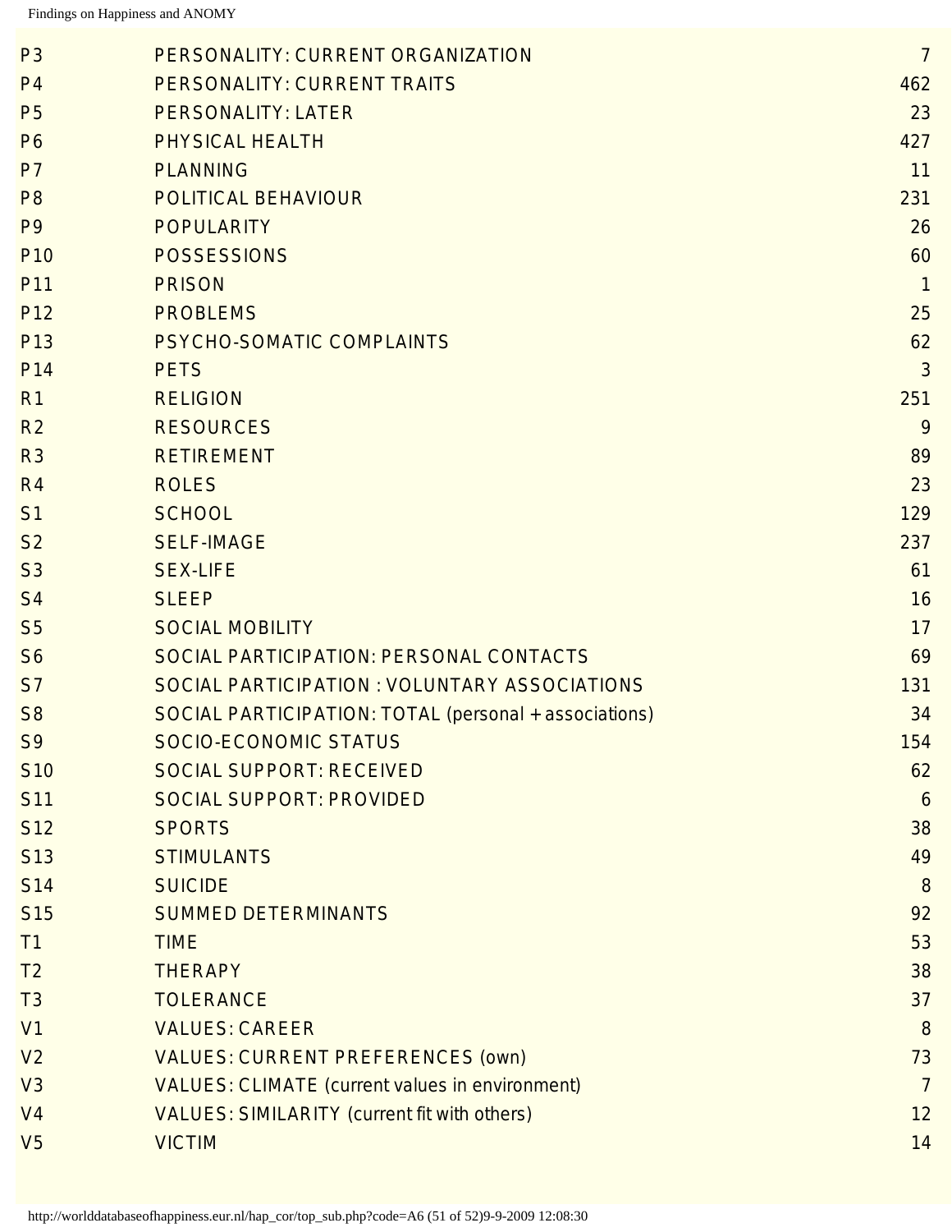| | | |
|---|---|---|
| P3 | PERSONALITY: CURRENT ORGANIZATION | 7 |
| P4 | PERSONALITY: CURRENT TRAITS | 462 |
| P5 | PERSONALITY: LATER | 23 |
| P6 | PHYSICAL HEALTH | 427 |
| P7 | PLANNING | 11 |
| P8 | POLITICAL BEHAVIOUR | 231 |
| P9 | POPULARITY | 26 |
| P10 | POSSESSIONS | 60 |
| P11 | PRISON | 1 |
| P12 | PROBLEMS | 25 |
| P13 | PSYCHO-SOMATIC COMPLAINTS | 62 |
| P14 | PETS | 3 |
| R1 | RELIGION | 251 |
| R2 | RESOURCES | 9 |
| R3 | RETIREMENT | 89 |
| R4 | ROLES | 23 |
| S1 | SCHOOL | 129 |
| S2 | SELF-IMAGE | 237 |
| S3 | SEX-LIFE | 61 |
| S4 | SLEEP | 16 |
| S5 | SOCIAL MOBILITY | 17 |
| S6 | SOCIAL PARTICIPATION: PERSONAL CONTACTS | 69 |
| S7 | SOCIAL PARTICIPATION : VOLUNTARY ASSOCIATIONS | 131 |
| S8 | SOCIAL PARTICIPATION: TOTAL (personal + associations) | 34 |
| S9 | SOCIO-ECONOMIC STATUS | 154 |
| S10 | SOCIAL SUPPORT: RECEIVED | 62 |
| S11 | SOCIAL SUPPORT: PROVIDED | 6 |
| S12 | SPORTS | 38 |
| S13 | STIMULANTS | 49 |
| S14 | SUICIDE | 8 |
| S15 | SUMMED DETERMINANTS | 92 |
| T1 | TIME | 53 |
| T2 | THERAPY | 38 |
| T3 | TOLERANCE | 37 |
| V1 | VALUES: CAREER | 8 |
| V2 | VALUES: CURRENT PREFERENCES (own) | 73 |
| V3 | VALUES: CLIMATE (current values in environment) | 7 |
| V4 | VALUES: SIMILARITY (current fit with others) | 12 |
| V5 | VICTIM | 14 |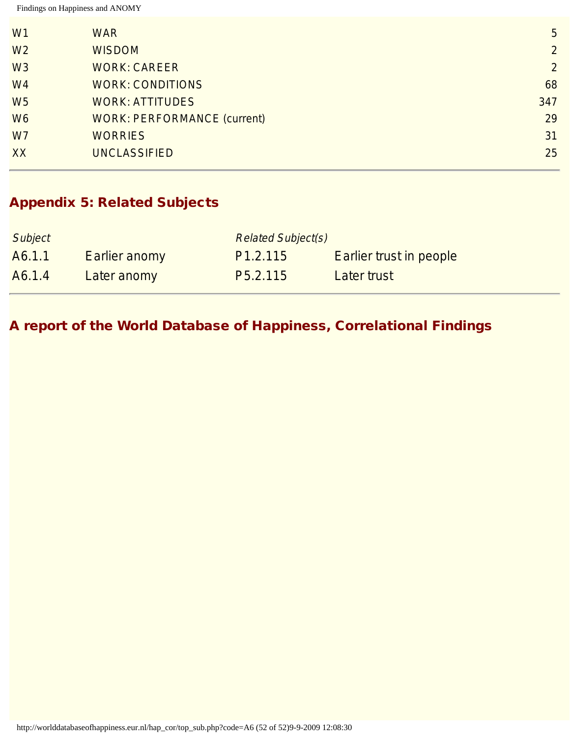| | | |
|---|---|---|
| W1 | WAR | 5 |
| W2 | WISDOM | 2 |
| W3 | WORK: CAREER | 2 |
| W4 | WORK: CONDITIONS | 68 |
| W5 | WORK: ATTITUDES | 347 |
| W6 | WORK: PERFORMANCE (current) | 29 |
| W7 | WORRIES | 31 |
| XX | UNCLASSIFIED | 25 |

## Appendix 5: Related Subjects

| *Subject* | | *Related Subject(s)* | |
|---|---|---|---|
| A6.1.1 | Earlier anomy | P1.2.115 | Earlier trust in people |
| A6.1.4 | Later anomy | P5.2.115 | Later trust |

## A report of the World Database of Happiness, Correlational Findings